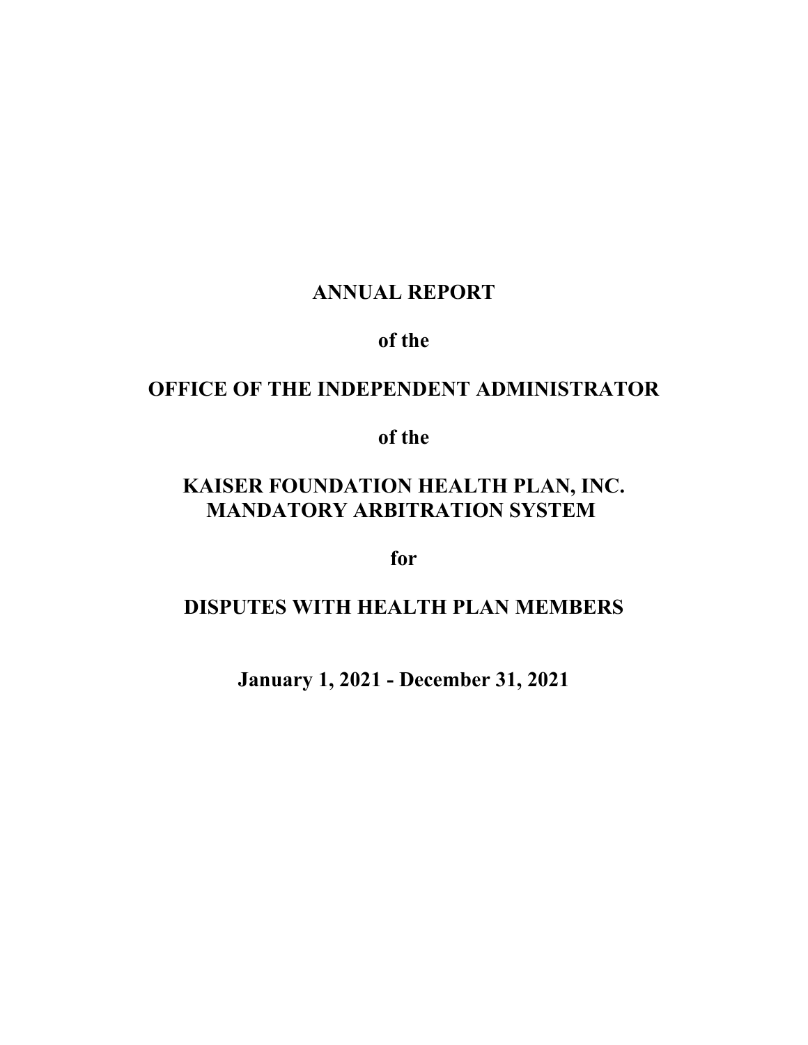# ANNUAL REPORT

**of the**

# OFFICE OF THE INDEPENDENT ADMINISTRATOR

**of the**

# KAISER FOUNDATION HEALTH PLAN, INC. MANDATORY ARBITRATION SYSTEM

**for**

# DISPUTES WITH HEALTH PLAN MEMBERS

**January 1, 2021 - December 31, 2021**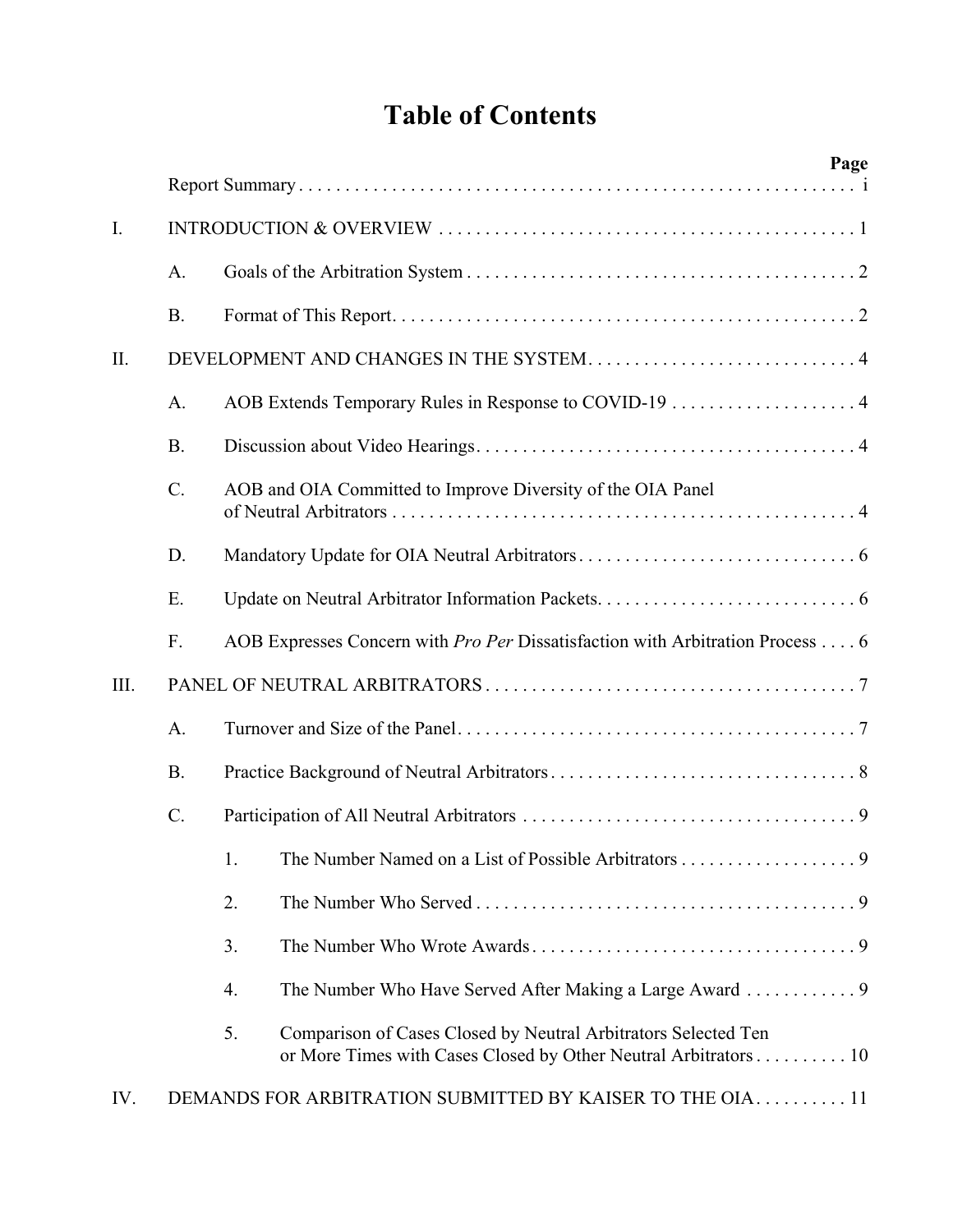# Table of Contents

| | | | Page |
|---|---|---|---|
| | Report Summary | | i |
| I. | INTRODUCTION & OVERVIEW | | 1 |
| | A. | Goals of the Arbitration System | 2 |
| | B. | Format of This Report | 2 |
| II. | DEVELOPMENT AND CHANGES IN THE SYSTEM | | 4 |
| | A. | AOB Extends Temporary Rules in Response to COVID-19 | 4 |
| | B. | Discussion about Video Hearings | 4 |
| | C. | AOB and OIA Committed to Improve Diversity of the OIA Panel of Neutral Arbitrators | 4 |
| | D. | Mandatory Update for OIA Neutral Arbitrators | 6 |
| | E. | Update on Neutral Arbitrator Information Packets | 6 |
| | F. | AOB Expresses Concern with *Pro Per* Dissatisfaction with Arbitration Process | 6 |
| III. | PANEL OF NEUTRAL ARBITRATORS | | 7 |
| | A. | Turnover and Size of the Panel | 7 |
| | B. | Practice Background of Neutral Arbitrators | 8 |
| | C. | Participation of All Neutral Arbitrators | 9 |
| | | 1. The Number Named on a List of Possible Arbitrators | 9 |
| | | 2. The Number Who Served | 9 |
| | | 3. The Number Who Wrote Awards | 9 |
| | | 4. The Number Who Have Served After Making a Large Award | 9 |
| | | 5. Comparison of Cases Closed by Neutral Arbitrators Selected Ten or More Times with Cases Closed by Other Neutral Arbitrators | 10 |
| IV. | DEMANDS FOR ARBITRATION SUBMITTED BY KAISER TO THE OIA | | 11 |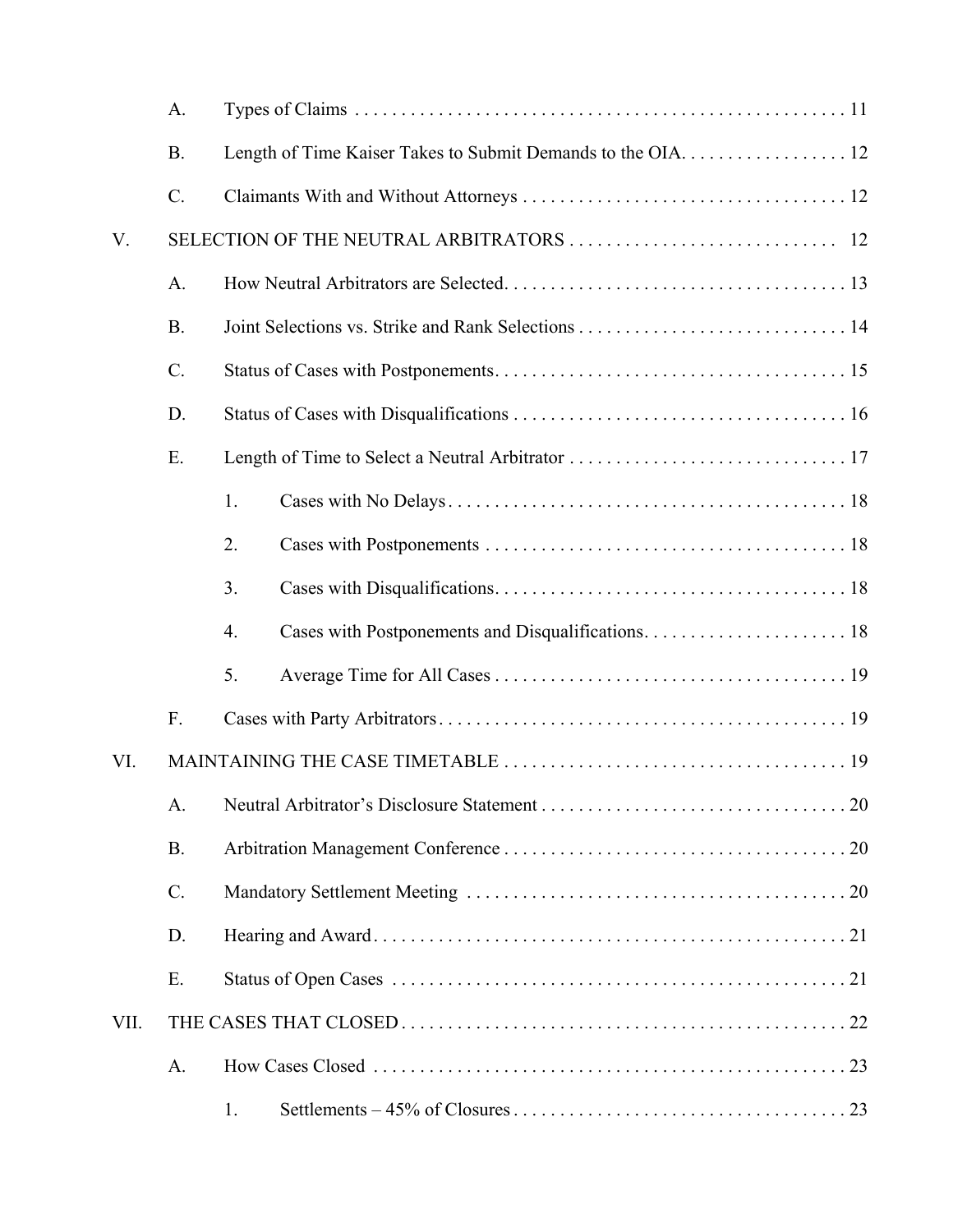A. Types of Claims . . . . . . . . . . 11

B. Length of Time Kaiser Takes to Submit Demands to the OIA. . . . . . . . . . 12

C. Claimants With and Without Attorneys . . . . . . . . . . 12

V. SELECTION OF THE NEUTRAL ARBITRATORS . . . . . . . . . . 12

A. How Neutral Arbitrators are Selected. . . . . . . . . . . 13

B. Joint Selections vs. Strike and Rank Selections . . . . . . . . . . 14

C. Status of Cases with Postponements. . . . . . . . . . . 15

D. Status of Cases with Disqualifications . . . . . . . . . . 16

E. Length of Time to Select a Neutral Arbitrator . . . . . . . . . . 17

1. Cases with No Delays . . . . . . . . . . 18

2. Cases with Postponements . . . . . . . . . . 18

3. Cases with Disqualifications. . . . . . . . . . . 18

4. Cases with Postponements and Disqualifications. . . . . . . . . . . 18

5. Average Time for All Cases . . . . . . . . . . 19

F. Cases with Party Arbitrators . . . . . . . . . . 19

VI. MAINTAINING THE CASE TIMETABLE . . . . . . . . . . 19

A. Neutral Arbitrator's Disclosure Statement . . . . . . . . . . 20

B. Arbitration Management Conference . . . . . . . . . . 20

C. Mandatory Settlement Meeting . . . . . . . . . . 20

D. Hearing and Award . . . . . . . . . . 21

E. Status of Open Cases . . . . . . . . . . 21

VII. THE CASES THAT CLOSED . . . . . . . . . . 22

A. How Cases Closed . . . . . . . . . . 23

1. Settlements – 45% of Closures . . . . . . . . . . 23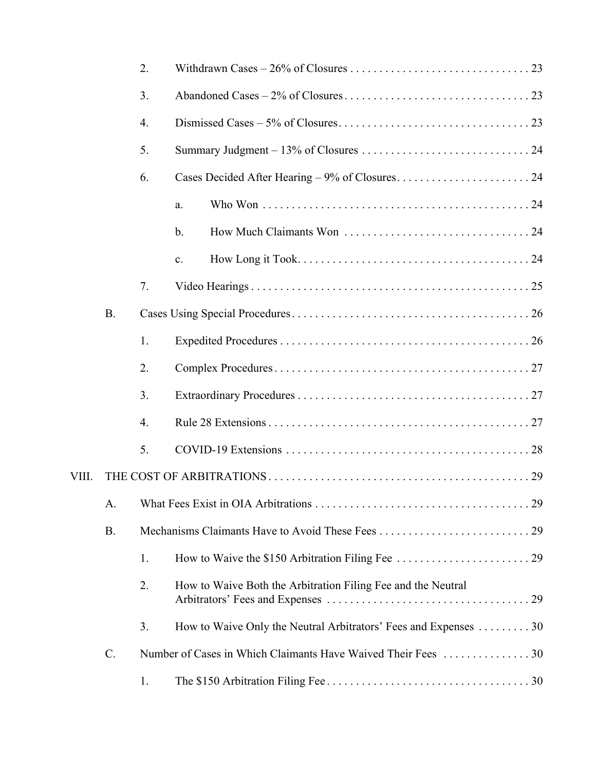2. Withdrawn Cases – 26% of Closures . . . . . . . . . . . . . . . . . . . . . . . . . . . . . . . 23

3. Abandoned Cases – 2% of Closures . . . . . . . . . . . . . . . . . . . . . . . . . . . . . . . . 23

4. Dismissed Cases – 5% of Closures . . . . . . . . . . . . . . . . . . . . . . . . . . . . . . . . . 23

5. Summary Judgment – 13% of Closures . . . . . . . . . . . . . . . . . . . . . . . . . . . . . 24

6. Cases Decided After Hearing – 9% of Closures . . . . . . . . . . . . . . . . . . . . . . . 24

   a. Who Won . . . . . . . . . . . . . . . . . . . . . . . . . . . . . . . . . . . . . . . . . . . . . 24

   b. How Much Claimants Won . . . . . . . . . . . . . . . . . . . . . . . . . . . . . . . . 24

   c. How Long it Took . . . . . . . . . . . . . . . . . . . . . . . . . . . . . . . . . . . . . . . 24

7. Video Hearings . . . . . . . . . . . . . . . . . . . . . . . . . . . . . . . . . . . . . . . . . . . . . . . . . 25

B. Cases Using Special Procedures . . . . . . . . . . . . . . . . . . . . . . . . . . . . . . . . . . . . . . . . . 26

1. Expedited Procedures . . . . . . . . . . . . . . . . . . . . . . . . . . . . . . . . . . . . . . . . . . . 26

2. Complex Procedures . . . . . . . . . . . . . . . . . . . . . . . . . . . . . . . . . . . . . . . . . . . . 27

3. Extraordinary Procedures . . . . . . . . . . . . . . . . . . . . . . . . . . . . . . . . . . . . . . . . 27

4. Rule 28 Extensions . . . . . . . . . . . . . . . . . . . . . . . . . . . . . . . . . . . . . . . . . . . . . 27

5. COVID-19 Extensions . . . . . . . . . . . . . . . . . . . . . . . . . . . . . . . . . . . . . . . . . . 28

VIII. THE COST OF ARBITRATIONS . . . . . . . . . . . . . . . . . . . . . . . . . . . . . . . . . . . . . . . . . . . . 29

A. What Fees Exist in OIA Arbitrations . . . . . . . . . . . . . . . . . . . . . . . . . . . . . . . . . . . . . 29

B. Mechanisms Claimants Have to Avoid These Fees . . . . . . . . . . . . . . . . . . . . . . . . . . 29

1. How to Waive the $150 Arbitration Filing Fee . . . . . . . . . . . . . . . . . . . . . . . 29

2. How to Waive Both the Arbitration Filing Fee and the Neutral Arbitrators' Fees and Expenses . . . . . . . . . . . . . . . . . . . . . . . . . . . . . . . . . . . 29

3. How to Waive Only the Neutral Arbitrators' Fees and Expenses . . . . . . . . . 30

C. Number of Cases in Which Claimants Have Waived Their Fees . . . . . . . . . . . . . . . 30

1. The $150 Arbitration Filing Fee . . . . . . . . . . . . . . . . . . . . . . . . . . . . . . . . . . . 30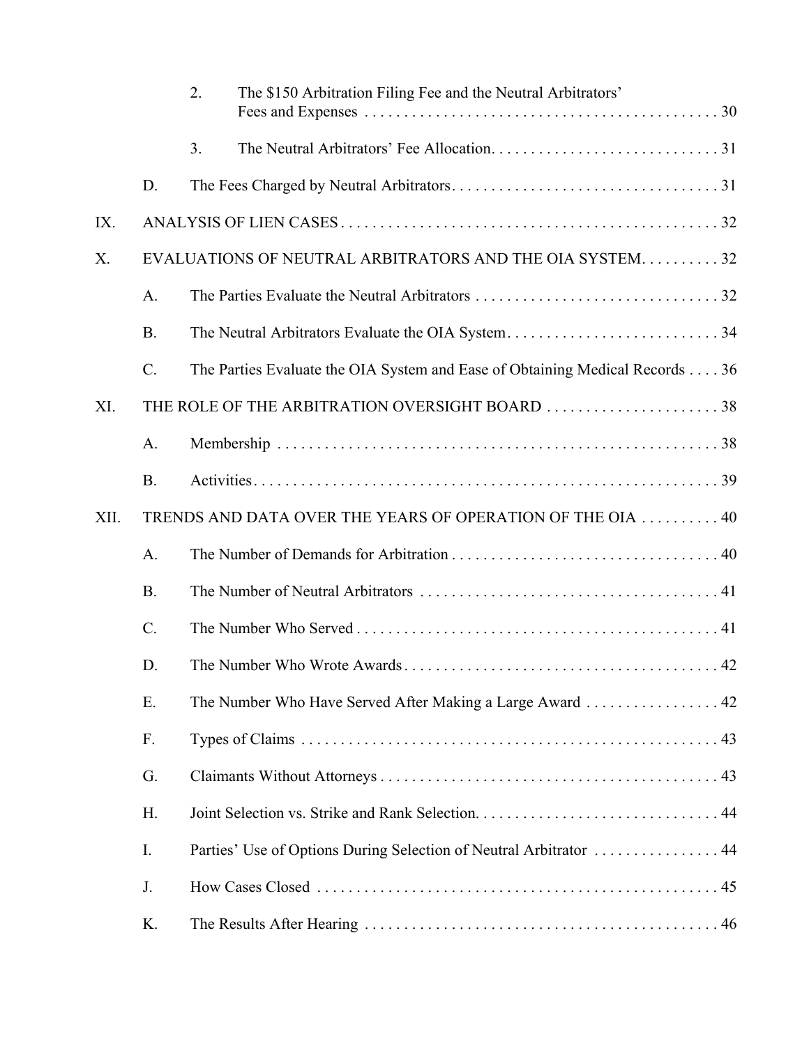2. The $150 Arbitration Filing Fee and the Neutral Arbitrators' Fees and Expenses . . . . . . . . . . . . . . . . . . . . . . . . . . . . . . . . . . . . . . . . . . . . . 30

3. The Neutral Arbitrators' Fee Allocation. . . . . . . . . . . . . . . . . . . . . . . . . . . . . 31

D. The Fees Charged by Neutral Arbitrators. . . . . . . . . . . . . . . . . . . . . . . . . . . . . . . . . . 31

IX. ANALYSIS OF LIEN CASES . . . . . . . . . . . . . . . . . . . . . . . . . . . . . . . . . . . . . . . . . . . . . . . . 32

X. EVALUATIONS OF NEUTRAL ARBITRATORS AND THE OIA SYSTEM. . . . . . . . . . 32

A. The Parties Evaluate the Neutral Arbitrators . . . . . . . . . . . . . . . . . . . . . . . . . . . . . . . 32

B. The Neutral Arbitrators Evaluate the OIA System. . . . . . . . . . . . . . . . . . . . . . . . . . . 34

C. The Parties Evaluate the OIA System and Ease of Obtaining Medical Records . . . . 36

XI. THE ROLE OF THE ARBITRATION OVERSIGHT BOARD . . . . . . . . . . . . . . . . . . . . . . . 38

A. Membership . . . . . . . . . . . . . . . . . . . . . . . . . . . . . . . . . . . . . . . . . . . . . . . . . . . . . . . . 38

B. Activities. . . . . . . . . . . . . . . . . . . . . . . . . . . . . . . . . . . . . . . . . . . . . . . . . . . . . . . . . . . 39

XII. TRENDS AND DATA OVER THE YEARS OF OPERATION OF THE OIA . . . . . . . . . . 40

A. The Number of Demands for Arbitration . . . . . . . . . . . . . . . . . . . . . . . . . . . . . . . . . . 40

B. The Number of Neutral Arbitrators . . . . . . . . . . . . . . . . . . . . . . . . . . . . . . . . . . . . . . 41

C. The Number Who Served . . . . . . . . . . . . . . . . . . . . . . . . . . . . . . . . . . . . . . . . . . . . . . 41

D. The Number Who Wrote Awards. . . . . . . . . . . . . . . . . . . . . . . . . . . . . . . . . . . . . . . . 42

E. The Number Who Have Served After Making a Large Award . . . . . . . . . . . . . . . . . 42

F. Types of Claims . . . . . . . . . . . . . . . . . . . . . . . . . . . . . . . . . . . . . . . . . . . . . . . . . . . . . 43

G. Claimants Without Attorneys . . . . . . . . . . . . . . . . . . . . . . . . . . . . . . . . . . . . . . . . . . . 43

H. Joint Selection vs. Strike and Rank Selection. . . . . . . . . . . . . . . . . . . . . . . . . . . . . . . 44

I. Parties' Use of Options During Selection of Neutral Arbitrator . . . . . . . . . . . . . . . . 44

J. How Cases Closed . . . . . . . . . . . . . . . . . . . . . . . . . . . . . . . . . . . . . . . . . . . . . . . . . . . 45

K. The Results After Hearing . . . . . . . . . . . . . . . . . . . . . . . . . . . . . . . . . . . . . . . . . . . . . 46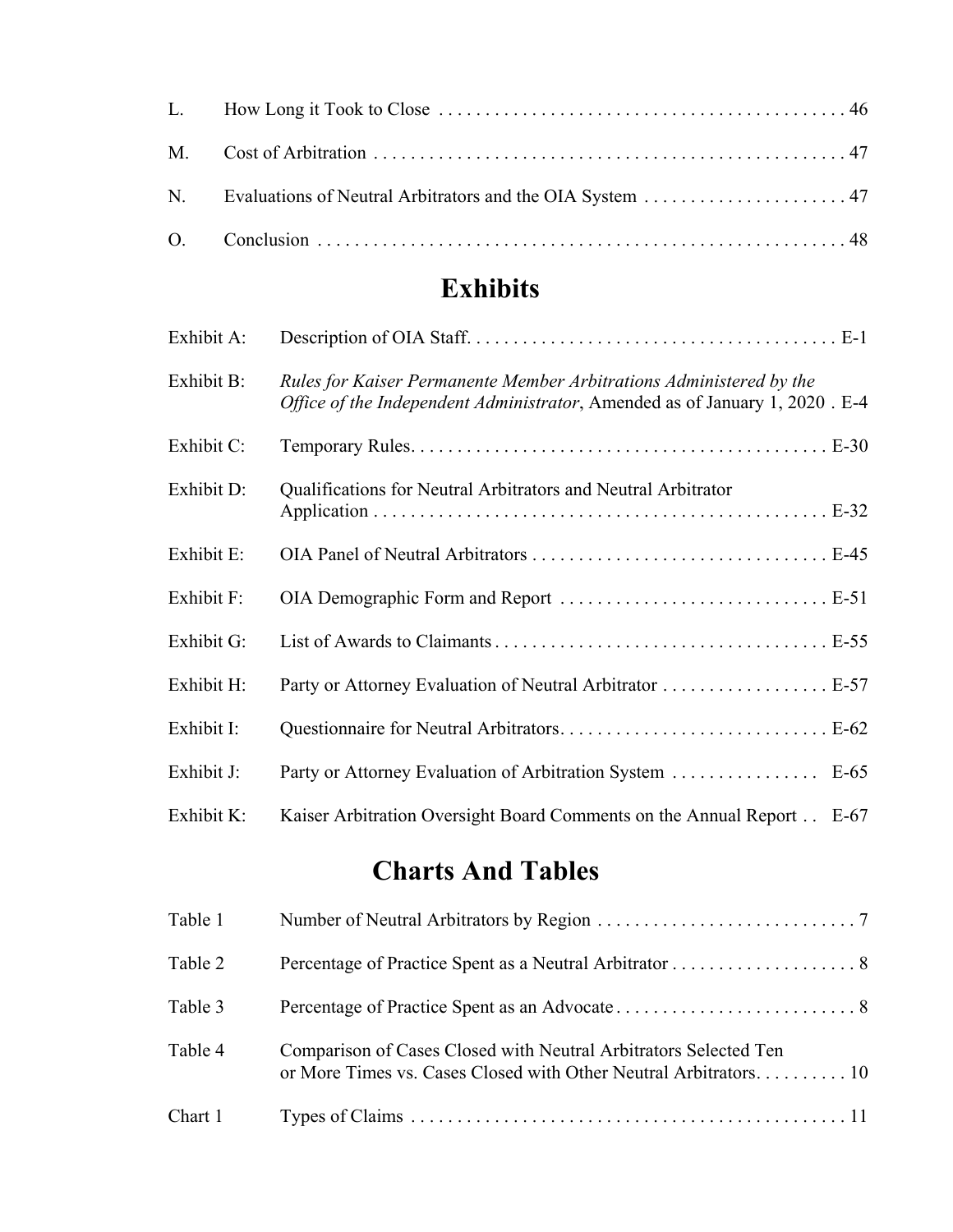| | | |
|---|---|---|
| L. | How Long it Took to Close | 46 |
| M. | Cost of Arbitration | 47 |
| N. | Evaluations of Neutral Arbitrators and the OIA System | 47 |
| O. | Conclusion | 48 |

## Exhibits

| | | |
|---|---|---|
| Exhibit A: | Description of OIA Staff. | E-1 |
| Exhibit B: | *Rules for Kaiser Permanente Member Arbitrations Administered by the Office of the Independent Administrator*, Amended as of January 1, 2020 | E-4 |
| Exhibit C: | Temporary Rules. | E-30 |
| Exhibit D: | Qualifications for Neutral Arbitrators and Neutral Arbitrator Application | E-32 |
| Exhibit E: | OIA Panel of Neutral Arbitrators | E-45 |
| Exhibit F: | OIA Demographic Form and Report | E-51 |
| Exhibit G: | List of Awards to Claimants | E-55 |
| Exhibit H: | Party or Attorney Evaluation of Neutral Arbitrator | E-57 |
| Exhibit I: | Questionnaire for Neutral Arbitrators. | E-62 |
| Exhibit J: | Party or Attorney Evaluation of Arbitration System | E-65 |
| Exhibit K: | Kaiser Arbitration Oversight Board Comments on the Annual Report | E-67 |

## Charts And Tables

| | | |
|---|---|---|
| Table 1 | Number of Neutral Arbitrators by Region | 7 |
| Table 2 | Percentage of Practice Spent as a Neutral Arbitrator | 8 |
| Table 3 | Percentage of Practice Spent as an Advocate | 8 |
| Table 4 | Comparison of Cases Closed with Neutral Arbitrators Selected Ten or More Times vs. Cases Closed with Other Neutral Arbitrators. | 10 |
| Chart 1 | Types of Claims | 11 |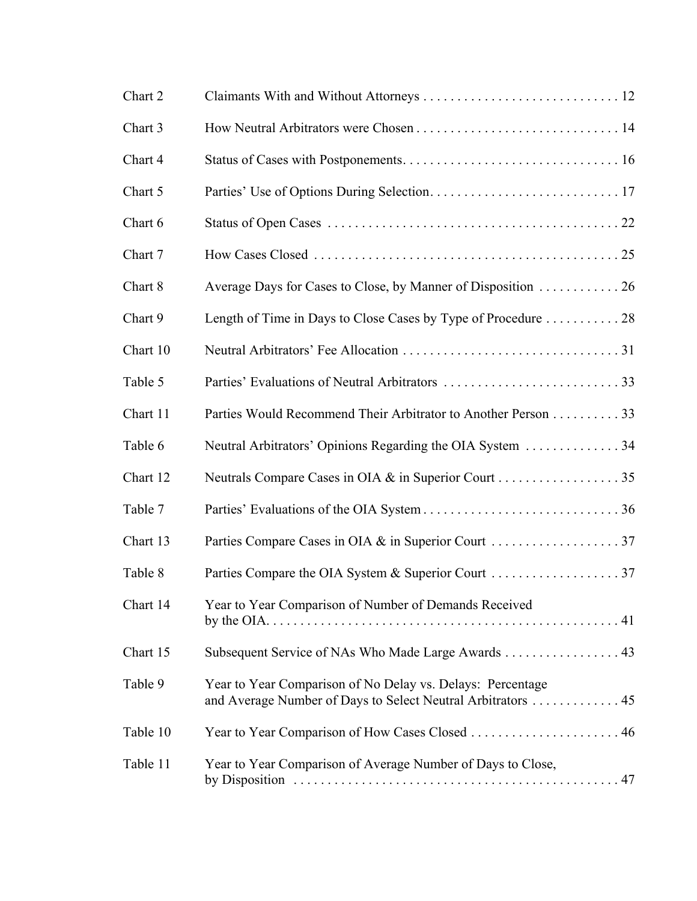| | | |
|---|---|---|
| Chart 2 | Claimants With and Without Attorneys | 12 |
| Chart 3 | How Neutral Arbitrators were Chosen | 14 |
| Chart 4 | Status of Cases with Postponements | 16 |
| Chart 5 | Parties' Use of Options During Selection | 17 |
| Chart 6 | Status of Open Cases | 22 |
| Chart 7 | How Cases Closed | 25 |
| Chart 8 | Average Days for Cases to Close, by Manner of Disposition | 26 |
| Chart 9 | Length of Time in Days to Close Cases by Type of Procedure | 28 |
| Chart 10 | Neutral Arbitrators' Fee Allocation | 31 |
| Table 5 | Parties' Evaluations of Neutral Arbitrators | 33 |
| Chart 11 | Parties Would Recommend Their Arbitrator to Another Person | 33 |
| Table 6 | Neutral Arbitrators' Opinions Regarding the OIA System | 34 |
| Chart 12 | Neutrals Compare Cases in OIA & in Superior Court | 35 |
| Table 7 | Parties' Evaluations of the OIA System | 36 |
| Chart 13 | Parties Compare Cases in OIA & in Superior Court | 37 |
| Table 8 | Parties Compare the OIA System & Superior Court | 37 |
| Chart 14 | Year to Year Comparison of Number of Demands Received by the OIA | 41 |
| Chart 15 | Subsequent Service of NAs Who Made Large Awards | 43 |
| Table 9 | Year to Year Comparison of No Delay vs. Delays: Percentage and Average Number of Days to Select Neutral Arbitrators | 45 |
| Table 10 | Year to Year Comparison of How Cases Closed | 46 |
| Table 11 | Year to Year Comparison of Average Number of Days to Close, by Disposition | 47 |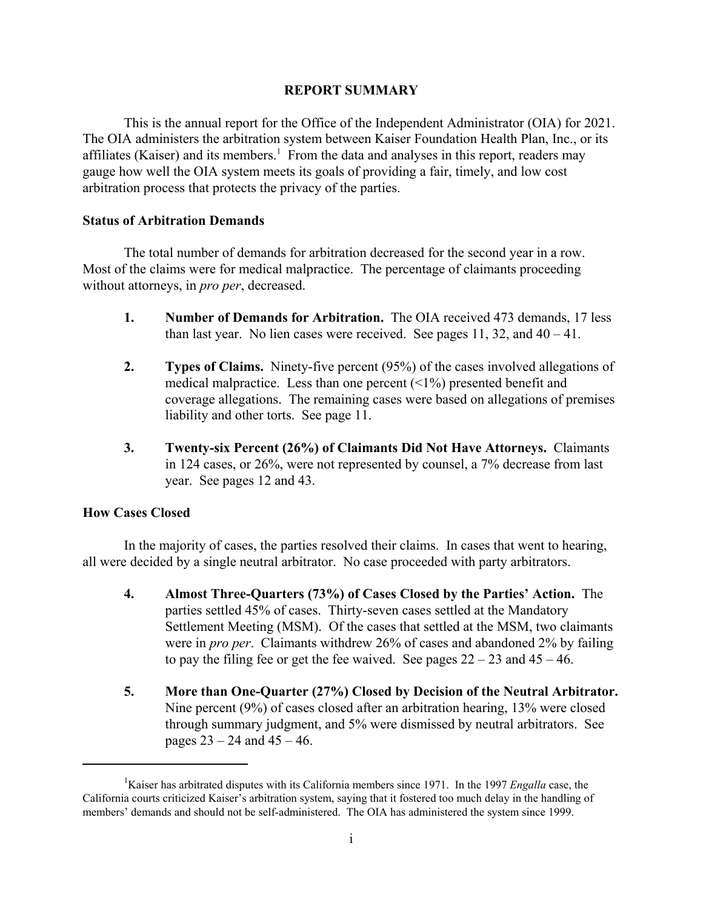## REPORT SUMMARY

This is the annual report for the Office of the Independent Administrator (OIA) for 2021. The OIA administers the arbitration system between Kaiser Foundation Health Plan, Inc., or its affiliates (Kaiser) and its members.[1] From the data and analyses in this report, readers may gauge how well the OIA system meets its goals of providing a fair, timely, and low cost arbitration process that protects the privacy of the parties.

### Status of Arbitration Demands

The total number of demands for arbitration decreased for the second year in a row. Most of the claims were for medical malpractice. The percentage of claimants proceeding without attorneys, in *pro per*, decreased.

1. **Number of Demands for Arbitration.** The OIA received 473 demands, 17 less than last year. No lien cases were received. See pages 11, 32, and 40 – 41.

2. **Types of Claims.** Ninety-five percent (95%) of the cases involved allegations of medical malpractice. Less than one percent (<1%) presented benefit and coverage allegations. The remaining cases were based on allegations of premises liability and other torts. See page 11.

3. **Twenty-six Percent (26%) of Claimants Did Not Have Attorneys.** Claimants in 124 cases, or 26%, were not represented by counsel, a 7% decrease from last year. See pages 12 and 43.

### How Cases Closed

In the majority of cases, the parties resolved their claims. In cases that went to hearing, all were decided by a single neutral arbitrator. No case proceeded with party arbitrators.

4. **Almost Three-Quarters (73%) of Cases Closed by the Parties' Action.** The parties settled 45% of cases. Thirty-seven cases settled at the Mandatory Settlement Meeting (MSM). Of the cases that settled at the MSM, two claimants were in *pro per*. Claimants withdrew 26% of cases and abandoned 2% by failing to pay the filing fee or get the fee waived. See pages 22 – 23 and 45 – 46.

5. **More than One-Quarter (27%) Closed by Decision of the Neutral Arbitrator.** Nine percent (9%) of cases closed after an arbitration hearing, 13% were closed through summary judgment, and 5% were dismissed by neutral arbitrators. See pages 23 – 24 and 45 – 46.

---

[1] Kaiser has arbitrated disputes with its California members since 1971. In the 1997 *Engalla* case, the California courts criticized Kaiser's arbitration system, saying that it fostered too much delay in the handling of members' demands and should not be self-administered. The OIA has administered the system since 1999.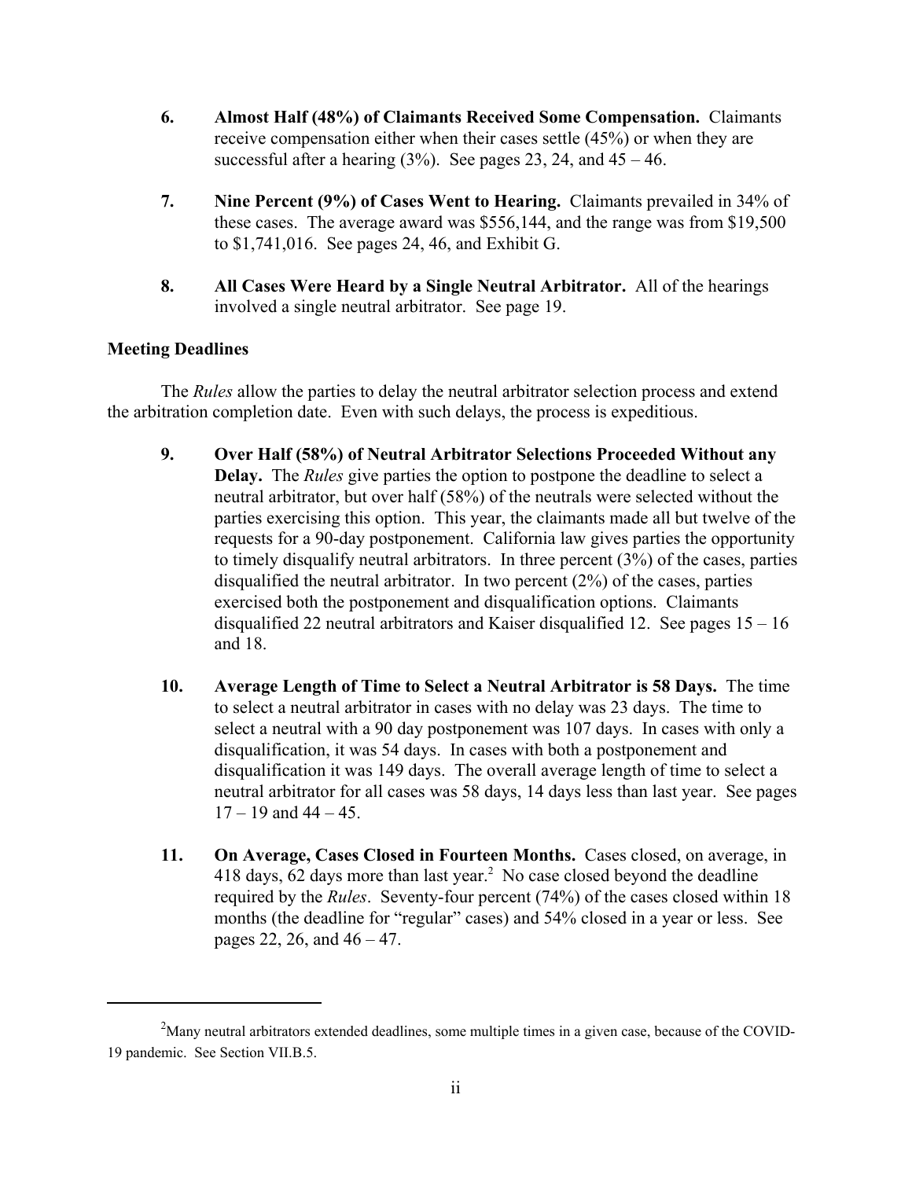6. **Almost Half (48%) of Claimants Received Some Compensation.** Claimants receive compensation either when their cases settle (45%) or when they are successful after a hearing (3%). See pages 23, 24, and 45 – 46.

7. **Nine Percent (9%) of Cases Went to Hearing.** Claimants prevailed in 34% of these cases. The average award was $556,144, and the range was from $19,500 to $1,741,016. See pages 24, 46, and Exhibit G.

8. **All Cases Were Heard by a Single Neutral Arbitrator.** All of the hearings involved a single neutral arbitrator. See page 19.

**Meeting Deadlines**

The *Rules* allow the parties to delay the neutral arbitrator selection process and extend the arbitration completion date. Even with such delays, the process is expeditious.

9. **Over Half (58%) of Neutral Arbitrator Selections Proceeded Without any Delay.** The *Rules* give parties the option to postpone the deadline to select a neutral arbitrator, but over half (58%) of the neutrals were selected without the parties exercising this option. This year, the claimants made all but twelve of the requests for a 90-day postponement. California law gives parties the opportunity to timely disqualify neutral arbitrators. In three percent (3%) of the cases, parties disqualified the neutral arbitrator. In two percent (2%) of the cases, parties exercised both the postponement and disqualification options. Claimants disqualified 22 neutral arbitrators and Kaiser disqualified 12. See pages 15 – 16 and 18.

10. **Average Length of Time to Select a Neutral Arbitrator is 58 Days.** The time to select a neutral arbitrator in cases with no delay was 23 days. The time to select a neutral with a 90 day postponement was 107 days. In cases with only a disqualification, it was 54 days. In cases with both a postponement and disqualification it was 149 days. The overall average length of time to select a neutral arbitrator for all cases was 58 days, 14 days less than last year. See pages 17 – 19 and 44 – 45.

11. **On Average, Cases Closed in Fourteen Months.** Cases closed, on average, in 418 days, 62 days more than last year.[2] No case closed beyond the deadline required by the *Rules*. Seventy-four percent (74%) of the cases closed within 18 months (the deadline for "regular" cases) and 54% closed in a year or less. See pages 22, 26, and 46 – 47.

---

[2]Many neutral arbitrators extended deadlines, some multiple times in a given case, because of the COVID-19 pandemic. See Section VII.B.5.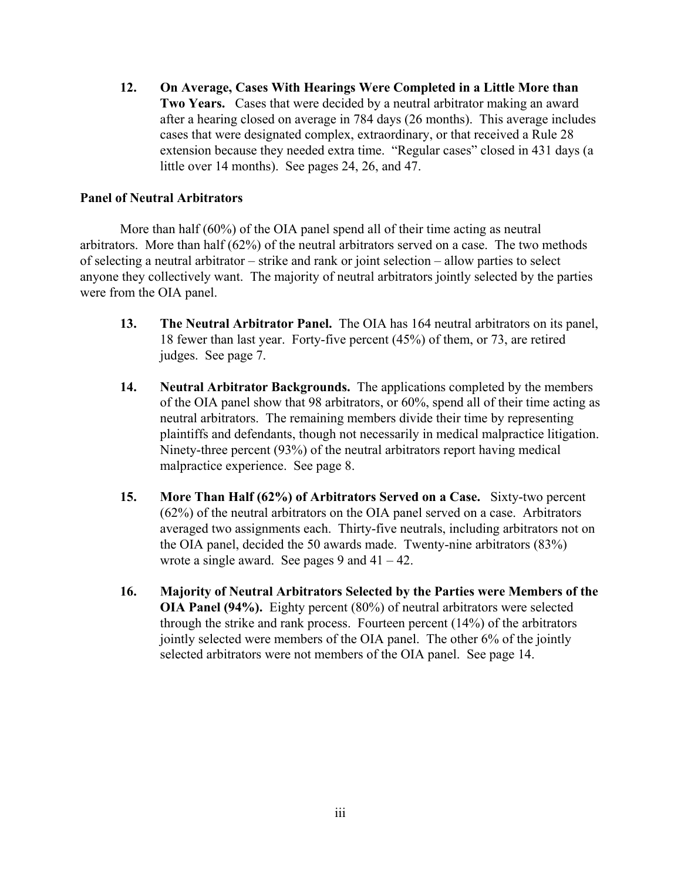12. **On Average, Cases With Hearings Were Completed in a Little More than Two Years.** Cases that were decided by a neutral arbitrator making an award after a hearing closed on average in 784 days (26 months). This average includes cases that were designated complex, extraordinary, or that received a Rule 28 extension because they needed extra time. "Regular cases" closed in 431 days (a little over 14 months). See pages 24, 26, and 47.

**Panel of Neutral Arbitrators**

More than half (60%) of the OIA panel spend all of their time acting as neutral arbitrators. More than half (62%) of the neutral arbitrators served on a case. The two methods of selecting a neutral arbitrator – strike and rank or joint selection – allow parties to select anyone they collectively want. The majority of neutral arbitrators jointly selected by the parties were from the OIA panel.

13. **The Neutral Arbitrator Panel.** The OIA has 164 neutral arbitrators on its panel, 18 fewer than last year. Forty-five percent (45%) of them, or 73, are retired judges. See page 7.

14. **Neutral Arbitrator Backgrounds.** The applications completed by the members of the OIA panel show that 98 arbitrators, or 60%, spend all of their time acting as neutral arbitrators. The remaining members divide their time by representing plaintiffs and defendants, though not necessarily in medical malpractice litigation. Ninety-three percent (93%) of the neutral arbitrators report having medical malpractice experience. See page 8.

15. **More Than Half (62%) of Arbitrators Served on a Case.** Sixty-two percent (62%) of the neutral arbitrators on the OIA panel served on a case. Arbitrators averaged two assignments each. Thirty-five neutrals, including arbitrators not on the OIA panel, decided the 50 awards made. Twenty-nine arbitrators (83%) wrote a single award. See pages 9 and 41 – 42.

16. **Majority of Neutral Arbitrators Selected by the Parties were Members of the OIA Panel (94%).** Eighty percent (80%) of neutral arbitrators were selected through the strike and rank process. Fourteen percent (14%) of the arbitrators jointly selected were members of the OIA panel. The other 6% of the jointly selected arbitrators were not members of the OIA panel. See page 14.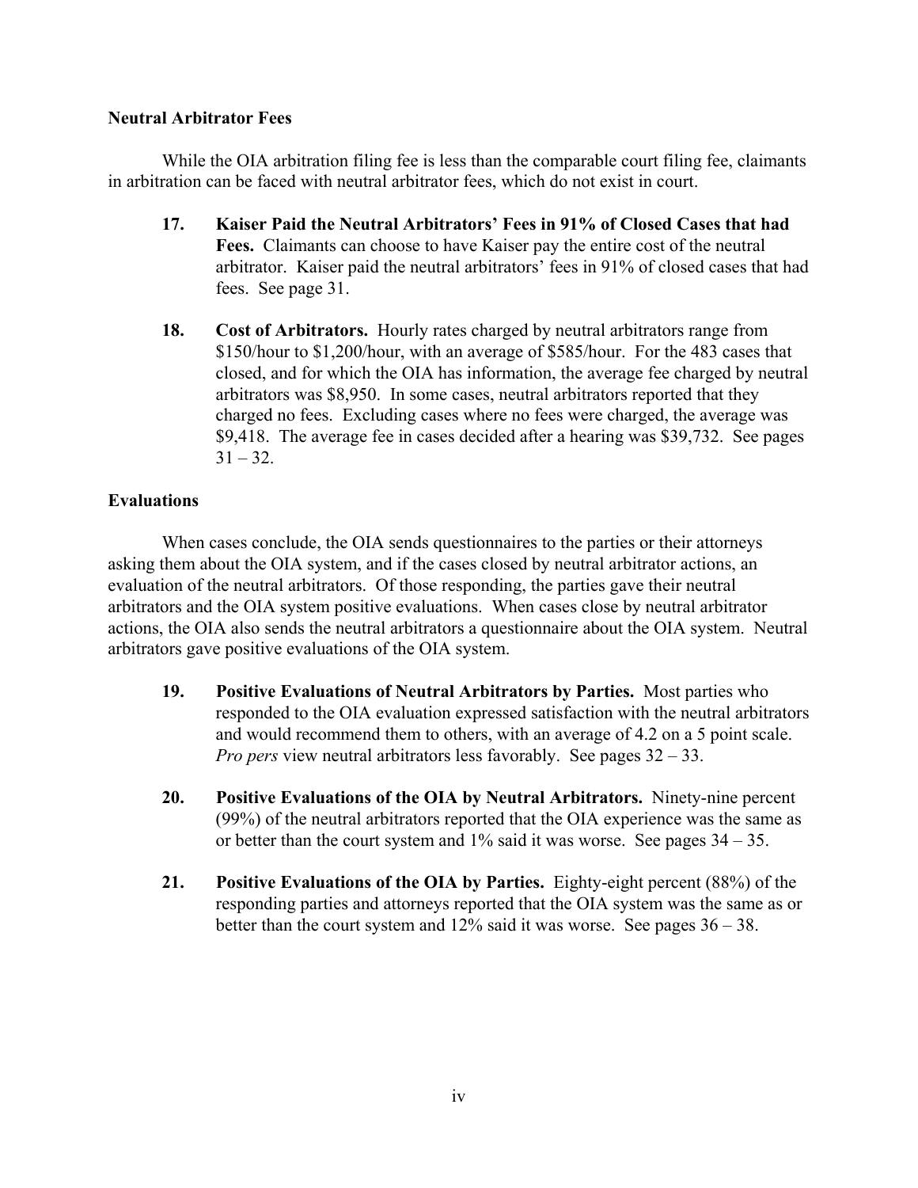**Neutral Arbitrator Fees**

While the OIA arbitration filing fee is less than the comparable court filing fee, claimants in arbitration can be faced with neutral arbitrator fees, which do not exist in court.

17. **Kaiser Paid the Neutral Arbitrators' Fees in 91% of Closed Cases that had Fees.** Claimants can choose to have Kaiser pay the entire cost of the neutral arbitrator. Kaiser paid the neutral arbitrators' fees in 91% of closed cases that had fees. See page 31.

18. **Cost of Arbitrators.** Hourly rates charged by neutral arbitrators range from \$150/hour to \$1,200/hour, with an average of \$585/hour. For the 483 cases that closed, and for which the OIA has information, the average fee charged by neutral arbitrators was \$8,950. In some cases, neutral arbitrators reported that they charged no fees. Excluding cases where no fees were charged, the average was \$9,418. The average fee in cases decided after a hearing was \$39,732. See pages 31 – 32.

**Evaluations**

When cases conclude, the OIA sends questionnaires to the parties or their attorneys asking them about the OIA system, and if the cases closed by neutral arbitrator actions, an evaluation of the neutral arbitrators. Of those responding, the parties gave their neutral arbitrators and the OIA system positive evaluations. When cases close by neutral arbitrator actions, the OIA also sends the neutral arbitrators a questionnaire about the OIA system. Neutral arbitrators gave positive evaluations of the OIA system.

19. **Positive Evaluations of Neutral Arbitrators by Parties.** Most parties who responded to the OIA evaluation expressed satisfaction with the neutral arbitrators and would recommend them to others, with an average of 4.2 on a 5 point scale. *Pro pers* view neutral arbitrators less favorably. See pages 32 – 33.

20. **Positive Evaluations of the OIA by Neutral Arbitrators.** Ninety-nine percent (99%) of the neutral arbitrators reported that the OIA experience was the same as or better than the court system and 1% said it was worse. See pages 34 – 35.

21. **Positive Evaluations of the OIA by Parties.** Eighty-eight percent (88%) of the responding parties and attorneys reported that the OIA system was the same as or better than the court system and 12% said it was worse. See pages 36 – 38.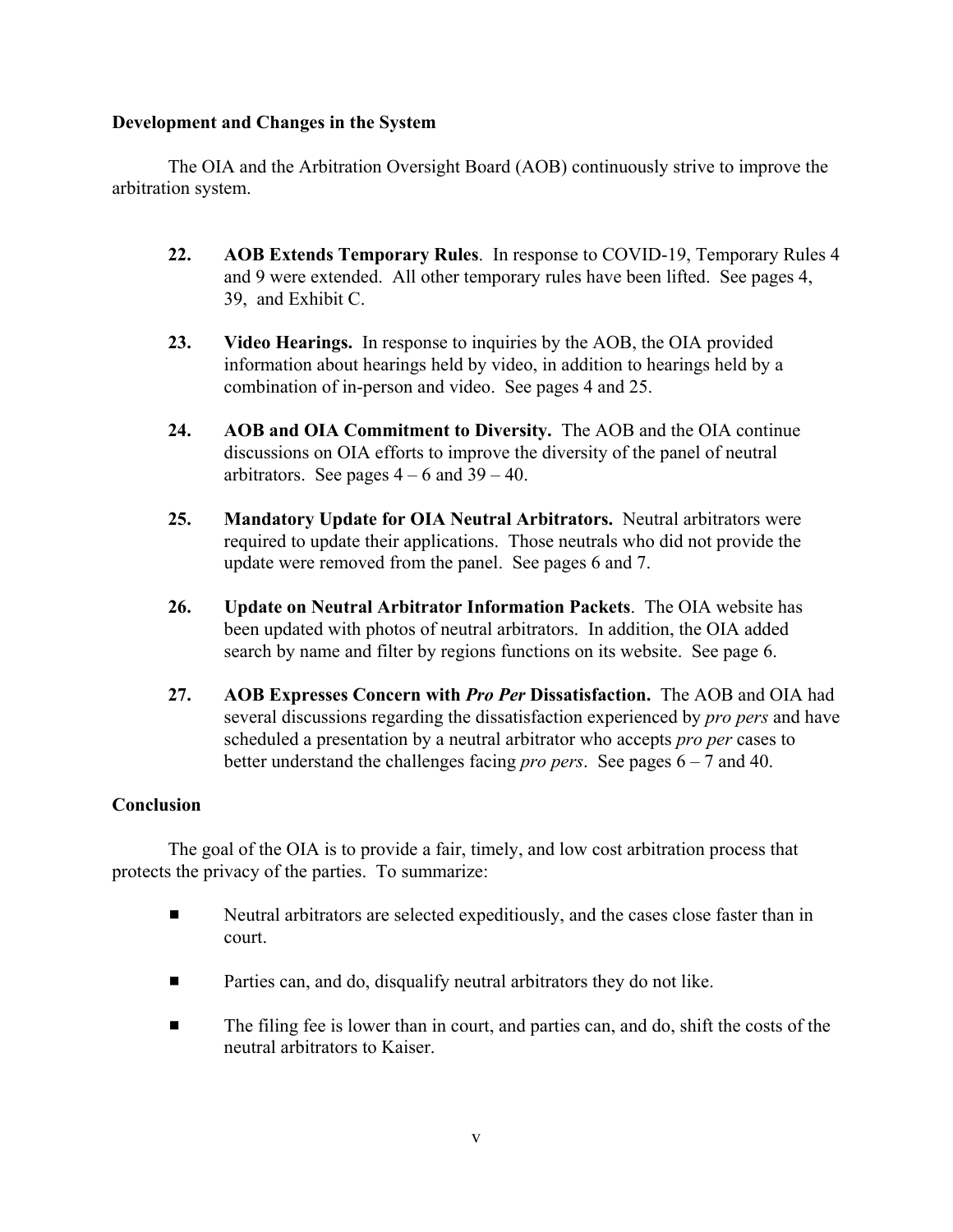## Development and Changes in the System

The OIA and the Arbitration Oversight Board (AOB) continuously strive to improve the arbitration system.

22. **AOB Extends Temporary Rules**. In response to COVID-19, Temporary Rules 4 and 9 were extended. All other temporary rules have been lifted. See pages 4, 39, and Exhibit C.

23. **Video Hearings.** In response to inquiries by the AOB, the OIA provided information about hearings held by video, in addition to hearings held by a combination of in-person and video. See pages 4 and 25.

24. **AOB and OIA Commitment to Diversity.** The AOB and the OIA continue discussions on OIA efforts to improve the diversity of the panel of neutral arbitrators. See pages 4 – 6 and 39 – 40.

25. **Mandatory Update for OIA Neutral Arbitrators.** Neutral arbitrators were required to update their applications. Those neutrals who did not provide the update were removed from the panel. See pages 6 and 7.

26. **Update on Neutral Arbitrator Information Packets**. The OIA website has been updated with photos of neutral arbitrators. In addition, the OIA added search by name and filter by regions functions on its website. See page 6.

27. **AOB Expresses Concern with *Pro Per* Dissatisfaction.** The AOB and OIA had several discussions regarding the dissatisfaction experienced by *pro pers* and have scheduled a presentation by a neutral arbitrator who accepts *pro per* cases to better understand the challenges facing *pro pers*. See pages 6 – 7 and 40.

## Conclusion

The goal of the OIA is to provide a fair, timely, and low cost arbitration process that protects the privacy of the parties. To summarize:

- Neutral arbitrators are selected expeditiously, and the cases close faster than in court.
- Parties can, and do, disqualify neutral arbitrators they do not like.
- The filing fee is lower than in court, and parties can, and do, shift the costs of the neutral arbitrators to Kaiser.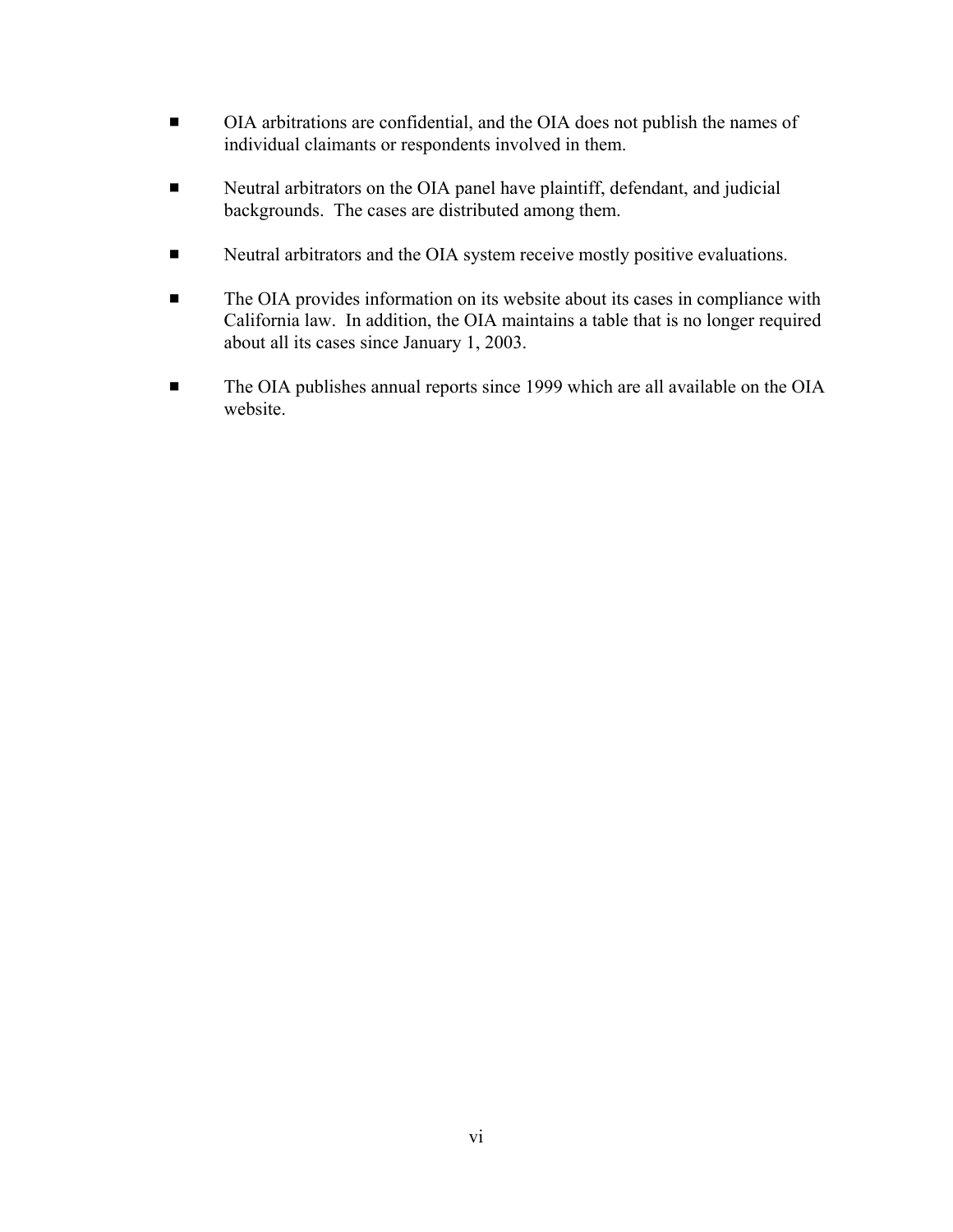- OIA arbitrations are confidential, and the OIA does not publish the names of individual claimants or respondents involved in them.

- Neutral arbitrators on the OIA panel have plaintiff, defendant, and judicial backgrounds. The cases are distributed among them.

- Neutral arbitrators and the OIA system receive mostly positive evaluations.

- The OIA provides information on its website about its cases in compliance with California law. In addition, the OIA maintains a table that is no longer required about all its cases since January 1, 2003.

- The OIA publishes annual reports since 1999 which are all available on the OIA website.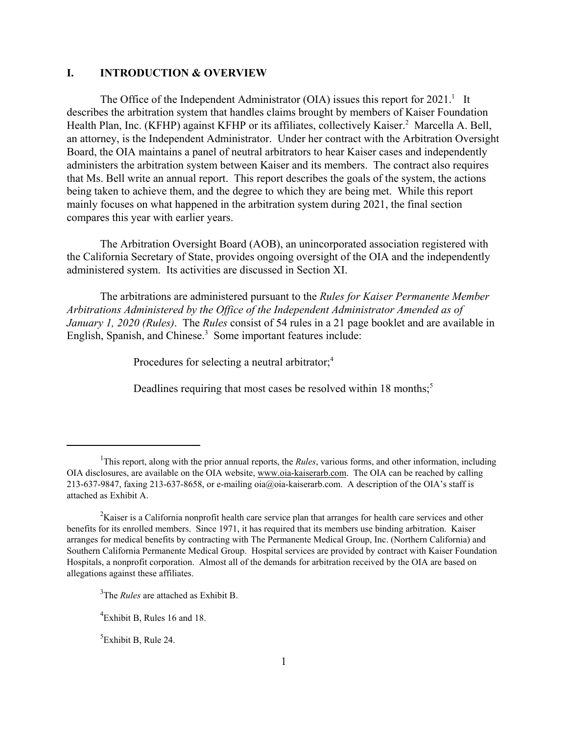## I. INTRODUCTION & OVERVIEW

The Office of the Independent Administrator (OIA) issues this report for 2021.[1] It describes the arbitration system that handles claims brought by members of Kaiser Foundation Health Plan, Inc. (KFHP) against KFHP or its affiliates, collectively Kaiser.[2] Marcella A. Bell, an attorney, is the Independent Administrator. Under her contract with the Arbitration Oversight Board, the OIA maintains a panel of neutral arbitrators to hear Kaiser cases and independently administers the arbitration system between Kaiser and its members. The contract also requires that Ms. Bell write an annual report. This report describes the goals of the system, the actions being taken to achieve them, and the degree to which they are being met. While this report mainly focuses on what happened in the arbitration system during 2021, the final section compares this year with earlier years.

The Arbitration Oversight Board (AOB), an unincorporated association registered with the California Secretary of State, provides ongoing oversight of the OIA and the independently administered system. Its activities are discussed in Section XI.

The arbitrations are administered pursuant to the *Rules for Kaiser Permanente Member Arbitrations Administered by the Office of the Independent Administrator Amended as of January 1, 2020 (Rules)*. The *Rules* consist of 54 rules in a 21 page booklet and are available in English, Spanish, and Chinese.[3] Some important features include:

Procedures for selecting a neutral arbitrator;[4]

Deadlines requiring that most cases be resolved within 18 months;[5]

---

[1]This report, along with the prior annual reports, the *Rules*, various forms, and other information, including OIA disclosures, are available on the OIA website, www.oia-kaiserarb.com. The OIA can be reached by calling 213-637-9847, faxing 213-637-8658, or e-mailing oia@oia-kaiserarb.com. A description of the OIA's staff is attached as Exhibit A.

[2]Kaiser is a California nonprofit health care service plan that arranges for health care services and other benefits for its enrolled members. Since 1971, it has required that its members use binding arbitration. Kaiser arranges for medical benefits by contracting with The Permanente Medical Group, Inc. (Northern California) and Southern California Permanente Medical Group. Hospital services are provided by contract with Kaiser Foundation Hospitals, a nonprofit corporation. Almost all of the demands for arbitration received by the OIA are based on allegations against these affiliates.

[3]The *Rules* are attached as Exhibit B.

[4]Exhibit B, Rules 16 and 18.

[5]Exhibit B, Rule 24.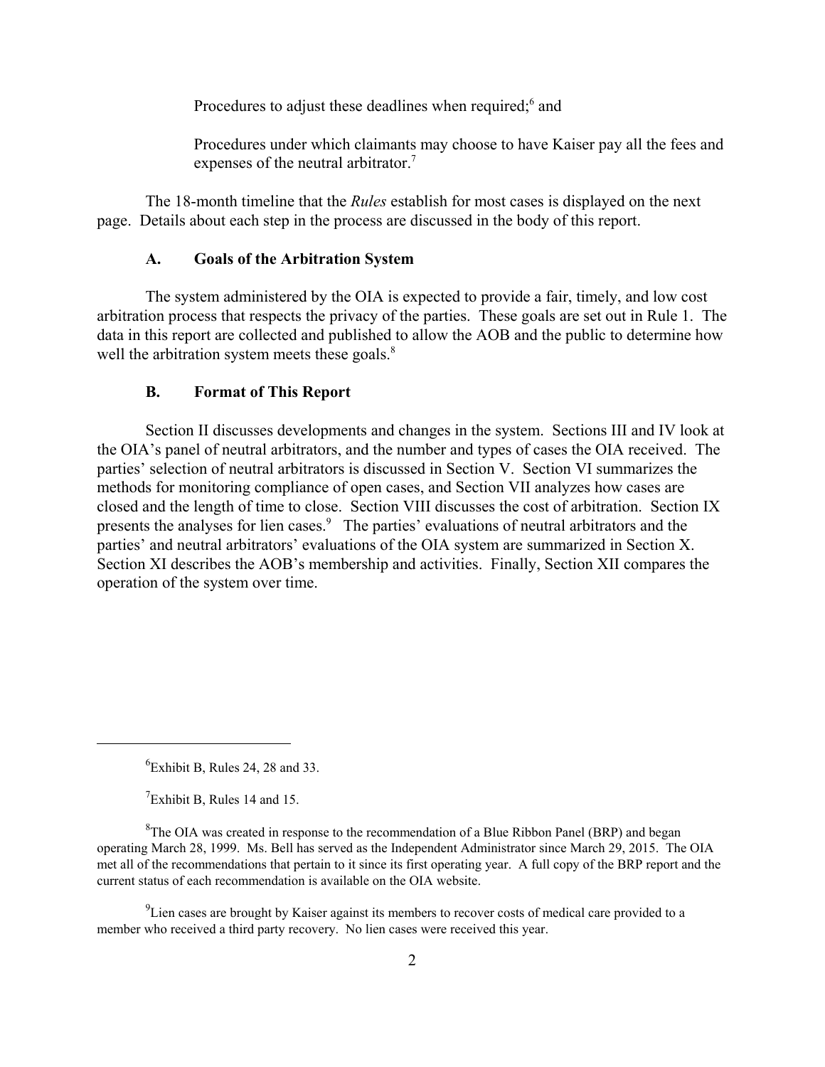Procedures to adjust these deadlines when required;[6] and

Procedures under which claimants may choose to have Kaiser pay all the fees and expenses of the neutral arbitrator.[7]

The 18-month timeline that the *Rules* establish for most cases is displayed on the next page. Details about each step in the process are discussed in the body of this report.

### A. Goals of the Arbitration System

The system administered by the OIA is expected to provide a fair, timely, and low cost arbitration process that respects the privacy of the parties. These goals are set out in Rule 1. The data in this report are collected and published to allow the AOB and the public to determine how well the arbitration system meets these goals.[8]

### B. Format of This Report

Section II discusses developments and changes in the system. Sections III and IV look at the OIA's panel of neutral arbitrators, and the number and types of cases the OIA received. The parties' selection of neutral arbitrators is discussed in Section V. Section VI summarizes the methods for monitoring compliance of open cases, and Section VII analyzes how cases are closed and the length of time to close. Section VIII discusses the cost of arbitration. Section IX presents the analyses for lien cases.[9] The parties' evaluations of neutral arbitrators and the parties' and neutral arbitrators' evaluations of the OIA system are summarized in Section X. Section XI describes the AOB's membership and activities. Finally, Section XII compares the operation of the system over time.

---

[6] Exhibit B, Rules 24, 28 and 33.

[7] Exhibit B, Rules 14 and 15.

[8] The OIA was created in response to the recommendation of a Blue Ribbon Panel (BRP) and began operating March 28, 1999. Ms. Bell has served as the Independent Administrator since March 29, 2015. The OIA met all of the recommendations that pertain to it since its first operating year. A full copy of the BRP report and the current status of each recommendation is available on the OIA website.

[9] Lien cases are brought by Kaiser against its members to recover costs of medical care provided to a member who received a third party recovery. No lien cases were received this year.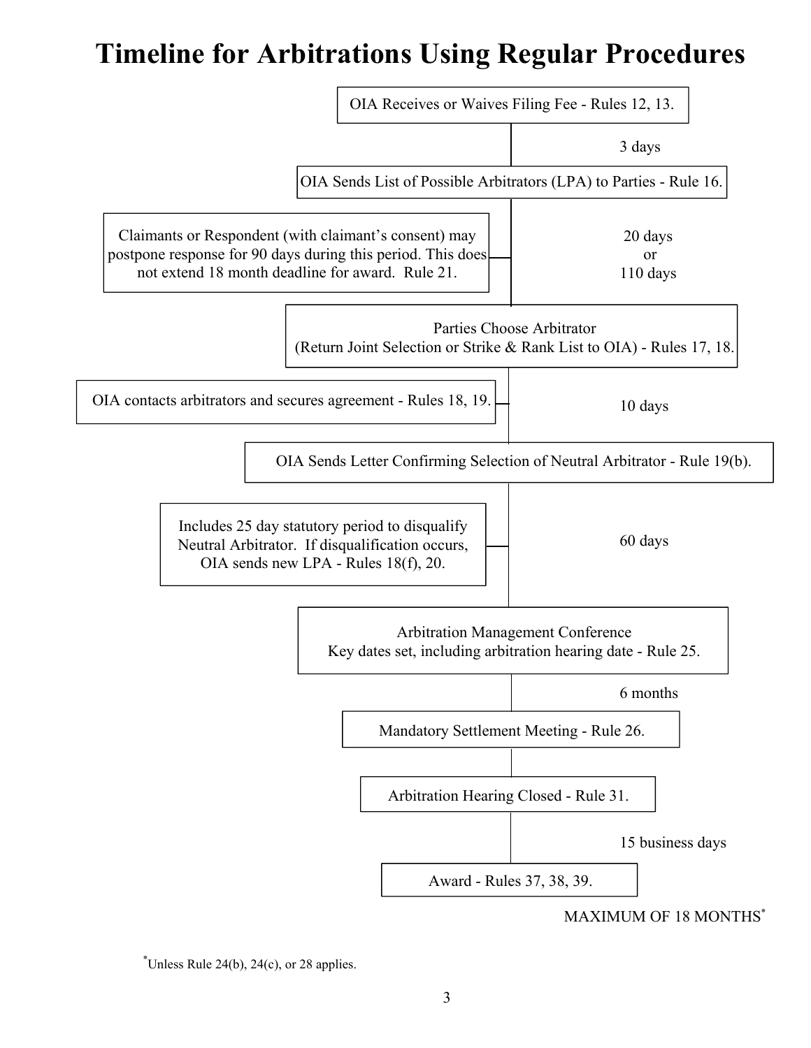# Timeline for Arbitrations Using Regular Procedures

OIA Receives or Waives Filing Fee - Rules 12, 13.

3 days

OIA Sends List of Possible Arbitrators (LPA) to Parties - Rule 16.

20 days or 110 days

Claimants or Respondent (with claimant's consent) may postpone response for 90 days during this period. This does not extend 18 month deadline for award. Rule 21.

Parties Choose Arbitrator (Return Joint Selection or Strike & Rank List to OIA) - Rules 17, 18.

10 days

OIA contacts arbitrators and secures agreement - Rules 18, 19.

OIA Sends Letter Confirming Selection of Neutral Arbitrator - Rule 19(b).

60 days

Includes 25 day statutory period to disqualify Neutral Arbitrator. If disqualification occurs, OIA sends new LPA - Rules 18(f), 20.

Arbitration Management Conference Key dates set, including arbitration hearing date - Rule 25.

6 months

Mandatory Settlement Meeting - Rule 26.

Arbitration Hearing Closed - Rule 31.

15 business days

Award - Rules 37, 38, 39.

MAXIMUM OF 18 MONTHS*

*Unless Rule 24(b), 24(c), or 28 applies.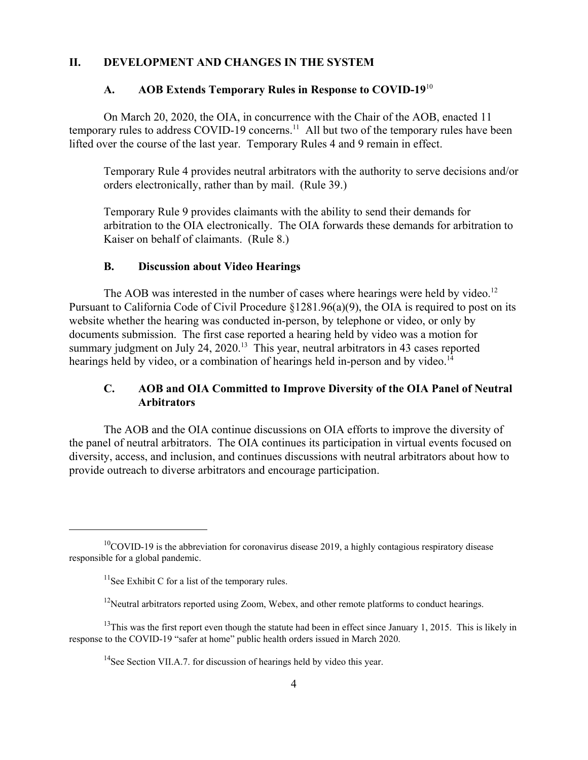## II. DEVELOPMENT AND CHANGES IN THE SYSTEM

### A. AOB Extends Temporary Rules in Response to COVID-19[10]

On March 20, 2020, the OIA, in concurrence with the Chair of the AOB, enacted 11 temporary rules to address COVID-19 concerns.[11] All but two of the temporary rules have been lifted over the course of the last year. Temporary Rules 4 and 9 remain in effect.

> Temporary Rule 4 provides neutral arbitrators with the authority to serve decisions and/or orders electronically, rather than by mail. (Rule 39.)
>
> Temporary Rule 9 provides claimants with the ability to send their demands for arbitration to the OIA electronically. The OIA forwards these demands for arbitration to Kaiser on behalf of claimants. (Rule 8.)

### B. Discussion about Video Hearings

The AOB was interested in the number of cases where hearings were held by video.[12] Pursuant to California Code of Civil Procedure §1281.96(a)(9), the OIA is required to post on its website whether the hearing was conducted in-person, by telephone or video, or only by documents submission. The first case reported a hearing held by video was a motion for summary judgment on July 24, 2020.[13] This year, neutral arbitrators in 43 cases reported hearings held by video, or a combination of hearings held in-person and by video.[14]

### C. AOB and OIA Committed to Improve Diversity of the OIA Panel of Neutral Arbitrators

The AOB and the OIA continue discussions on OIA efforts to improve the diversity of the panel of neutral arbitrators. The OIA continues its participation in virtual events focused on diversity, access, and inclusion, and continues discussions with neutral arbitrators about how to provide outreach to diverse arbitrators and encourage participation.

---

[10] COVID-19 is the abbreviation for coronavirus disease 2019, a highly contagious respiratory disease responsible for a global pandemic.

[11] See Exhibit C for a list of the temporary rules.

[12] Neutral arbitrators reported using Zoom, Webex, and other remote platforms to conduct hearings.

[13] This was the first report even though the statute had been in effect since January 1, 2015. This is likely in response to the COVID-19 "safer at home" public health orders issued in March 2020.

[14] See Section VII.A.7. for discussion of hearings held by video this year.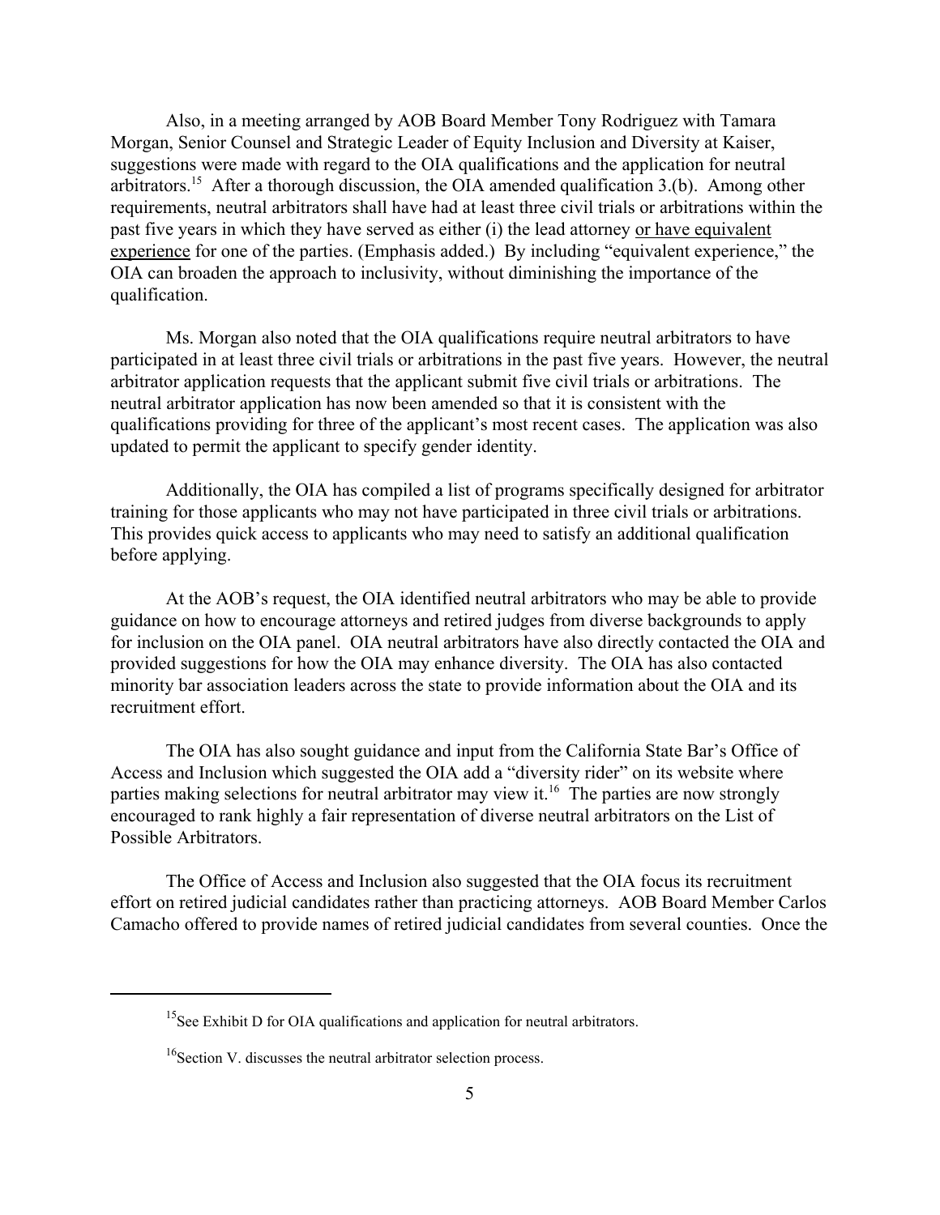Also, in a meeting arranged by AOB Board Member Tony Rodriguez with Tamara Morgan, Senior Counsel and Strategic Leader of Equity Inclusion and Diversity at Kaiser, suggestions were made with regard to the OIA qualifications and the application for neutral arbitrators.[15] After a thorough discussion, the OIA amended qualification 3.(b). Among other requirements, neutral arbitrators shall have had at least three civil trials or arbitrations within the past five years in which they have served as either (i) the lead attorney <u>or have equivalent experience</u> for one of the parties. (Emphasis added.) By including "equivalent experience," the OIA can broaden the approach to inclusivity, without diminishing the importance of the qualification.

Ms. Morgan also noted that the OIA qualifications require neutral arbitrators to have participated in at least three civil trials or arbitrations in the past five years. However, the neutral arbitrator application requests that the applicant submit five civil trials or arbitrations. The neutral arbitrator application has now been amended so that it is consistent with the qualifications providing for three of the applicant's most recent cases. The application was also updated to permit the applicant to specify gender identity.

Additionally, the OIA has compiled a list of programs specifically designed for arbitrator training for those applicants who may not have participated in three civil trials or arbitrations. This provides quick access to applicants who may need to satisfy an additional qualification before applying.

At the AOB's request, the OIA identified neutral arbitrators who may be able to provide guidance on how to encourage attorneys and retired judges from diverse backgrounds to apply for inclusion on the OIA panel. OIA neutral arbitrators have also directly contacted the OIA and provided suggestions for how the OIA may enhance diversity. The OIA has also contacted minority bar association leaders across the state to provide information about the OIA and its recruitment effort.

The OIA has also sought guidance and input from the California State Bar's Office of Access and Inclusion which suggested the OIA add a "diversity rider" on its website where parties making selections for neutral arbitrator may view it.[16] The parties are now strongly encouraged to rank highly a fair representation of diverse neutral arbitrators on the List of Possible Arbitrators.

The Office of Access and Inclusion also suggested that the OIA focus its recruitment effort on retired judicial candidates rather than practicing attorneys. AOB Board Member Carlos Camacho offered to provide names of retired judicial candidates from several counties. Once the

---

[15] See Exhibit D for OIA qualifications and application for neutral arbitrators.

[16] Section V. discusses the neutral arbitrator selection process.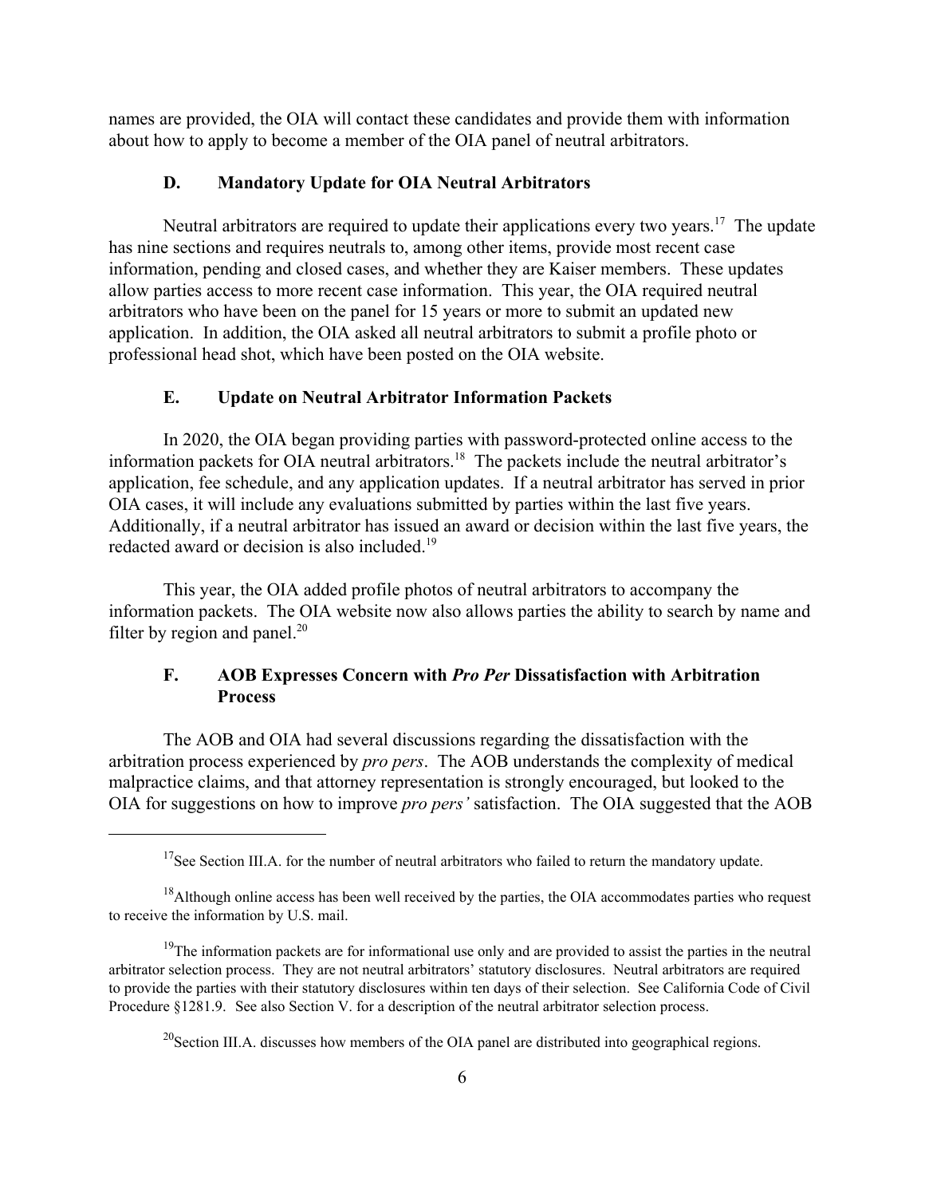names are provided, the OIA will contact these candidates and provide them with information about how to apply to become a member of the OIA panel of neutral arbitrators.

### D. Mandatory Update for OIA Neutral Arbitrators

Neutral arbitrators are required to update their applications every two years.[17] The update has nine sections and requires neutrals to, among other items, provide most recent case information, pending and closed cases, and whether they are Kaiser members. These updates allow parties access to more recent case information. This year, the OIA required neutral arbitrators who have been on the panel for 15 years or more to submit an updated new application. In addition, the OIA asked all neutral arbitrators to submit a profile photo or professional head shot, which have been posted on the OIA website.

### E. Update on Neutral Arbitrator Information Packets

In 2020, the OIA began providing parties with password-protected online access to the information packets for OIA neutral arbitrators.[18] The packets include the neutral arbitrator's application, fee schedule, and any application updates. If a neutral arbitrator has served in prior OIA cases, it will include any evaluations submitted by parties within the last five years. Additionally, if a neutral arbitrator has issued an award or decision within the last five years, the redacted award or decision is also included.[19]

This year, the OIA added profile photos of neutral arbitrators to accompany the information packets. The OIA website now also allows parties the ability to search by name and filter by region and panel.[20]

### F. AOB Expresses Concern with *Pro Per* Dissatisfaction with Arbitration Process

The AOB and OIA had several discussions regarding the dissatisfaction with the arbitration process experienced by *pro pers*. The AOB understands the complexity of medical malpractice claims, and that attorney representation is strongly encouraged, but looked to the OIA for suggestions on how to improve *pro pers'* satisfaction. The OIA suggested that the AOB

---

[17] See Section III.A. for the number of neutral arbitrators who failed to return the mandatory update.

[18] Although online access has been well received by the parties, the OIA accommodates parties who request to receive the information by U.S. mail.

[19] The information packets are for informational use only and are provided to assist the parties in the neutral arbitrator selection process. They are not neutral arbitrators' statutory disclosures. Neutral arbitrators are required to provide the parties with their statutory disclosures within ten days of their selection. See California Code of Civil Procedure §1281.9. See also Section V. for a description of the neutral arbitrator selection process.

[20] Section III.A. discusses how members of the OIA panel are distributed into geographical regions.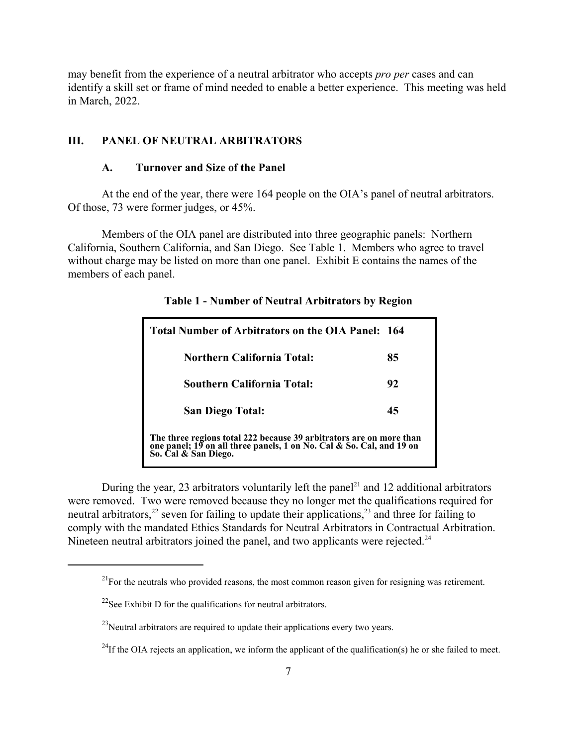may benefit from the experience of a neutral arbitrator who accepts *pro per* cases and can identify a skill set or frame of mind needed to enable a better experience. This meeting was held in March, 2022.

## III. PANEL OF NEUTRAL ARBITRATORS

### A. Turnover and Size of the Panel

At the end of the year, there were 164 people on the OIA's panel of neutral arbitrators. Of those, 73 were former judges, or 45%.

Members of the OIA panel are distributed into three geographic panels: Northern California, Southern California, and San Diego. See Table 1. Members who agree to travel without charge may be listed on more than one panel. Exhibit E contains the names of the members of each panel.

**Table 1 - Number of Neutral Arbitrators by Region**

| | |
|---|---|
| **Total Number of Arbitrators on the OIA Panel:** | **164** |
| **Northern California Total:** | **85** |
| **Southern California Total:** | **92** |
| **San Diego Total:** | **45** |
| **The three regions total 222 because 39 arbitrators are on more than one panel; 19 on all three panels, 1 on No. Cal & So. Cal, and 19 on So. Cal & San Diego.** | |

During the year, 23 arbitrators voluntarily left the panel[21] and 12 additional arbitrators were removed. Two were removed because they no longer met the qualifications required for neutral arbitrators,[22] seven for failing to update their applications,[23] and three for failing to comply with the mandated Ethics Standards for Neutral Arbitrators in Contractual Arbitration. Nineteen neutral arbitrators joined the panel, and two applicants were rejected.[24]

[21] For the neutrals who provided reasons, the most common reason given for resigning was retirement.

[22] See Exhibit D for the qualifications for neutral arbitrators.

[23] Neutral arbitrators are required to update their applications every two years.

[24] If the OIA rejects an application, we inform the applicant of the qualification(s) he or she failed to meet.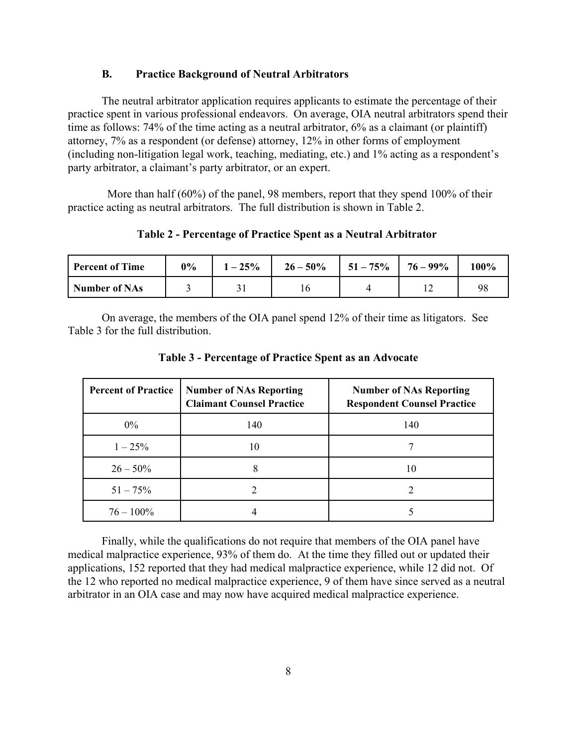### B. Practice Background of Neutral Arbitrators

The neutral arbitrator application requires applicants to estimate the percentage of their practice spent in various professional endeavors. On average, OIA neutral arbitrators spend their time as follows: 74% of the time acting as a neutral arbitrator, 6% as a claimant (or plaintiff) attorney, 7% as a respondent (or defense) attorney, 12% in other forms of employment (including non-litigation legal work, teaching, mediating, etc.) and 1% acting as a respondent's party arbitrator, a claimant's party arbitrator, or an expert.

More than half (60%) of the panel, 98 members, report that they spend 100% of their practice acting as neutral arbitrators. The full distribution is shown in Table 2.

**Table 2 - Percentage of Practice Spent as a Neutral Arbitrator**

| Percent of Time | 0% | 1 – 25% | 26 – 50% | 51 – 75% | 76 – 99% | 100% |
|---|---|---|---|---|---|---|
| Number of NAs | 3 | 31 | 16 | 4 | 12 | 98 |

On average, the members of the OIA panel spend 12% of their time as litigators. See Table 3 for the full distribution.

**Table 3 - Percentage of Practice Spent as an Advocate**

| Percent of Practice | Number of NAs Reporting Claimant Counsel Practice | Number of NAs Reporting Respondent Counsel Practice |
|---|---|---|
| 0% | 140 | 140 |
| 1 – 25% | 10 | 7 |
| 26 – 50% | 8 | 10 |
| 51 – 75% | 2 | 2 |
| 76 – 100% | 4 | 5 |

Finally, while the qualifications do not require that members of the OIA panel have medical malpractice experience, 93% of them do. At the time they filled out or updated their applications, 152 reported that they had medical malpractice experience, while 12 did not. Of the 12 who reported no medical malpractice experience, 9 of them have since served as a neutral arbitrator in an OIA case and may now have acquired medical malpractice experience.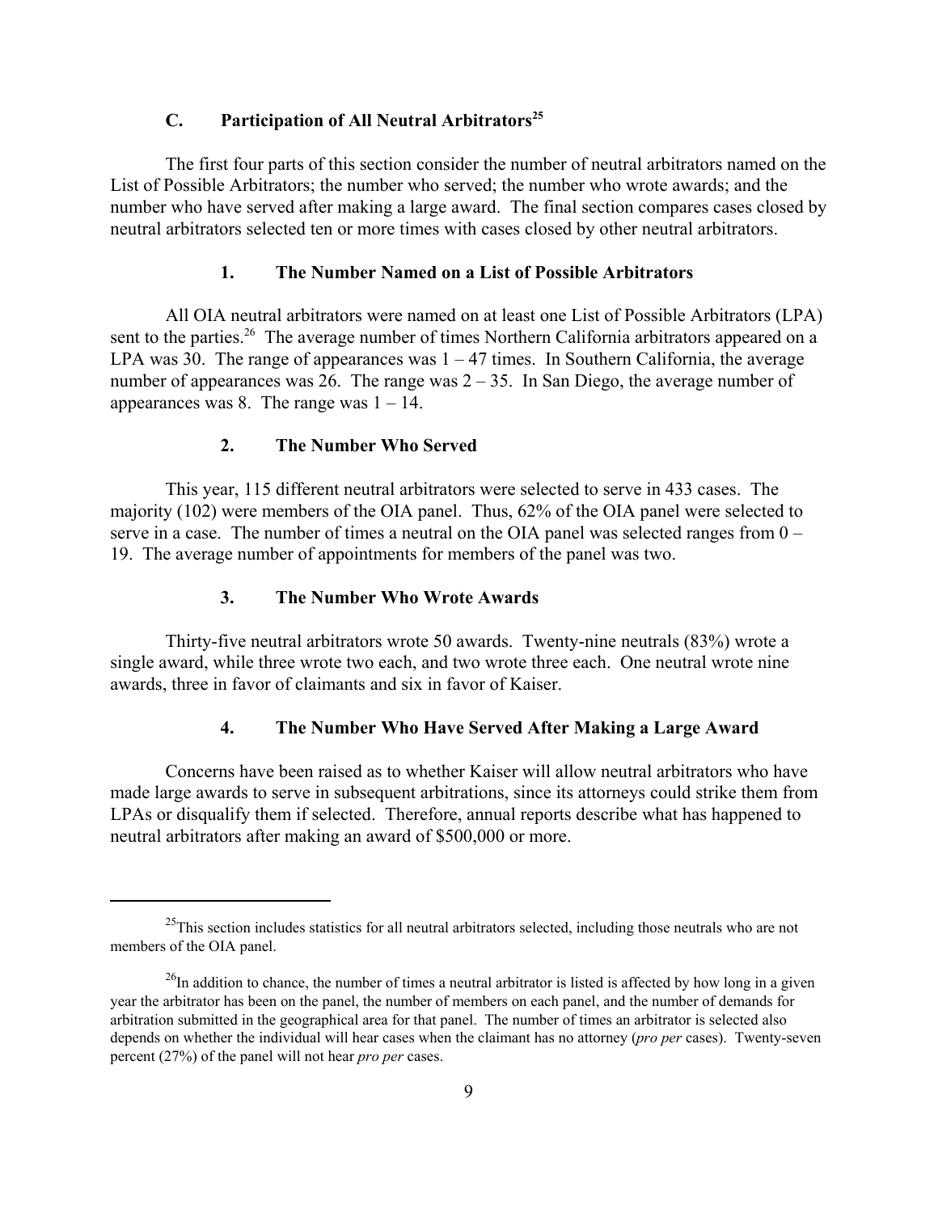### C. Participation of All Neutral Arbitrators[25]

The first four parts of this section consider the number of neutral arbitrators named on the List of Possible Arbitrators; the number who served; the number who wrote awards; and the number who have served after making a large award. The final section compares cases closed by neutral arbitrators selected ten or more times with cases closed by other neutral arbitrators.

#### 1. The Number Named on a List of Possible Arbitrators

All OIA neutral arbitrators were named on at least one List of Possible Arbitrators (LPA) sent to the parties.[26] The average number of times Northern California arbitrators appeared on a LPA was 30. The range of appearances was 1 – 47 times. In Southern California, the average number of appearances was 26. The range was 2 – 35. In San Diego, the average number of appearances was 8. The range was 1 – 14.

#### 2. The Number Who Served

This year, 115 different neutral arbitrators were selected to serve in 433 cases. The majority (102) were members of the OIA panel. Thus, 62% of the OIA panel were selected to serve in a case. The number of times a neutral on the OIA panel was selected ranges from 0 – 19. The average number of appointments for members of the panel was two.

#### 3. The Number Who Wrote Awards

Thirty-five neutral arbitrators wrote 50 awards. Twenty-nine neutrals (83%) wrote a single award, while three wrote two each, and two wrote three each. One neutral wrote nine awards, three in favor of claimants and six in favor of Kaiser.

#### 4. The Number Who Have Served After Making a Large Award

Concerns have been raised as to whether Kaiser will allow neutral arbitrators who have made large awards to serve in subsequent arbitrations, since its attorneys could strike them from LPAs or disqualify them if selected. Therefore, annual reports describe what has happened to neutral arbitrators after making an award of $500,000 or more.

---

[25] This section includes statistics for all neutral arbitrators selected, including those neutrals who are not members of the OIA panel.

[26] In addition to chance, the number of times a neutral arbitrator is listed is affected by how long in a given year the arbitrator has been on the panel, the number of members on each panel, and the number of demands for arbitration submitted in the geographical area for that panel. The number of times an arbitrator is selected also depends on whether the individual will hear cases when the claimant has no attorney (*pro per* cases). Twenty-seven percent (27%) of the panel will not hear *pro per* cases.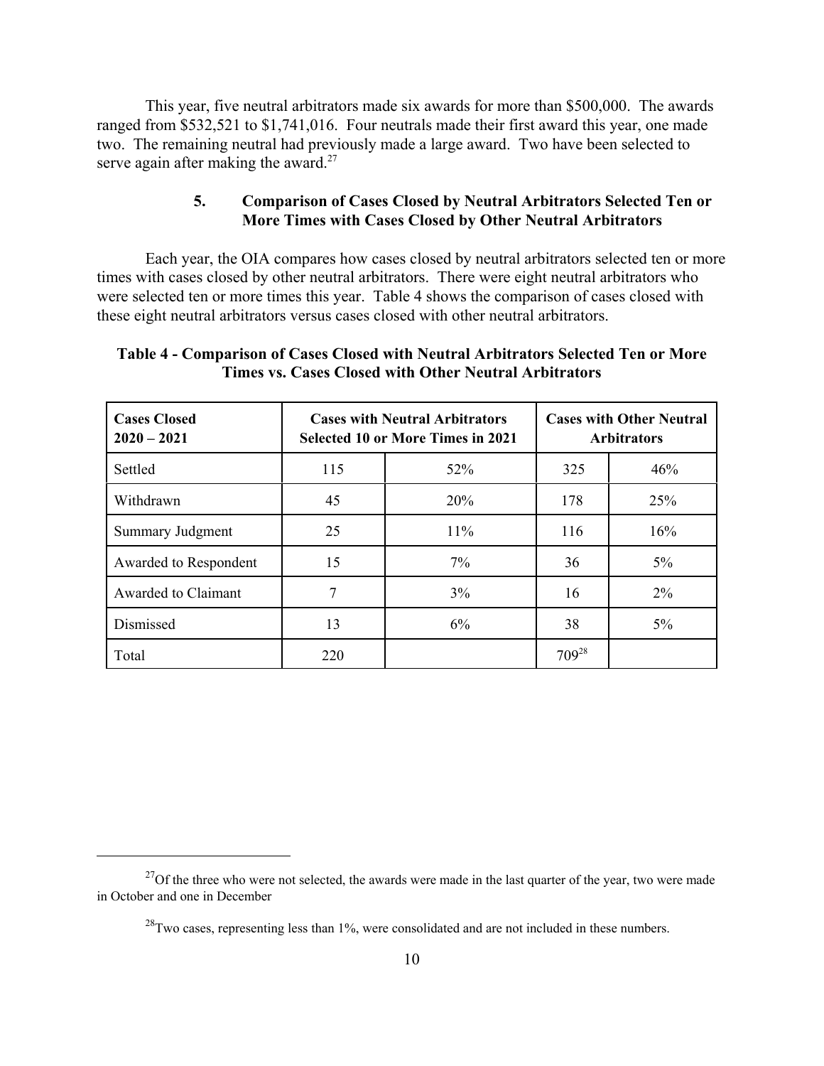This year, five neutral arbitrators made six awards for more than $500,000. The awards ranged from $532,521 to $1,741,016. Four neutrals made their first award this year, one made two. The remaining neutral had previously made a large award. Two have been selected to serve again after making the award.[27]

### 5. Comparison of Cases Closed by Neutral Arbitrators Selected Ten or More Times with Cases Closed by Other Neutral Arbitrators

Each year, the OIA compares how cases closed by neutral arbitrators selected ten or more times with cases closed by other neutral arbitrators. There were eight neutral arbitrators who were selected ten or more times this year. Table 4 shows the comparison of cases closed with these eight neutral arbitrators versus cases closed with other neutral arbitrators.

**Table 4 - Comparison of Cases Closed with Neutral Arbitrators Selected Ten or More Times vs. Cases Closed with Other Neutral Arbitrators**

| Cases Closed 2020 – 2021 | Cases with Neutral Arbitrators Selected 10 or More Times in 2021 | | Cases with Other Neutral Arbitrators | |
|---|---|---|---|---|
| Settled | 115 | 52% | 325 | 46% |
| Withdrawn | 45 | 20% | 178 | 25% |
| Summary Judgment | 25 | 11% | 116 | 16% |
| Awarded to Respondent | 15 | 7% | 36 | 5% |
| Awarded to Claimant | 7 | 3% | 16 | 2% |
| Dismissed | 13 | 6% | 38 | 5% |
| Total | 220 | | 709[28] | |

[27] Of the three who were not selected, the awards were made in the last quarter of the year, two were made in October and one in December

[28] Two cases, representing less than 1%, were consolidated and are not included in these numbers.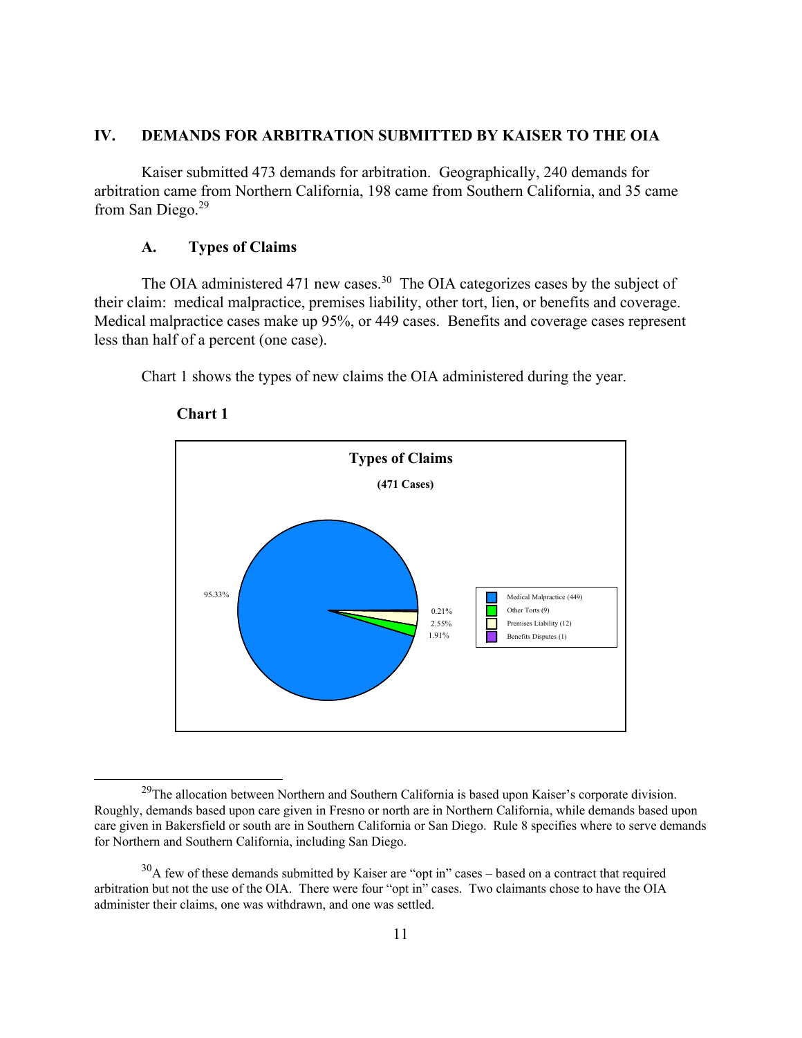## IV. DEMANDS FOR ARBITRATION SUBMITTED BY KAISER TO THE OIA

Kaiser submitted 473 demands for arbitration. Geographically, 240 demands for arbitration came from Northern California, 198 came from Southern California, and 35 came from San Diego.[29]

### A. Types of Claims

The OIA administered 471 new cases.[30] The OIA categorizes cases by the subject of their claim: medical malpractice, premises liability, other tort, lien, or benefits and coverage. Medical malpractice cases make up 95%, or 449 cases. Benefits and coverage cases represent less than half of a percent (one case).

Chart 1 shows the types of new claims the OIA administered during the year.

**Chart 1**

**Types of Claims**

**(471 Cases)**

| Type | Cases | Percent |
|---|---|---|
| Medical Malpractice | 449 | 95.33% |
| Other Torts | 9 | 1.91% |
| Premises Liability | 12 | 2.55% |
| Benefits Disputes | 1 | 0.21% |

---

[29] The allocation between Northern and Southern California is based upon Kaiser's corporate division. Roughly, demands based upon care given in Fresno or north are in Northern California, while demands based upon care given in Bakersfield or south are in Southern California or San Diego. Rule 8 specifies where to serve demands for Northern and Southern California, including San Diego.

[30] A few of these demands submitted by Kaiser are "opt in" cases – based on a contract that required arbitration but not the use of the OIA. There were four "opt in" cases. Two claimants chose to have the OIA administer their claims, one was withdrawn, and one was settled.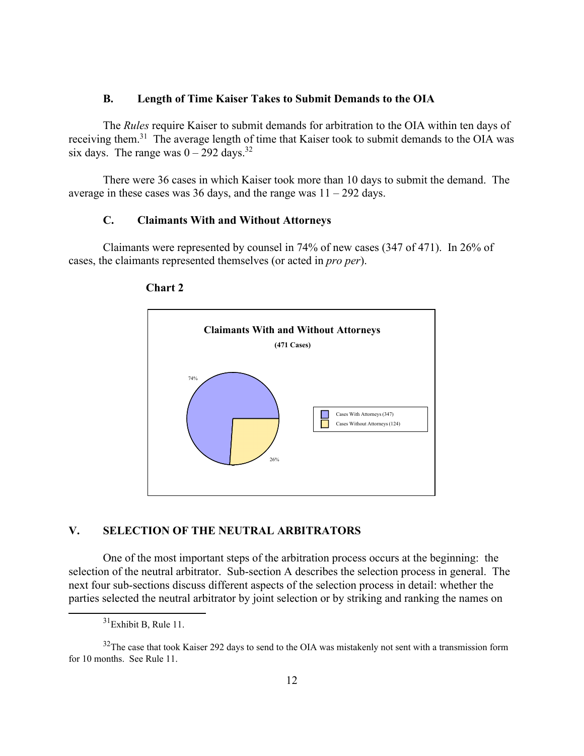### B. Length of Time Kaiser Takes to Submit Demands to the OIA

The *Rules* require Kaiser to submit demands for arbitration to the OIA within ten days of receiving them.[31] The average length of time that Kaiser took to submit demands to the OIA was six days. The range was 0 – 292 days.[32]

There were 36 cases in which Kaiser took more than 10 days to submit the demand. The average in these cases was 36 days, and the range was 11 – 292 days.

### C. Claimants With and Without Attorneys

Claimants were represented by counsel in 74% of new cases (347 of 471). In 26% of cases, the claimants represented themselves (or acted in *pro per*).

**Chart 2**

**Claimants With and Without Attorneys**

**(471 Cases)**

74%

26%

Cases With Attorneys (347)

Cases Without Attorneys (124)

## V. SELECTION OF THE NEUTRAL ARBITRATORS

One of the most important steps of the arbitration process occurs at the beginning: the selection of the neutral arbitrator. Sub-section A describes the selection process in general. The next four sub-sections discuss different aspects of the selection process in detail: whether the parties selected the neutral arbitrator by joint selection or by striking and ranking the names on

[31] Exhibit B, Rule 11.

[32] The case that took Kaiser 292 days to send to the OIA was mistakenly not sent with a transmission form for 10 months. See Rule 11.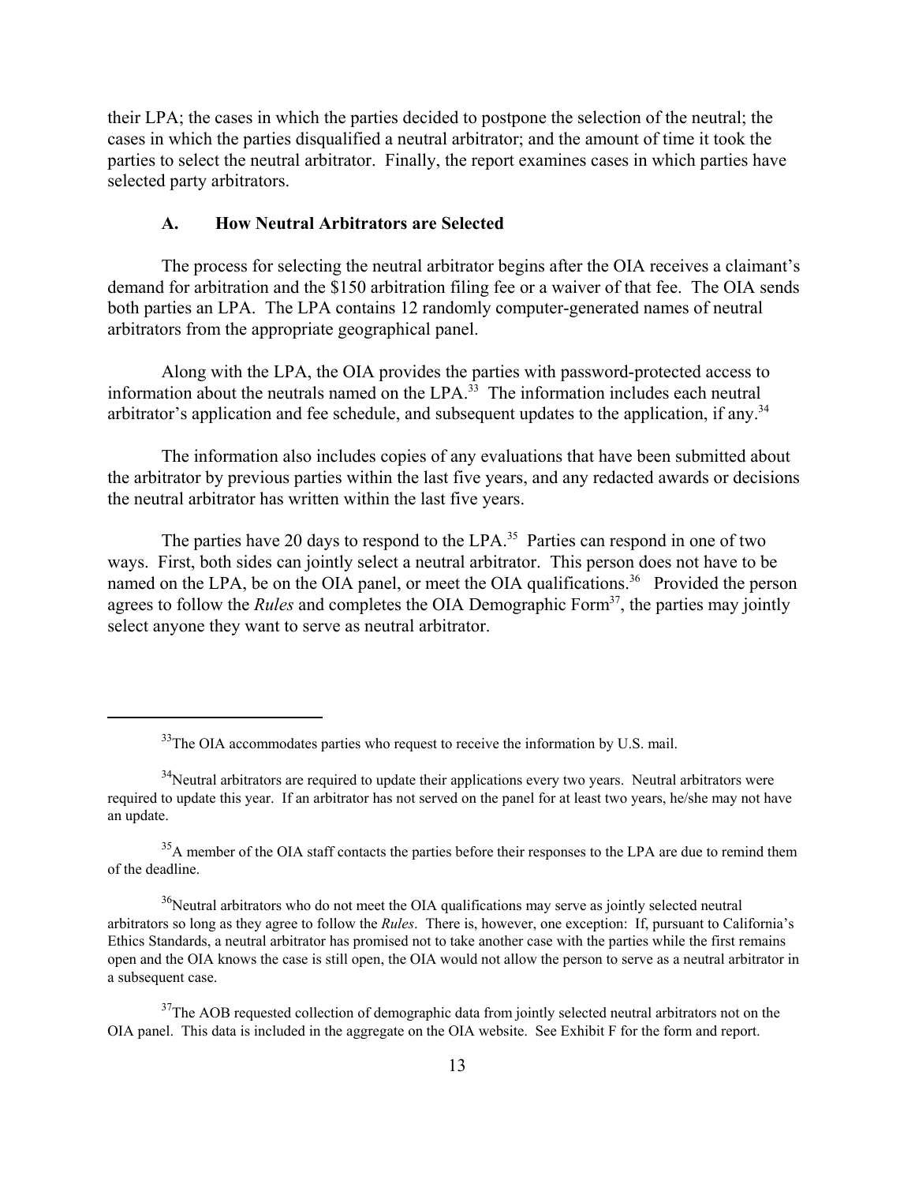their LPA; the cases in which the parties decided to postpone the selection of the neutral; the cases in which the parties disqualified a neutral arbitrator; and the amount of time it took the parties to select the neutral arbitrator. Finally, the report examines cases in which parties have selected party arbitrators.

### A. How Neutral Arbitrators are Selected

The process for selecting the neutral arbitrator begins after the OIA receives a claimant's demand for arbitration and the $150 arbitration filing fee or a waiver of that fee. The OIA sends both parties an LPA. The LPA contains 12 randomly computer-generated names of neutral arbitrators from the appropriate geographical panel.

Along with the LPA, the OIA provides the parties with password-protected access to information about the neutrals named on the LPA.[33] The information includes each neutral arbitrator's application and fee schedule, and subsequent updates to the application, if any.[34]

The information also includes copies of any evaluations that have been submitted about the arbitrator by previous parties within the last five years, and any redacted awards or decisions the neutral arbitrator has written within the last five years.

The parties have 20 days to respond to the LPA.[35] Parties can respond in one of two ways. First, both sides can jointly select a neutral arbitrator. This person does not have to be named on the LPA, be on the OIA panel, or meet the OIA qualifications.[36] Provided the person agrees to follow the *Rules* and completes the OIA Demographic Form[37], the parties may jointly select anyone they want to serve as neutral arbitrator.

---

[33] The OIA accommodates parties who request to receive the information by U.S. mail.

[34] Neutral arbitrators are required to update their applications every two years. Neutral arbitrators were required to update this year. If an arbitrator has not served on the panel for at least two years, he/she may not have an update.

[35] A member of the OIA staff contacts the parties before their responses to the LPA are due to remind them of the deadline.

[36] Neutral arbitrators who do not meet the OIA qualifications may serve as jointly selected neutral arbitrators so long as they agree to follow the *Rules*. There is, however, one exception: If, pursuant to California's Ethics Standards, a neutral arbitrator has promised not to take another case with the parties while the first remains open and the OIA knows the case is still open, the OIA would not allow the person to serve as a neutral arbitrator in a subsequent case.

[37] The AOB requested collection of demographic data from jointly selected neutral arbitrators not on the OIA panel. This data is included in the aggregate on the OIA website. See Exhibit F for the form and report.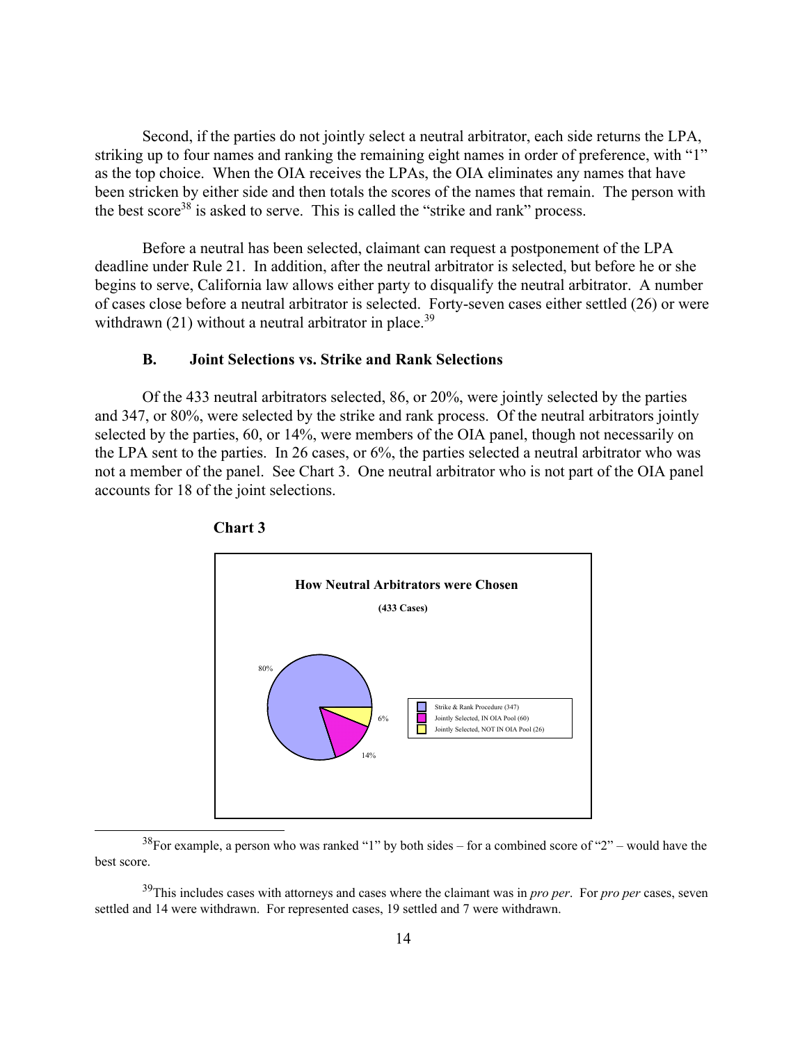Second, if the parties do not jointly select a neutral arbitrator, each side returns the LPA, striking up to four names and ranking the remaining eight names in order of preference, with "1" as the top choice. When the OIA receives the LPAs, the OIA eliminates any names that have been stricken by either side and then totals the scores of the names that remain. The person with the best score[38] is asked to serve. This is called the "strike and rank" process.

Before a neutral has been selected, claimant can request a postponement of the LPA deadline under Rule 21. In addition, after the neutral arbitrator is selected, but before he or she begins to serve, California law allows either party to disqualify the neutral arbitrator. A number of cases close before a neutral arbitrator is selected. Forty-seven cases either settled (26) or were withdrawn (21) without a neutral arbitrator in place.[39]

### B. Joint Selections vs. Strike and Rank Selections

Of the 433 neutral arbitrators selected, 86, or 20%, were jointly selected by the parties and 347, or 80%, were selected by the strike and rank process. Of the neutral arbitrators jointly selected by the parties, 60, or 14%, were members of the OIA panel, though not necessarily on the LPA sent to the parties. In 26 cases, or 6%, the parties selected a neutral arbitrator who was not a member of the panel. See Chart 3. One neutral arbitrator who is not part of the OIA panel accounts for 18 of the joint selections.

**Chart 3**

**How Neutral Arbitrators were Chosen**

**(433 Cases)**

| Category | Percent |
|---|---|
| Strike & Rank Procedure (347) | 80% |
| Jointly Selected, IN OIA Pool (60) | 14% |
| Jointly Selected, NOT IN OIA Pool (26) | 6% |

[38] For example, a person who was ranked "1" by both sides – for a combined score of "2" – would have the best score.

[39] This includes cases with attorneys and cases where the claimant was in *pro per*. For *pro per* cases, seven settled and 14 were withdrawn. For represented cases, 19 settled and 7 were withdrawn.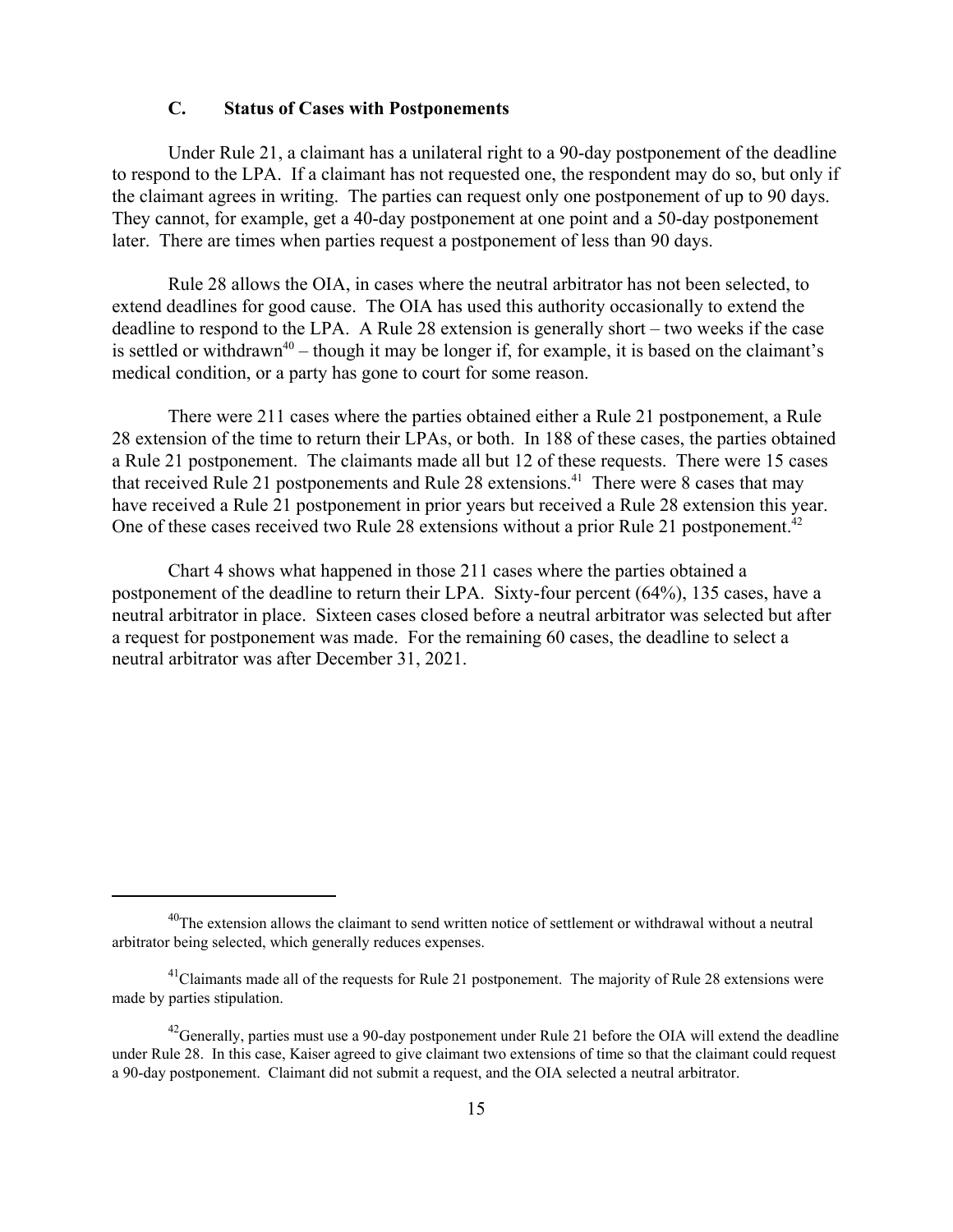### C. Status of Cases with Postponements

Under Rule 21, a claimant has a unilateral right to a 90-day postponement of the deadline to respond to the LPA. If a claimant has not requested one, the respondent may do so, but only if the claimant agrees in writing. The parties can request only one postponement of up to 90 days. They cannot, for example, get a 40-day postponement at one point and a 50-day postponement later. There are times when parties request a postponement of less than 90 days.

Rule 28 allows the OIA, in cases where the neutral arbitrator has not been selected, to extend deadlines for good cause. The OIA has used this authority occasionally to extend the deadline to respond to the LPA. A Rule 28 extension is generally short – two weeks if the case is settled or withdrawn[40] – though it may be longer if, for example, it is based on the claimant's medical condition, or a party has gone to court for some reason.

There were 211 cases where the parties obtained either a Rule 21 postponement, a Rule 28 extension of the time to return their LPAs, or both. In 188 of these cases, the parties obtained a Rule 21 postponement. The claimants made all but 12 of these requests. There were 15 cases that received Rule 21 postponements and Rule 28 extensions.[41] There were 8 cases that may have received a Rule 21 postponement in prior years but received a Rule 28 extension this year. One of these cases received two Rule 28 extensions without a prior Rule 21 postponement.[42]

Chart 4 shows what happened in those 211 cases where the parties obtained a postponement of the deadline to return their LPA. Sixty-four percent (64%), 135 cases, have a neutral arbitrator in place. Sixteen cases closed before a neutral arbitrator was selected but after a request for postponement was made. For the remaining 60 cases, the deadline to select a neutral arbitrator was after December 31, 2021.

---

[40] The extension allows the claimant to send written notice of settlement or withdrawal without a neutral arbitrator being selected, which generally reduces expenses.

[41] Claimants made all of the requests for Rule 21 postponement. The majority of Rule 28 extensions were made by parties stipulation.

[42] Generally, parties must use a 90-day postponement under Rule 21 before the OIA will extend the deadline under Rule 28. In this case, Kaiser agreed to give claimant two extensions of time so that the claimant could request a 90-day postponement. Claimant did not submit a request, and the OIA selected a neutral arbitrator.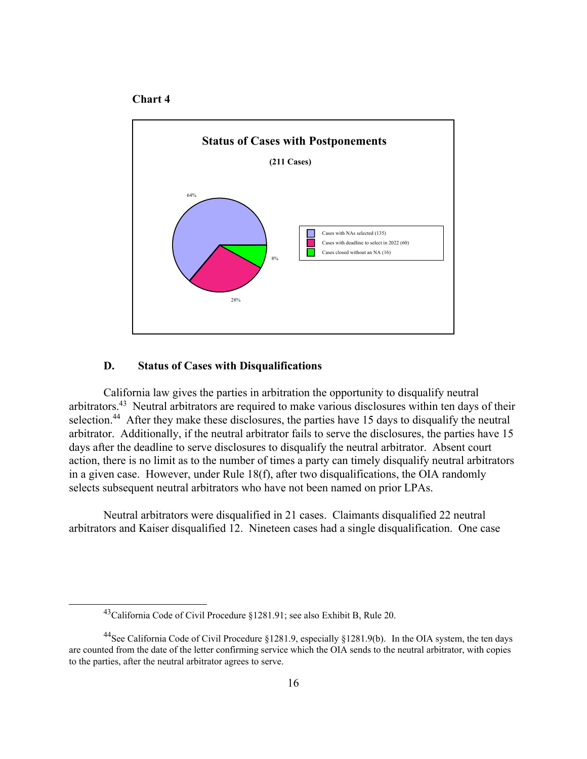**Chart 4**

**Status of Cases with Postponements**

**(211 Cases)**

- Cases with NAs selected (135) — 64%
- Cases with deadline to select in 2022 (60) — 28%
- Cases closed without an NA (16) — 8%

## D. Status of Cases with Disqualifications

California law gives the parties in arbitration the opportunity to disqualify neutral arbitrators.[43] Neutral arbitrators are required to make various disclosures within ten days of their selection.[44] After they make these disclosures, the parties have 15 days to disqualify the neutral arbitrator. Additionally, if the neutral arbitrator fails to serve the disclosures, the parties have 15 days after the deadline to serve disclosures to disqualify the neutral arbitrator. Absent court action, there is no limit as to the number of times a party can timely disqualify neutral arbitrators in a given case. However, under Rule 18(f), after two disqualifications, the OIA randomly selects subsequent neutral arbitrators who have not been named on prior LPAs.

Neutral arbitrators were disqualified in 21 cases. Claimants disqualified 22 neutral arbitrators and Kaiser disqualified 12. Nineteen cases had a single disqualification. One case

---

[43] California Code of Civil Procedure §1281.91; see also Exhibit B, Rule 20.

[44] See California Code of Civil Procedure §1281.9, especially §1281.9(b). In the OIA system, the ten days are counted from the date of the letter confirming service which the OIA sends to the neutral arbitrator, with copies to the parties, after the neutral arbitrator agrees to serve.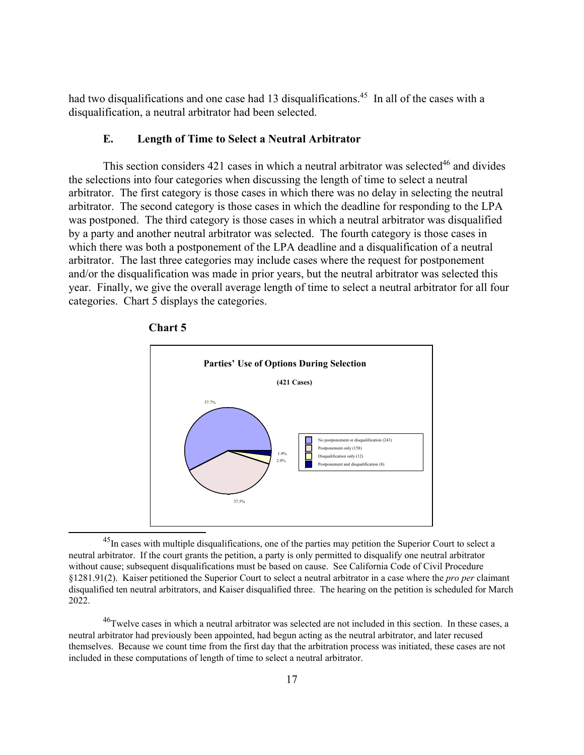had two disqualifications and one case had 13 disqualifications.[45] In all of the cases with a disqualification, a neutral arbitrator had been selected.

### E. Length of Time to Select a Neutral Arbitrator

This section considers 421 cases in which a neutral arbitrator was selected[46] and divides the selections into four categories when discussing the length of time to select a neutral arbitrator. The first category is those cases in which there was no delay in selecting the neutral arbitrator. The second category is those cases in which the deadline for responding to the LPA was postponed. The third category is those cases in which a neutral arbitrator was disqualified by a party and another neutral arbitrator was selected. The fourth category is those cases in which there was both a postponement of the LPA deadline and a disqualification of a neutral arbitrator. The last three categories may include cases where the request for postponement and/or the disqualification was made in prior years, but the neutral arbitrator was selected this year. Finally, we give the overall average length of time to select a neutral arbitrator for all four categories. Chart 5 displays the categories.

**Chart 5**

**Parties' Use of Options During Selection**

**(421 Cases)**

| Category | Cases | Percent |
|---|---|---|
| No postponement or disqualification | 243 | 57.7% |
| Postponement only | 158 | 37.5% |
| Disqualification only | 12 | 2.9% |
| Postponement and disqualification | 8 | 1.9% |

---

[45] In cases with multiple disqualifications, one of the parties may petition the Superior Court to select a neutral arbitrator. If the court grants the petition, a party is only permitted to disqualify one neutral arbitrator without cause; subsequent disqualifications must be based on cause. See California Code of Civil Procedure §1281.91(2). Kaiser petitioned the Superior Court to select a neutral arbitrator in a case where the *pro per* claimant disqualified ten neutral arbitrators, and Kaiser disqualified three. The hearing on the petition is scheduled for March 2022.

[46] Twelve cases in which a neutral arbitrator was selected are not included in this section. In these cases, a neutral arbitrator had previously been appointed, had begun acting as the neutral arbitrator, and later recused themselves. Because we count time from the first day that the arbitration process was initiated, these cases are not included in these computations of length of time to select a neutral arbitrator.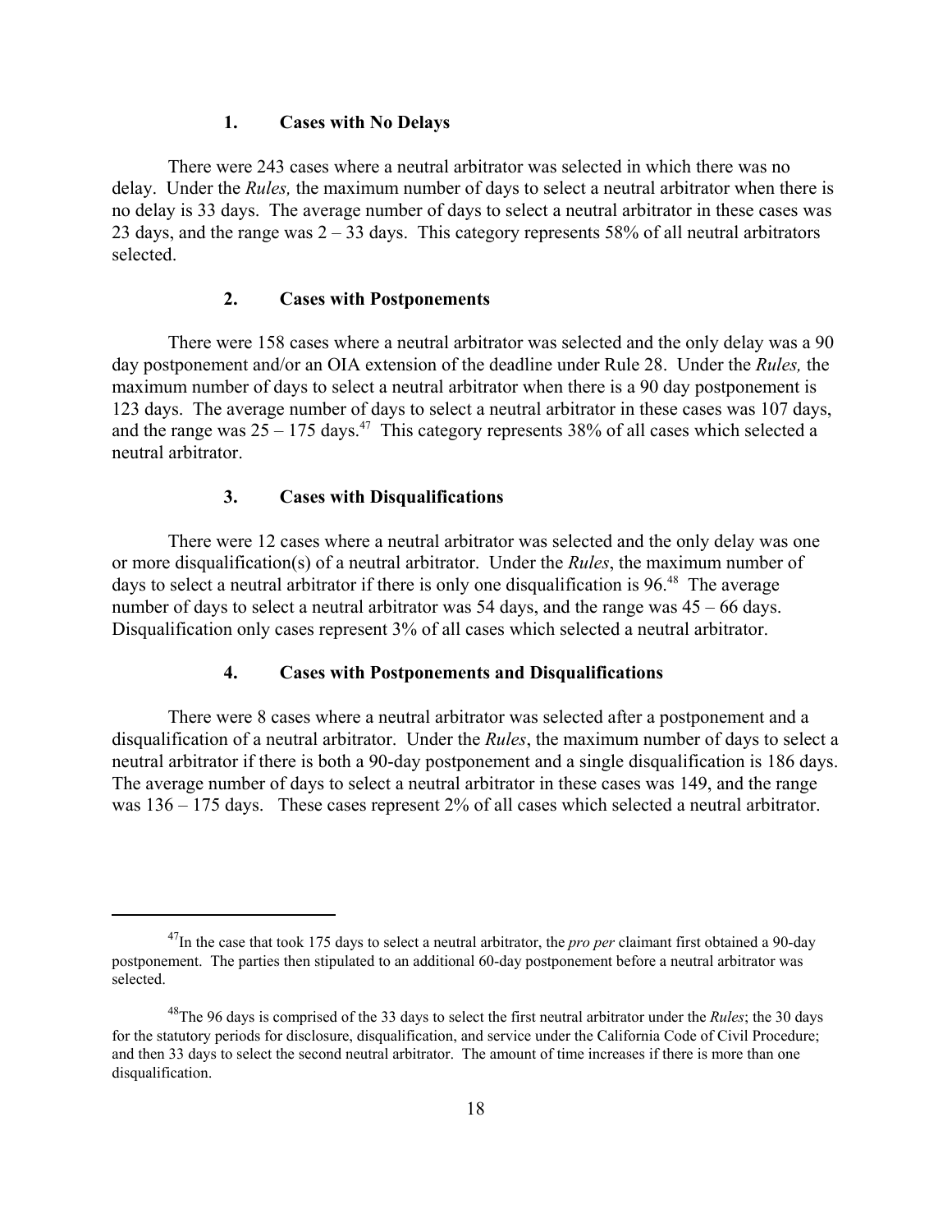### 1. Cases with No Delays

There were 243 cases where a neutral arbitrator was selected in which there was no delay. Under the *Rules,* the maximum number of days to select a neutral arbitrator when there is no delay is 33 days. The average number of days to select a neutral arbitrator in these cases was 23 days, and the range was 2 – 33 days. This category represents 58% of all neutral arbitrators selected.

### 2. Cases with Postponements

There were 158 cases where a neutral arbitrator was selected and the only delay was a 90 day postponement and/or an OIA extension of the deadline under Rule 28. Under the *Rules,* the maximum number of days to select a neutral arbitrator when there is a 90 day postponement is 123 days. The average number of days to select a neutral arbitrator in these cases was 107 days, and the range was 25 – 175 days.[47] This category represents 38% of all cases which selected a neutral arbitrator.

### 3. Cases with Disqualifications

There were 12 cases where a neutral arbitrator was selected and the only delay was one or more disqualification(s) of a neutral arbitrator. Under the *Rules*, the maximum number of days to select a neutral arbitrator if there is only one disqualification is 96.[48] The average number of days to select a neutral arbitrator was 54 days, and the range was 45 – 66 days. Disqualification only cases represent 3% of all cases which selected a neutral arbitrator.

### 4. Cases with Postponements and Disqualifications

There were 8 cases where a neutral arbitrator was selected after a postponement and a disqualification of a neutral arbitrator. Under the *Rules*, the maximum number of days to select a neutral arbitrator if there is both a 90-day postponement and a single disqualification is 186 days. The average number of days to select a neutral arbitrator in these cases was 149, and the range was 136 – 175 days. These cases represent 2% of all cases which selected a neutral arbitrator.

---

[47] In the case that took 175 days to select a neutral arbitrator, the *pro per* claimant first obtained a 90-day postponement. The parties then stipulated to an additional 60-day postponement before a neutral arbitrator was selected.

[48] The 96 days is comprised of the 33 days to select the first neutral arbitrator under the *Rules*; the 30 days for the statutory periods for disclosure, disqualification, and service under the California Code of Civil Procedure; and then 33 days to select the second neutral arbitrator. The amount of time increases if there is more than one disqualification.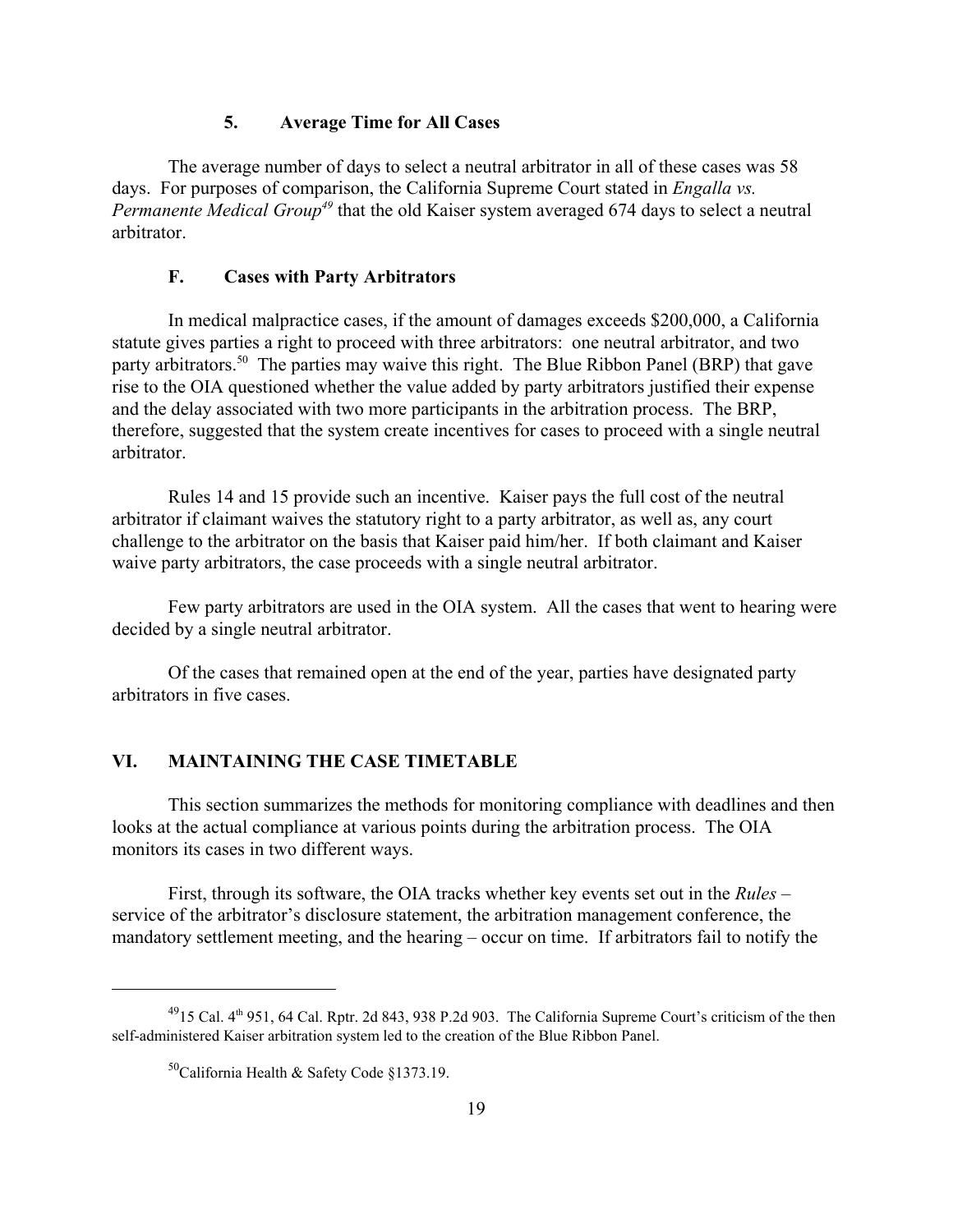#### 5. Average Time for All Cases

The average number of days to select a neutral arbitrator in all of these cases was 58 days. For purposes of comparison, the California Supreme Court stated in *Engalla vs. Permanente Medical Group*[49] that the old Kaiser system averaged 674 days to select a neutral arbitrator.

### F. Cases with Party Arbitrators

In medical malpractice cases, if the amount of damages exceeds $200,000, a California statute gives parties a right to proceed with three arbitrators: one neutral arbitrator, and two party arbitrators.[50] The parties may waive this right. The Blue Ribbon Panel (BRP) that gave rise to the OIA questioned whether the value added by party arbitrators justified their expense and the delay associated with two more participants in the arbitration process. The BRP, therefore, suggested that the system create incentives for cases to proceed with a single neutral arbitrator.

Rules 14 and 15 provide such an incentive. Kaiser pays the full cost of the neutral arbitrator if claimant waives the statutory right to a party arbitrator, as well as, any court challenge to the arbitrator on the basis that Kaiser paid him/her. If both claimant and Kaiser waive party arbitrators, the case proceeds with a single neutral arbitrator.

Few party arbitrators are used in the OIA system. All the cases that went to hearing were decided by a single neutral arbitrator.

Of the cases that remained open at the end of the year, parties have designated party arbitrators in five cases.

## VI. MAINTAINING THE CASE TIMETABLE

This section summarizes the methods for monitoring compliance with deadlines and then looks at the actual compliance at various points during the arbitration process. The OIA monitors its cases in two different ways.

First, through its software, the OIA tracks whether key events set out in the *Rules* – service of the arbitrator's disclosure statement, the arbitration management conference, the mandatory settlement meeting, and the hearing – occur on time. If arbitrators fail to notify the

---

[49] 15 Cal. 4th 951, 64 Cal. Rptr. 2d 843, 938 P.2d 903. The California Supreme Court's criticism of the then self-administered Kaiser arbitration system led to the creation of the Blue Ribbon Panel.

[50] California Health & Safety Code §1373.19.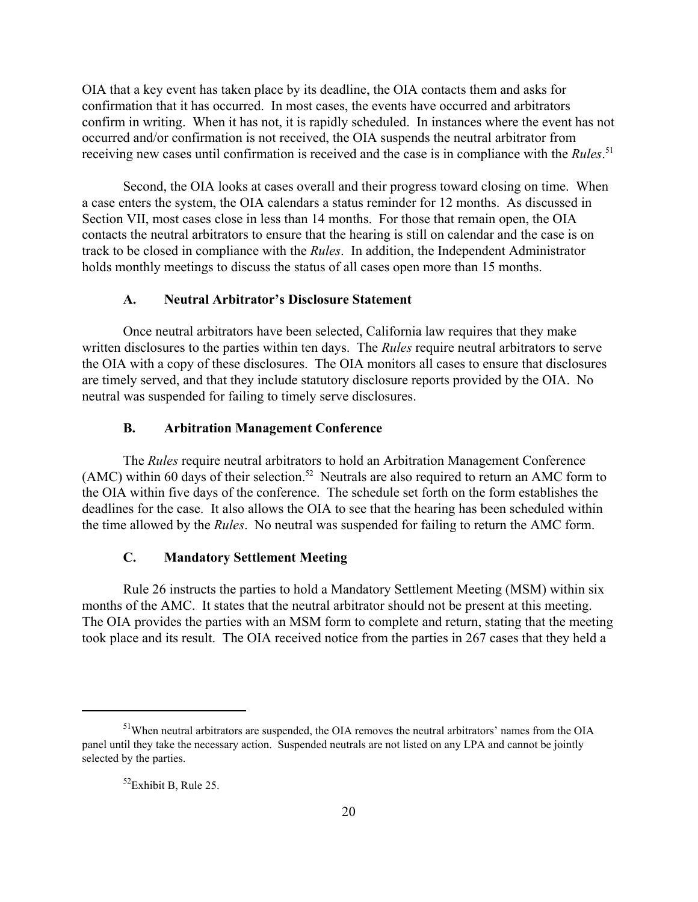OIA that a key event has taken place by its deadline, the OIA contacts them and asks for confirmation that it has occurred. In most cases, the events have occurred and arbitrators confirm in writing. When it has not, it is rapidly scheduled. In instances where the event has not occurred and/or confirmation is not received, the OIA suspends the neutral arbitrator from receiving new cases until confirmation is received and the case is in compliance with the *Rules*.[51]

Second, the OIA looks at cases overall and their progress toward closing on time. When a case enters the system, the OIA calendars a status reminder for 12 months. As discussed in Section VII, most cases close in less than 14 months. For those that remain open, the OIA contacts the neutral arbitrators to ensure that the hearing is still on calendar and the case is on track to be closed in compliance with the *Rules*. In addition, the Independent Administrator holds monthly meetings to discuss the status of all cases open more than 15 months.

### A. Neutral Arbitrator's Disclosure Statement

Once neutral arbitrators have been selected, California law requires that they make written disclosures to the parties within ten days. The *Rules* require neutral arbitrators to serve the OIA with a copy of these disclosures. The OIA monitors all cases to ensure that disclosures are timely served, and that they include statutory disclosure reports provided by the OIA. No neutral was suspended for failing to timely serve disclosures.

### B. Arbitration Management Conference

The *Rules* require neutral arbitrators to hold an Arbitration Management Conference (AMC) within 60 days of their selection.[52] Neutrals are also required to return an AMC form to the OIA within five days of the conference. The schedule set forth on the form establishes the deadlines for the case. It also allows the OIA to see that the hearing has been scheduled within the time allowed by the *Rules*. No neutral was suspended for failing to return the AMC form.

### C. Mandatory Settlement Meeting

Rule 26 instructs the parties to hold a Mandatory Settlement Meeting (MSM) within six months of the AMC. It states that the neutral arbitrator should not be present at this meeting. The OIA provides the parties with an MSM form to complete and return, stating that the meeting took place and its result. The OIA received notice from the parties in 267 cases that they held a

---

[51] When neutral arbitrators are suspended, the OIA removes the neutral arbitrators' names from the OIA panel until they take the necessary action. Suspended neutrals are not listed on any LPA and cannot be jointly selected by the parties.

[52] Exhibit B, Rule 25.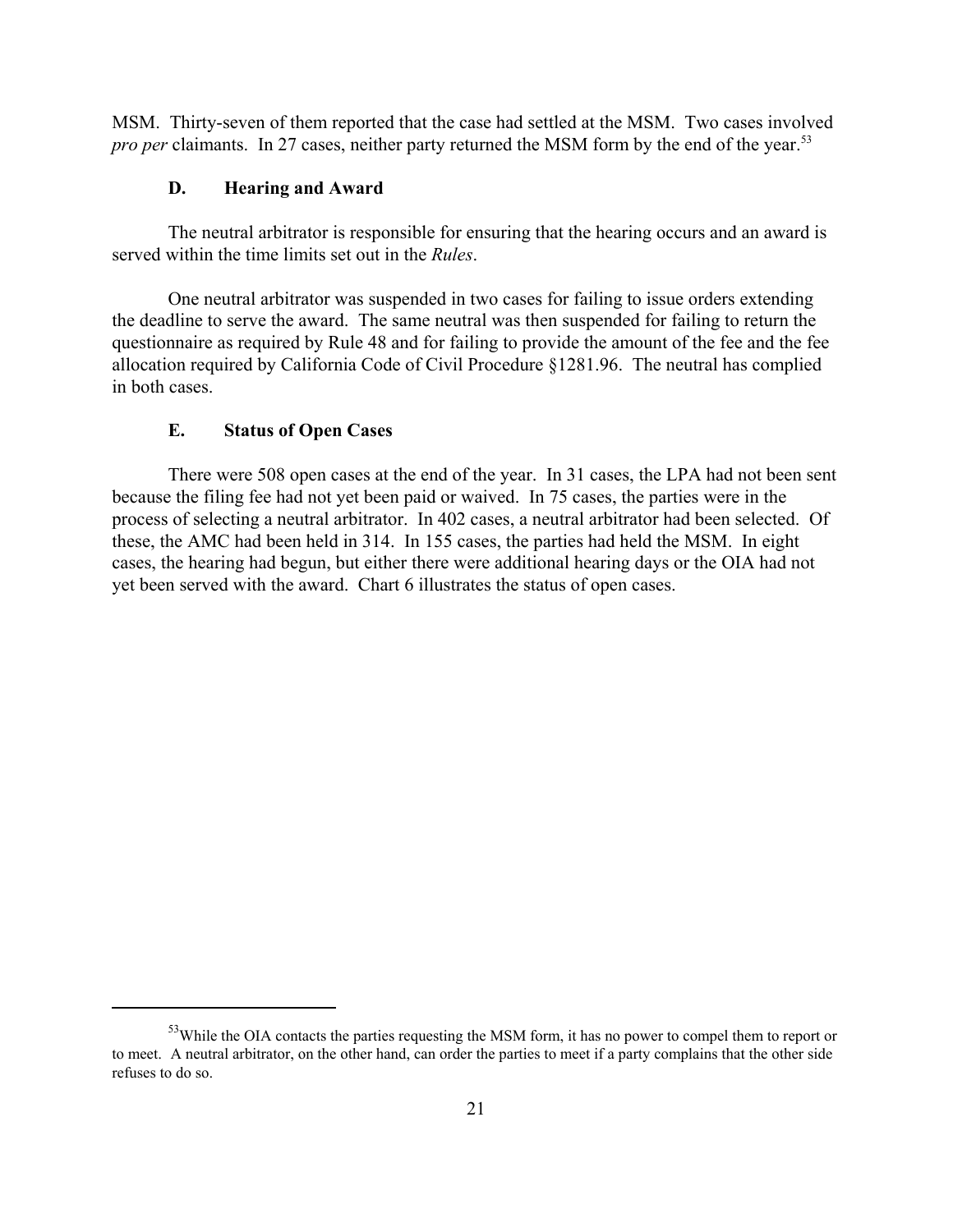MSM. Thirty-seven of them reported that the case had settled at the MSM. Two cases involved *pro per* claimants. In 27 cases, neither party returned the MSM form by the end of the year.[53]

### D. Hearing and Award

The neutral arbitrator is responsible for ensuring that the hearing occurs and an award is served within the time limits set out in the *Rules*.

One neutral arbitrator was suspended in two cases for failing to issue orders extending the deadline to serve the award. The same neutral was then suspended for failing to return the questionnaire as required by Rule 48 and for failing to provide the amount of the fee and the fee allocation required by California Code of Civil Procedure §1281.96. The neutral has complied in both cases.

### E. Status of Open Cases

There were 508 open cases at the end of the year. In 31 cases, the LPA had not been sent because the filing fee had not yet been paid or waived. In 75 cases, the parties were in the process of selecting a neutral arbitrator. In 402 cases, a neutral arbitrator had been selected. Of these, the AMC had been held in 314. In 155 cases, the parties had held the MSM. In eight cases, the hearing had begun, but either there were additional hearing days or the OIA had not yet been served with the award. Chart 6 illustrates the status of open cases.

---

[53] While the OIA contacts the parties requesting the MSM form, it has no power to compel them to report or to meet. A neutral arbitrator, on the other hand, can order the parties to meet if a party complains that the other side refuses to do so.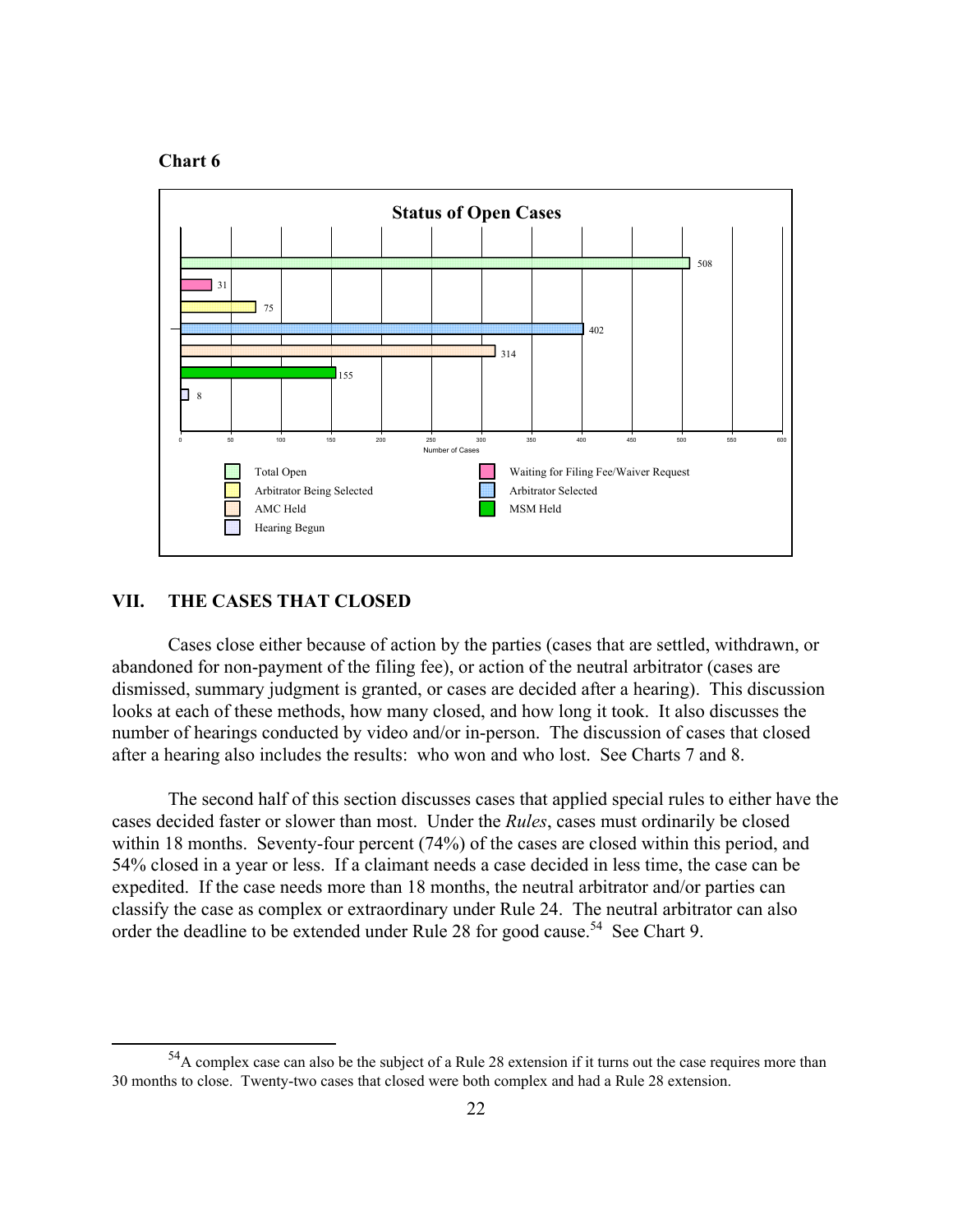**Chart 6**

**Status of Open Cases**

| Status | Number of Cases |
|---|---|
| Total Open | 508 |
| Waiting for Filing Fee/Waiver Request | 31 |
| Arbitrator Being Selected | 75 |
| Arbitrator Selected | 402 |
| AMC Held | 314 |
| MSM Held | 155 |
| Hearing Begun | 8 |

## VII. THE CASES THAT CLOSED

Cases close either because of action by the parties (cases that are settled, withdrawn, or abandoned for non-payment of the filing fee), or action of the neutral arbitrator (cases are dismissed, summary judgment is granted, or cases are decided after a hearing). This discussion looks at each of these methods, how many closed, and how long it took. It also discusses the number of hearings conducted by video and/or in-person. The discussion of cases that closed after a hearing also includes the results: who won and who lost. See Charts 7 and 8.

The second half of this section discusses cases that applied special rules to either have the cases decided faster or slower than most. Under the *Rules*, cases must ordinarily be closed within 18 months. Seventy-four percent (74%) of the cases are closed within this period, and 54% closed in a year or less. If a claimant needs a case decided in less time, the case can be expedited. If the case needs more than 18 months, the neutral arbitrator and/or parties can classify the case as complex or extraordinary under Rule 24. The neutral arbitrator can also order the deadline to be extended under Rule 28 for good cause.[54] See Chart 9.

[54] A complex case can also be the subject of a Rule 28 extension if it turns out the case requires more than 30 months to close. Twenty-two cases that closed were both complex and had a Rule 28 extension.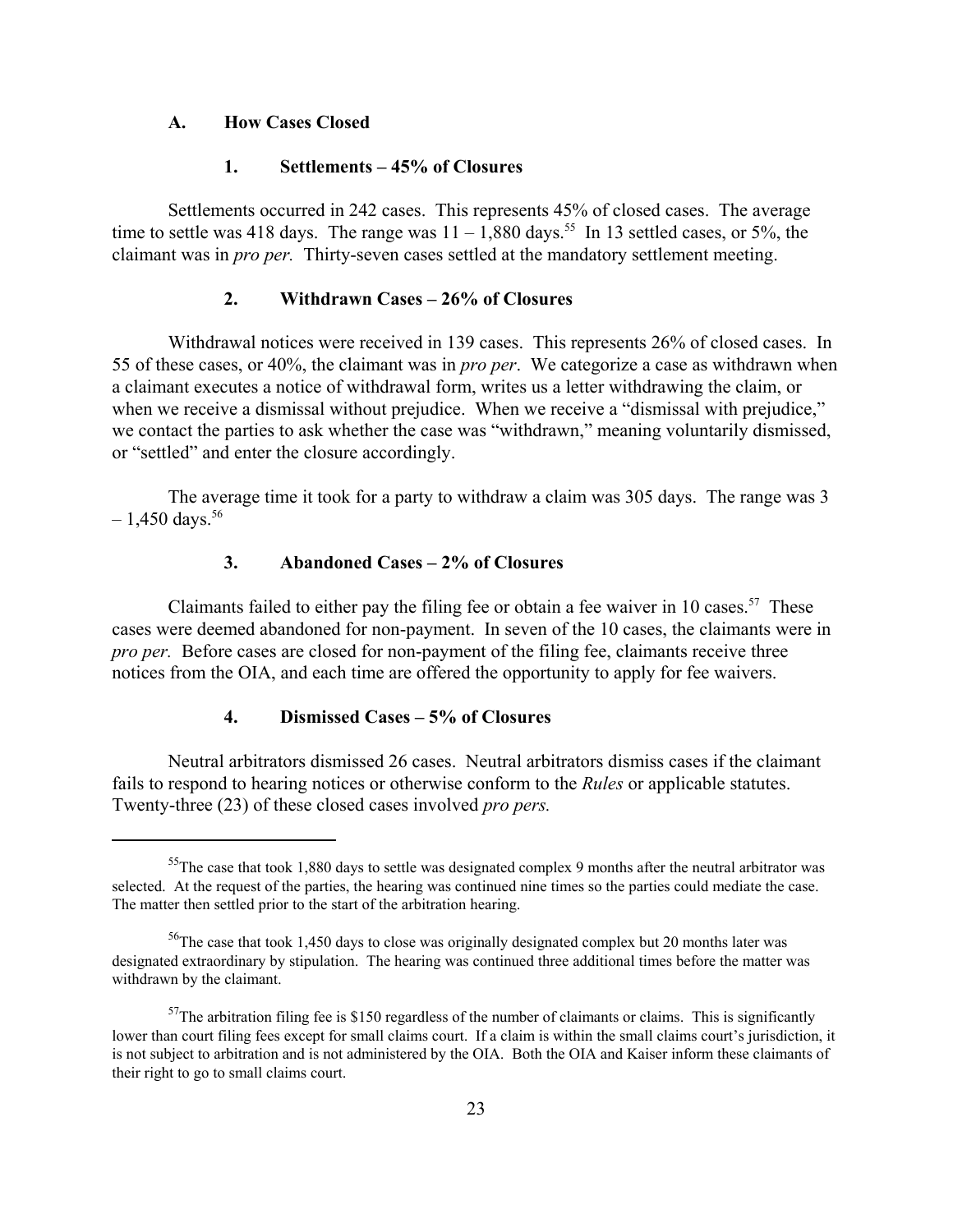### A. How Cases Closed

#### 1. Settlements – 45% of Closures

Settlements occurred in 242 cases. This represents 45% of closed cases. The average time to settle was 418 days. The range was 11 – 1,880 days.[55] In 13 settled cases, or 5%, the claimant was in *pro per.* Thirty-seven cases settled at the mandatory settlement meeting.

#### 2. Withdrawn Cases – 26% of Closures

Withdrawal notices were received in 139 cases. This represents 26% of closed cases. In 55 of these cases, or 40%, the claimant was in *pro per*. We categorize a case as withdrawn when a claimant executes a notice of withdrawal form, writes us a letter withdrawing the claim, or when we receive a dismissal without prejudice. When we receive a "dismissal with prejudice," we contact the parties to ask whether the case was "withdrawn," meaning voluntarily dismissed, or "settled" and enter the closure accordingly.

The average time it took for a party to withdraw a claim was 305 days. The range was 3 – 1,450 days.[56]

#### 3. Abandoned Cases – 2% of Closures

Claimants failed to either pay the filing fee or obtain a fee waiver in 10 cases.[57] These cases were deemed abandoned for non-payment. In seven of the 10 cases, the claimants were in *pro per.* Before cases are closed for non-payment of the filing fee, claimants receive three notices from the OIA, and each time are offered the opportunity to apply for fee waivers.

#### 4. Dismissed Cases – 5% of Closures

Neutral arbitrators dismissed 26 cases. Neutral arbitrators dismiss cases if the claimant fails to respond to hearing notices or otherwise conform to the *Rules* or applicable statutes. Twenty-three (23) of these closed cases involved *pro pers.*

---

[55] The case that took 1,880 days to settle was designated complex 9 months after the neutral arbitrator was selected. At the request of the parties, the hearing was continued nine times so the parties could mediate the case. The matter then settled prior to the start of the arbitration hearing.

[56] The case that took 1,450 days to close was originally designated complex but 20 months later was designated extraordinary by stipulation. The hearing was continued three additional times before the matter was withdrawn by the claimant.

[57] The arbitration filing fee is $150 regardless of the number of claimants or claims. This is significantly lower than court filing fees except for small claims court. If a claim is within the small claims court's jurisdiction, it is not subject to arbitration and is not administered by the OIA. Both the OIA and Kaiser inform these claimants of their right to go to small claims court.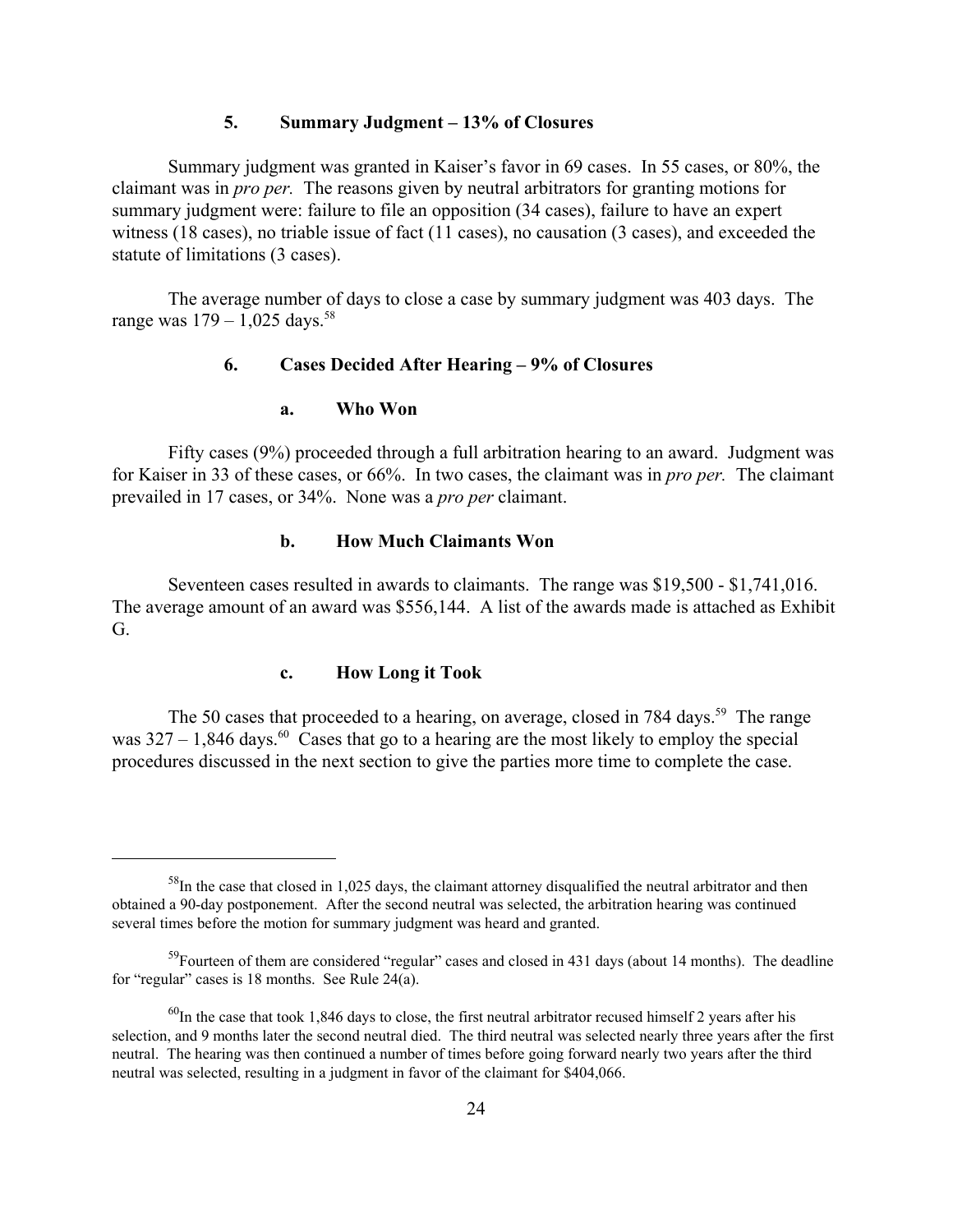### 5. Summary Judgment – 13% of Closures

Summary judgment was granted in Kaiser's favor in 69 cases. In 55 cases, or 80%, the claimant was in *pro per.* The reasons given by neutral arbitrators for granting motions for summary judgment were: failure to file an opposition (34 cases), failure to have an expert witness (18 cases), no triable issue of fact (11 cases), no causation (3 cases), and exceeded the statute of limitations (3 cases).

The average number of days to close a case by summary judgment was 403 days. The range was 179 – 1,025 days.[58]

### 6. Cases Decided After Hearing – 9% of Closures

#### a. Who Won

Fifty cases (9%) proceeded through a full arbitration hearing to an award. Judgment was for Kaiser in 33 of these cases, or 66%. In two cases, the claimant was in *pro per.* The claimant prevailed in 17 cases, or 34%. None was a *pro per* claimant.

#### b. How Much Claimants Won

Seventeen cases resulted in awards to claimants. The range was $19,500 - $1,741,016. The average amount of an award was $556,144. A list of the awards made is attached as Exhibit G.

#### c. How Long it Took

The 50 cases that proceeded to a hearing, on average, closed in 784 days.[59] The range was 327 – 1,846 days.[60] Cases that go to a hearing are the most likely to employ the special procedures discussed in the next section to give the parties more time to complete the case.

---

[58] In the case that closed in 1,025 days, the claimant attorney disqualified the neutral arbitrator and then obtained a 90-day postponement. After the second neutral was selected, the arbitration hearing was continued several times before the motion for summary judgment was heard and granted.

[59] Fourteen of them are considered "regular" cases and closed in 431 days (about 14 months). The deadline for "regular" cases is 18 months. See Rule 24(a).

[60] In the case that took 1,846 days to close, the first neutral arbitrator recused himself 2 years after his selection, and 9 months later the second neutral died. The third neutral was selected nearly three years after the first neutral. The hearing was then continued a number of times before going forward nearly two years after the third neutral was selected, resulting in a judgment in favor of the claimant for $404,066.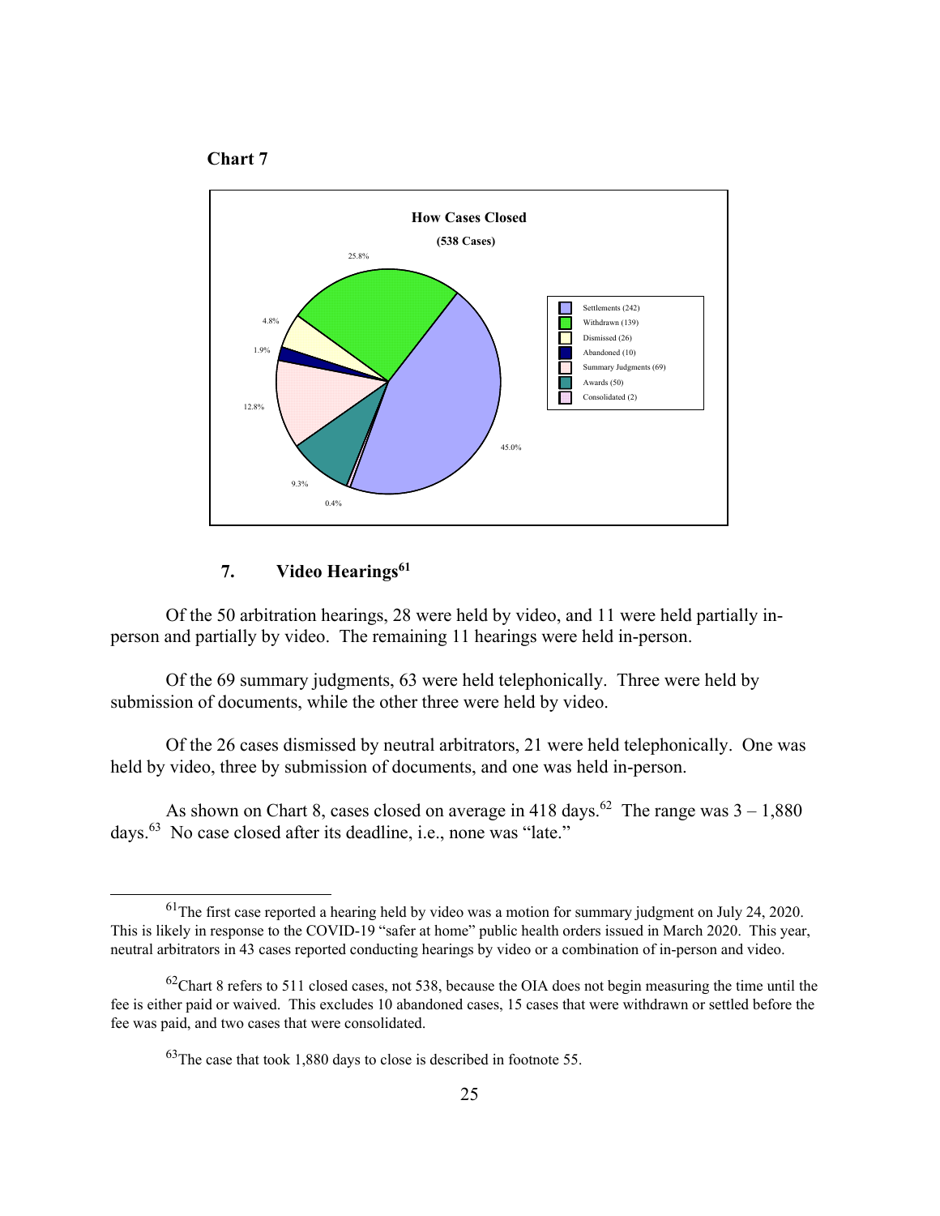**Chart 7**

**How Cases Closed**

**(538 Cases)**

| Category | Cases | Percentage |
|---|---|---|
| Settlements | 242 | 45.0% |
| Withdrawn | 139 | 25.8% |
| Dismissed | 26 | 4.8% |
| Abandoned | 10 | 1.9% |
| Summary Judgments | 69 | 12.8% |
| Awards | 50 | 9.3% |
| Consolidated | 2 | 0.4% |

### 7. Video Hearings[61]

Of the 50 arbitration hearings, 28 were held by video, and 11 were held partially in-person and partially by video. The remaining 11 hearings were held in-person.

Of the 69 summary judgments, 63 were held telephonically. Three were held by submission of documents, while the other three were held by video.

Of the 26 cases dismissed by neutral arbitrators, 21 were held telephonically. One was held by video, three by submission of documents, and one was held in-person.

As shown on Chart 8, cases closed on average in 418 days.[62] The range was 3 – 1,880 days.[63] No case closed after its deadline, i.e., none was "late."

---

[61] The first case reported a hearing held by video was a motion for summary judgment on July 24, 2020. This is likely in response to the COVID-19 "safer at home" public health orders issued in March 2020. This year, neutral arbitrators in 43 cases reported conducting hearings by video or a combination of in-person and video.

[62] Chart 8 refers to 511 closed cases, not 538, because the OIA does not begin measuring the time until the fee is either paid or waived. This excludes 10 abandoned cases, 15 cases that were withdrawn or settled before the fee was paid, and two cases that were consolidated.

[63] The case that took 1,880 days to close is described in footnote 55.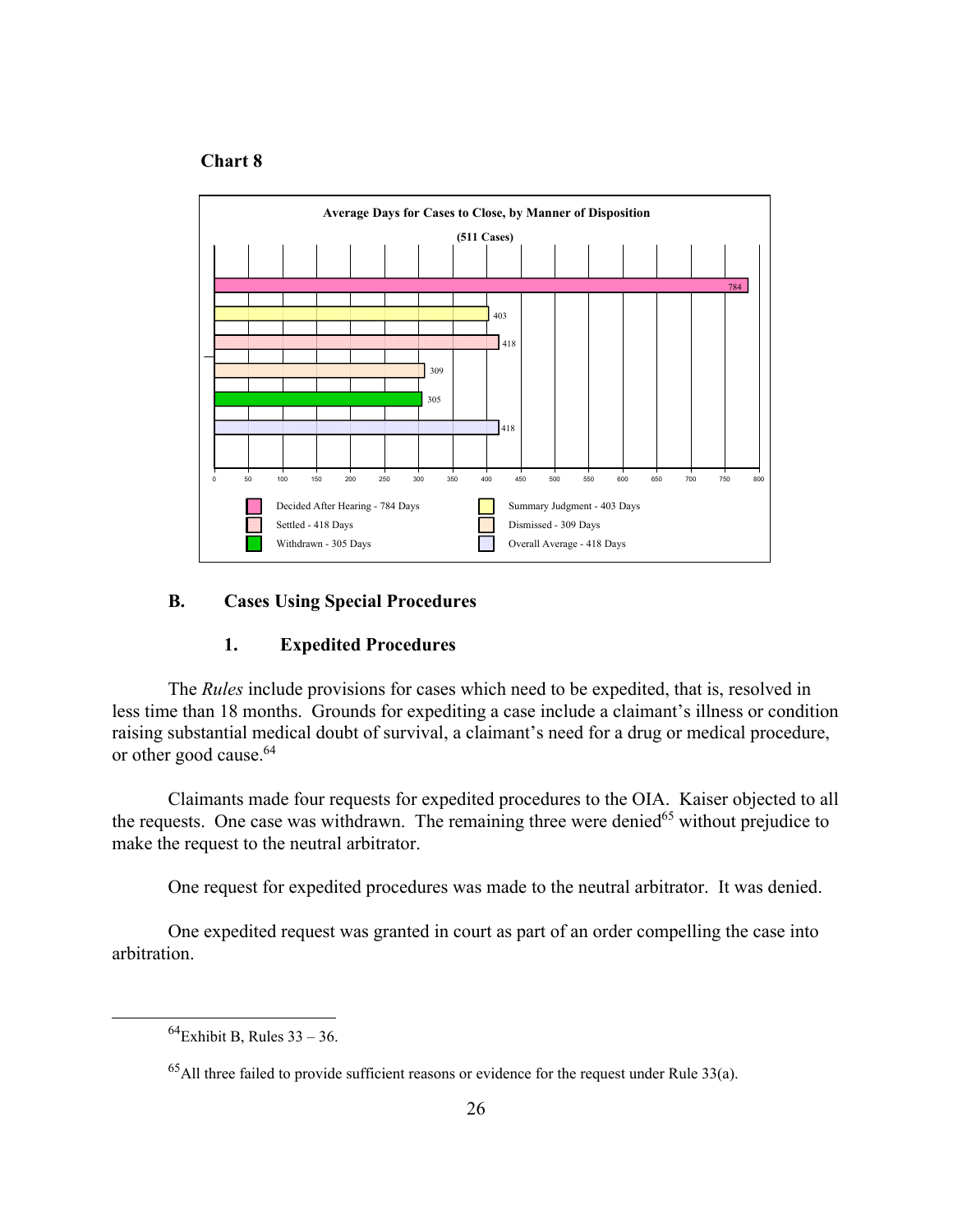**Chart 8**

**Average Days for Cases to Close, by Manner of Disposition**

**(511 Cases)**

| Manner of Disposition | Days |
|---|---|
| Decided After Hearing | 784 |
| Summary Judgment | 403 |
| Settled | 418 |
| Dismissed | 309 |
| Withdrawn | 305 |
| Overall Average | 418 |

## B. Cases Using Special Procedures

### 1. Expedited Procedures

The *Rules* include provisions for cases which need to be expedited, that is, resolved in less time than 18 months. Grounds for expediting a case include a claimant's illness or condition raising substantial medical doubt of survival, a claimant's need for a drug or medical procedure, or other good cause.[64]

Claimants made four requests for expedited procedures to the OIA. Kaiser objected to all the requests. One case was withdrawn. The remaining three were denied[65] without prejudice to make the request to the neutral arbitrator.

One request for expedited procedures was made to the neutral arbitrator. It was denied.

One expedited request was granted in court as part of an order compelling the case into arbitration.

---

[64] Exhibit B, Rules 33 – 36.

[65] All three failed to provide sufficient reasons or evidence for the request under Rule 33(a).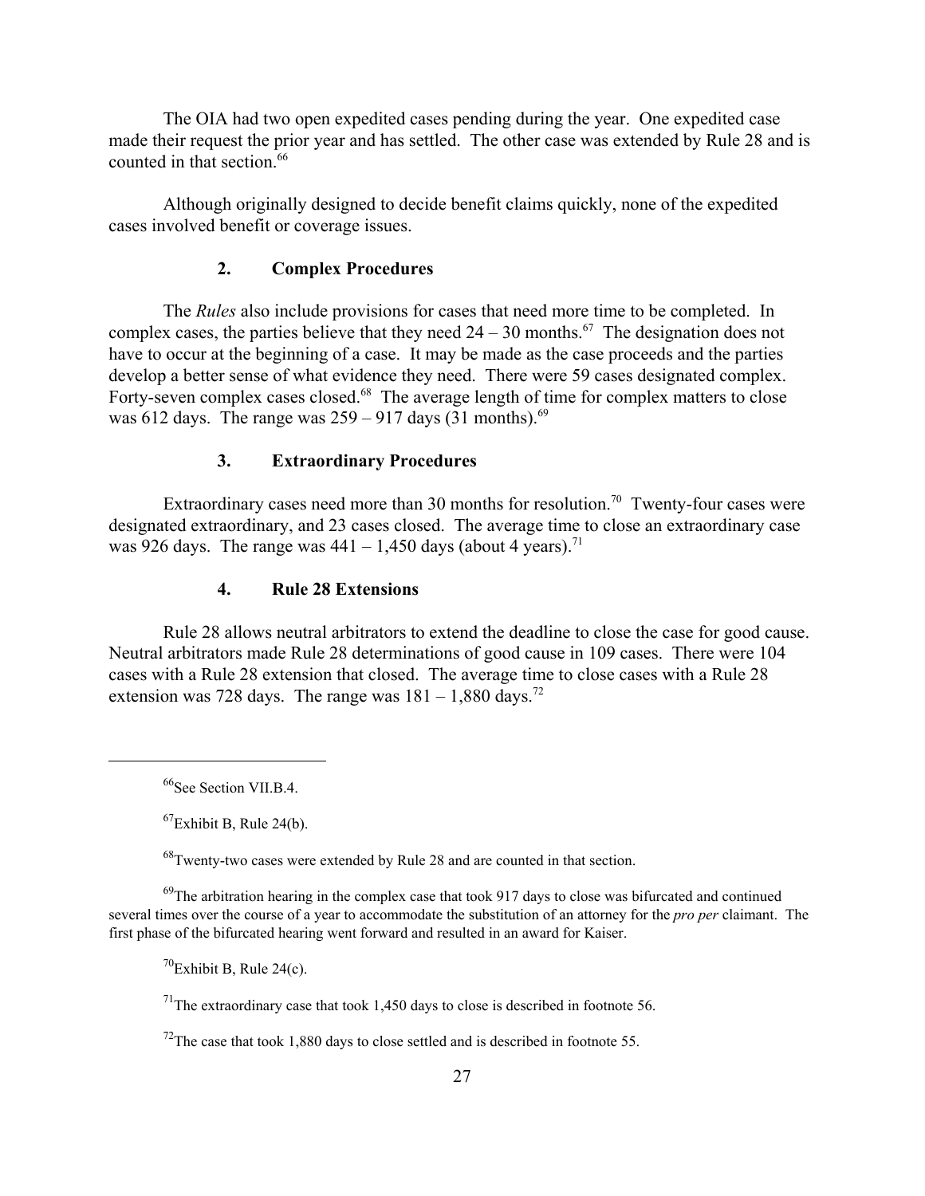The OIA had two open expedited cases pending during the year. One expedited case made their request the prior year and has settled. The other case was extended by Rule 28 and is counted in that section.[66]

Although originally designed to decide benefit claims quickly, none of the expedited cases involved benefit or coverage issues.

### 2. Complex Procedures

The *Rules* also include provisions for cases that need more time to be completed. In complex cases, the parties believe that they need 24 – 30 months.[67] The designation does not have to occur at the beginning of a case. It may be made as the case proceeds and the parties develop a better sense of what evidence they need. There were 59 cases designated complex. Forty-seven complex cases closed.[68] The average length of time for complex matters to close was 612 days. The range was 259 – 917 days (31 months).[69]

### 3. Extraordinary Procedures

Extraordinary cases need more than 30 months for resolution.[70] Twenty-four cases were designated extraordinary, and 23 cases closed. The average time to close an extraordinary case was 926 days. The range was 441 – 1,450 days (about 4 years).[71]

### 4. Rule 28 Extensions

Rule 28 allows neutral arbitrators to extend the deadline to close the case for good cause. Neutral arbitrators made Rule 28 determinations of good cause in 109 cases. There were 104 cases with a Rule 28 extension that closed. The average time to close cases with a Rule 28 extension was 728 days. The range was 181 – 1,880 days.[72]

---

[66] See Section VII.B.4.

[67] Exhibit B, Rule 24(b).

[68] Twenty-two cases were extended by Rule 28 and are counted in that section.

[69] The arbitration hearing in the complex case that took 917 days to close was bifurcated and continued several times over the course of a year to accommodate the substitution of an attorney for the *pro per* claimant. The first phase of the bifurcated hearing went forward and resulted in an award for Kaiser.

[70] Exhibit B, Rule 24(c).

[71] The extraordinary case that took 1,450 days to close is described in footnote 56.

[72] The case that took 1,880 days to close settled and is described in footnote 55.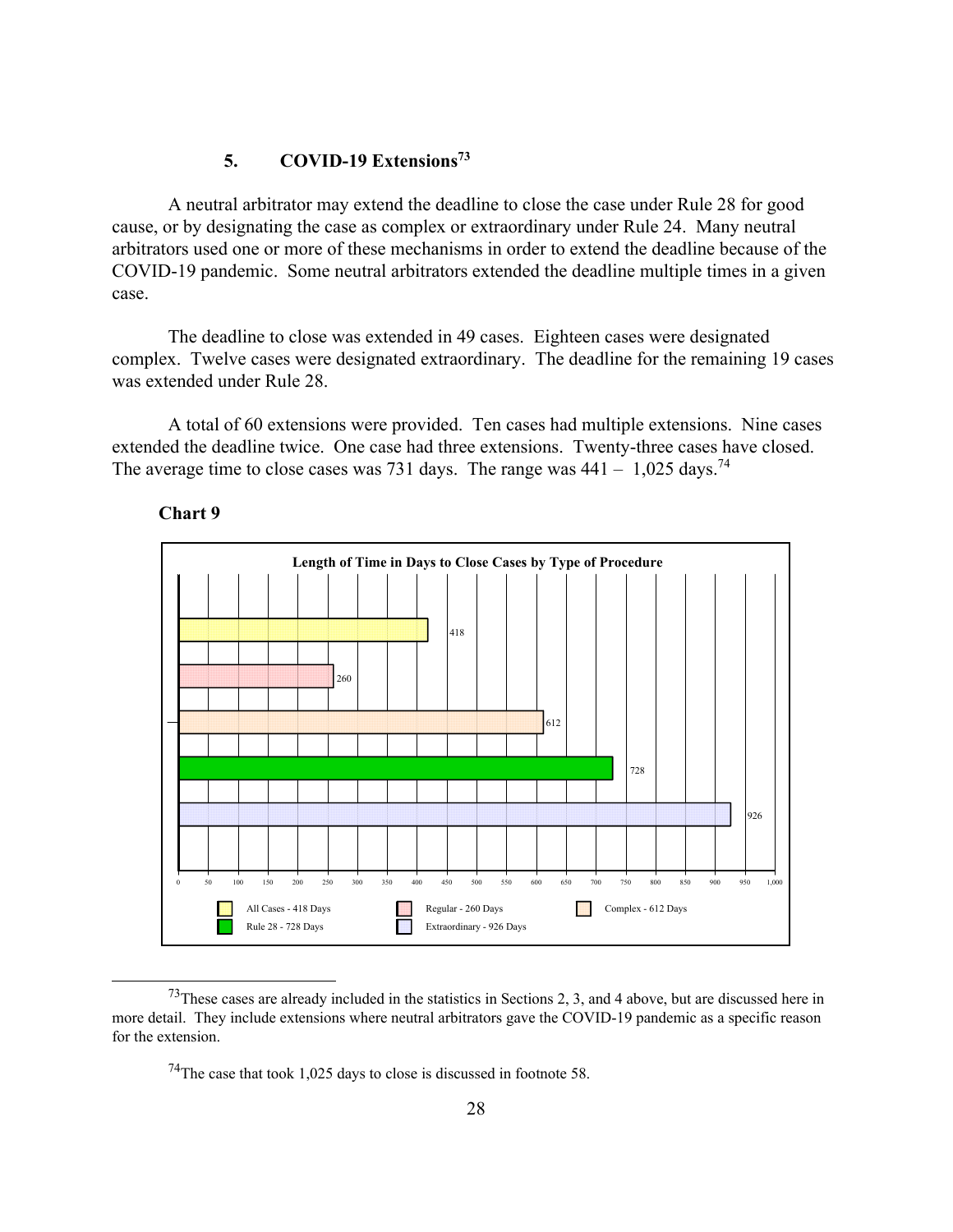### 5. COVID-19 Extensions[73]

A neutral arbitrator may extend the deadline to close the case under Rule 28 for good cause, or by designating the case as complex or extraordinary under Rule 24. Many neutral arbitrators used one or more of these mechanisms in order to extend the deadline because of the COVID-19 pandemic. Some neutral arbitrators extended the deadline multiple times in a given case.

The deadline to close was extended in 49 cases. Eighteen cases were designated complex. Twelve cases were designated extraordinary. The deadline for the remaining 19 cases was extended under Rule 28.

A total of 60 extensions were provided. Ten cases had multiple extensions. Nine cases extended the deadline twice. One case had three extensions. Twenty-three cases have closed. The average time to close cases was 731 days. The range was 441 – 1,025 days.[74]

**Chart 9**

**Length of Time in Days to Close Cases by Type of Procedure**

| Type of Procedure | Days |
|---|---|
| All Cases | 418 |
| Regular | 260 |
| Complex | 612 |
| Rule 28 | 728 |
| Extraordinary | 926 |

[73] These cases are already included in the statistics in Sections 2, 3, and 4 above, but are discussed here in more detail. They include extensions where neutral arbitrators gave the COVID-19 pandemic as a specific reason for the extension.

[74] The case that took 1,025 days to close is discussed in footnote 58.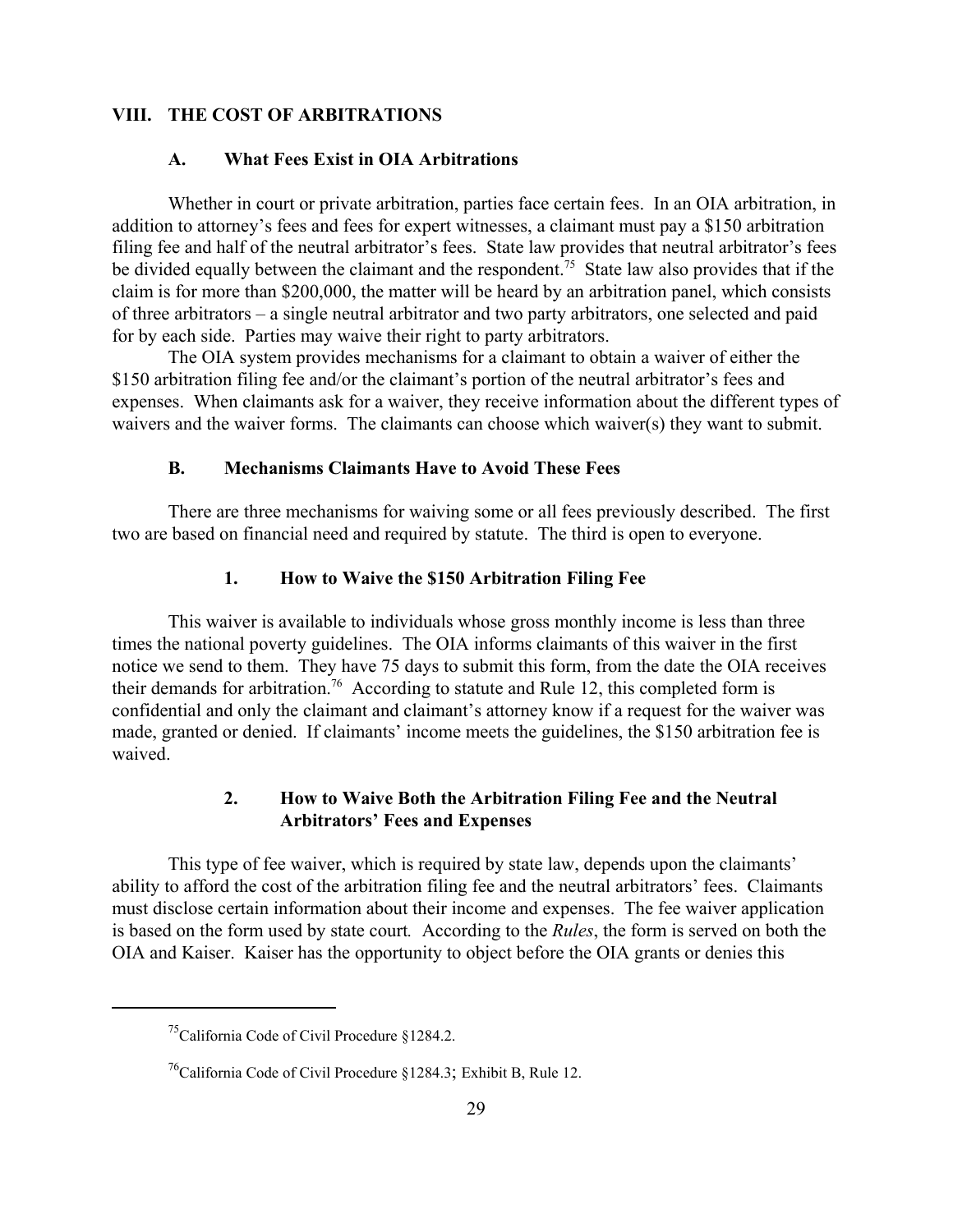## VIII. THE COST OF ARBITRATIONS

### A. What Fees Exist in OIA Arbitrations

Whether in court or private arbitration, parties face certain fees. In an OIA arbitration, in addition to attorney's fees and fees for expert witnesses, a claimant must pay a $150 arbitration filing fee and half of the neutral arbitrator's fees. State law provides that neutral arbitrator's fees be divided equally between the claimant and the respondent.[75] State law also provides that if the claim is for more than $200,000, the matter will be heard by an arbitration panel, which consists of three arbitrators – a single neutral arbitrator and two party arbitrators, one selected and paid for by each side. Parties may waive their right to party arbitrators.

The OIA system provides mechanisms for a claimant to obtain a waiver of either the $150 arbitration filing fee and/or the claimant's portion of the neutral arbitrator's fees and expenses. When claimants ask for a waiver, they receive information about the different types of waivers and the waiver forms. The claimants can choose which waiver(s) they want to submit.

### B. Mechanisms Claimants Have to Avoid These Fees

There are three mechanisms for waiving some or all fees previously described. The first two are based on financial need and required by statute. The third is open to everyone.

#### 1. How to Waive the $150 Arbitration Filing Fee

This waiver is available to individuals whose gross monthly income is less than three times the national poverty guidelines. The OIA informs claimants of this waiver in the first notice we send to them. They have 75 days to submit this form, from the date the OIA receives their demands for arbitration.[76] According to statute and Rule 12, this completed form is confidential and only the claimant and claimant's attorney know if a request for the waiver was made, granted or denied. If claimants' income meets the guidelines, the $150 arbitration fee is waived.

#### 2. How to Waive Both the Arbitration Filing Fee and the Neutral Arbitrators' Fees and Expenses

This type of fee waiver, which is required by state law, depends upon the claimants' ability to afford the cost of the arbitration filing fee and the neutral arbitrators' fees. Claimants must disclose certain information about their income and expenses. The fee waiver application is based on the form used by state court. According to the *Rules*, the form is served on both the OIA and Kaiser. Kaiser has the opportunity to object before the OIA grants or denies this

---

[75] California Code of Civil Procedure §1284.2.

[76] California Code of Civil Procedure §1284.3; Exhibit B, Rule 12.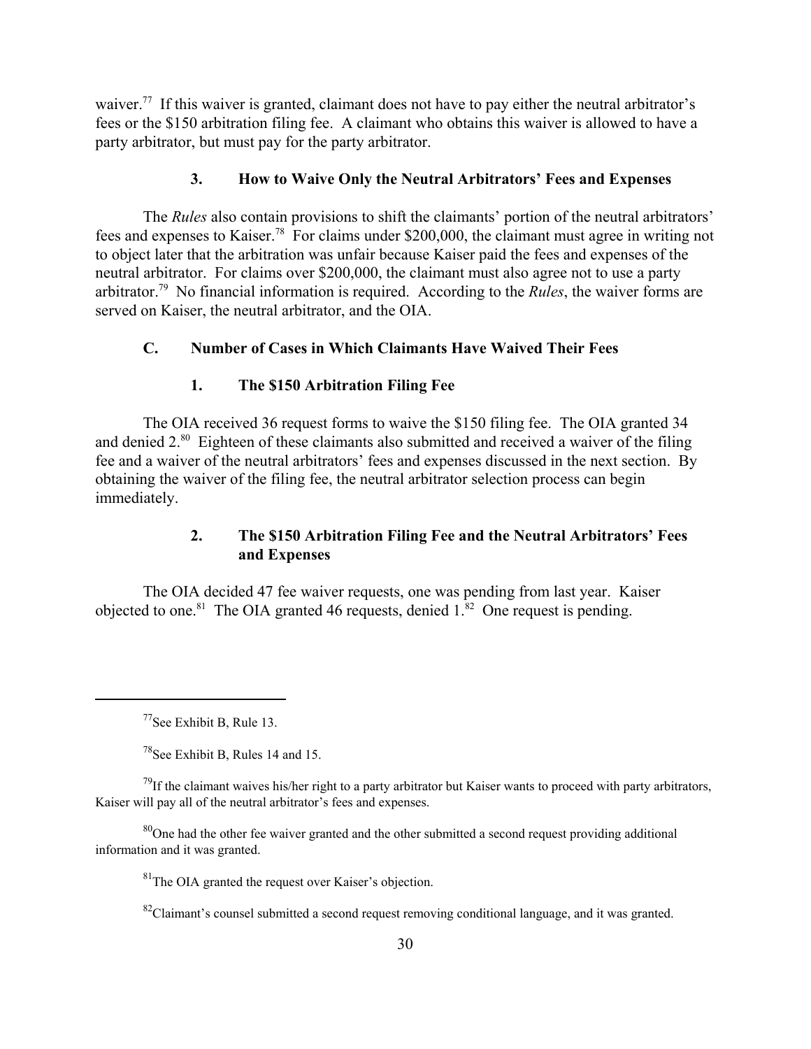waiver.[77] If this waiver is granted, claimant does not have to pay either the neutral arbitrator's fees or the $150 arbitration filing fee. A claimant who obtains this waiver is allowed to have a party arbitrator, but must pay for the party arbitrator.

### 3. How to Waive Only the Neutral Arbitrators' Fees and Expenses

The *Rules* also contain provisions to shift the claimants' portion of the neutral arbitrators' fees and expenses to Kaiser.[78] For claims under $200,000, the claimant must agree in writing not to object later that the arbitration was unfair because Kaiser paid the fees and expenses of the neutral arbitrator. For claims over $200,000, the claimant must also agree not to use a party arbitrator.[79] No financial information is required. According to the *Rules*, the waiver forms are served on Kaiser, the neutral arbitrator, and the OIA.

## C. Number of Cases in Which Claimants Have Waived Their Fees

### 1. The $150 Arbitration Filing Fee

The OIA received 36 request forms to waive the $150 filing fee. The OIA granted 34 and denied 2.[80] Eighteen of these claimants also submitted and received a waiver of the filing fee and a waiver of the neutral arbitrators' fees and expenses discussed in the next section. By obtaining the waiver of the filing fee, the neutral arbitrator selection process can begin immediately.

### 2. The $150 Arbitration Filing Fee and the Neutral Arbitrators' Fees and Expenses

The OIA decided 47 fee waiver requests, one was pending from last year. Kaiser objected to one.[81] The OIA granted 46 requests, denied 1.[82] One request is pending.

---

[77] See Exhibit B, Rule 13.

[78] See Exhibit B, Rules 14 and 15.

[79] If the claimant waives his/her right to a party arbitrator but Kaiser wants to proceed with party arbitrators, Kaiser will pay all of the neutral arbitrator's fees and expenses.

[80] One had the other fee waiver granted and the other submitted a second request providing additional information and it was granted.

[81] The OIA granted the request over Kaiser's objection.

[82] Claimant's counsel submitted a second request removing conditional language, and it was granted.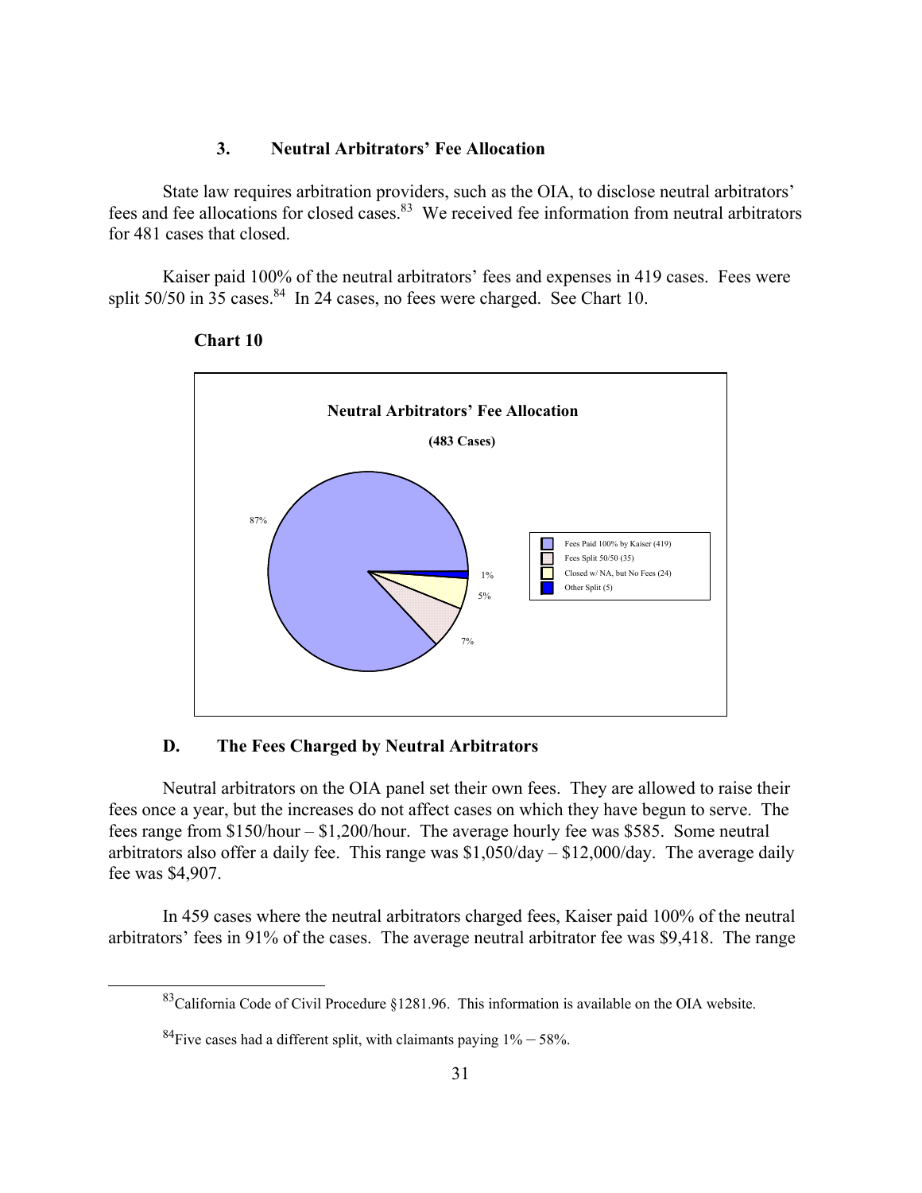### 3. Neutral Arbitrators' Fee Allocation

State law requires arbitration providers, such as the OIA, to disclose neutral arbitrators' fees and fee allocations for closed cases.[83] We received fee information from neutral arbitrators for 481 cases that closed.

Kaiser paid 100% of the neutral arbitrators' fees and expenses in 419 cases. Fees were split 50/50 in 35 cases.[84] In 24 cases, no fees were charged. See Chart 10.

**Chart 10**

**Neutral Arbitrators' Fee Allocation**

**(483 Cases)**

| Category | Percentage |
|---|---|
| Fees Paid 100% by Kaiser (419) | 87% |
| Fees Split 50/50 (35) | 7% |
| Closed w/ NA, but No Fees (24) | 5% |
| Other Split (5) | 1% |

## D. The Fees Charged by Neutral Arbitrators

Neutral arbitrators on the OIA panel set their own fees. They are allowed to raise their fees once a year, but the increases do not affect cases on which they have begun to serve. The fees range from \$150/hour – \$1,200/hour. The average hourly fee was \$585. Some neutral arbitrators also offer a daily fee. This range was \$1,050/day – \$12,000/day. The average daily fee was \$4,907.

In 459 cases where the neutral arbitrators charged fees, Kaiser paid 100% of the neutral arbitrators' fees in 91% of the cases. The average neutral arbitrator fee was \$9,418. The range

[83] California Code of Civil Procedure §1281.96. This information is available on the OIA website.

[84] Five cases had a different split, with claimants paying 1% – 58%.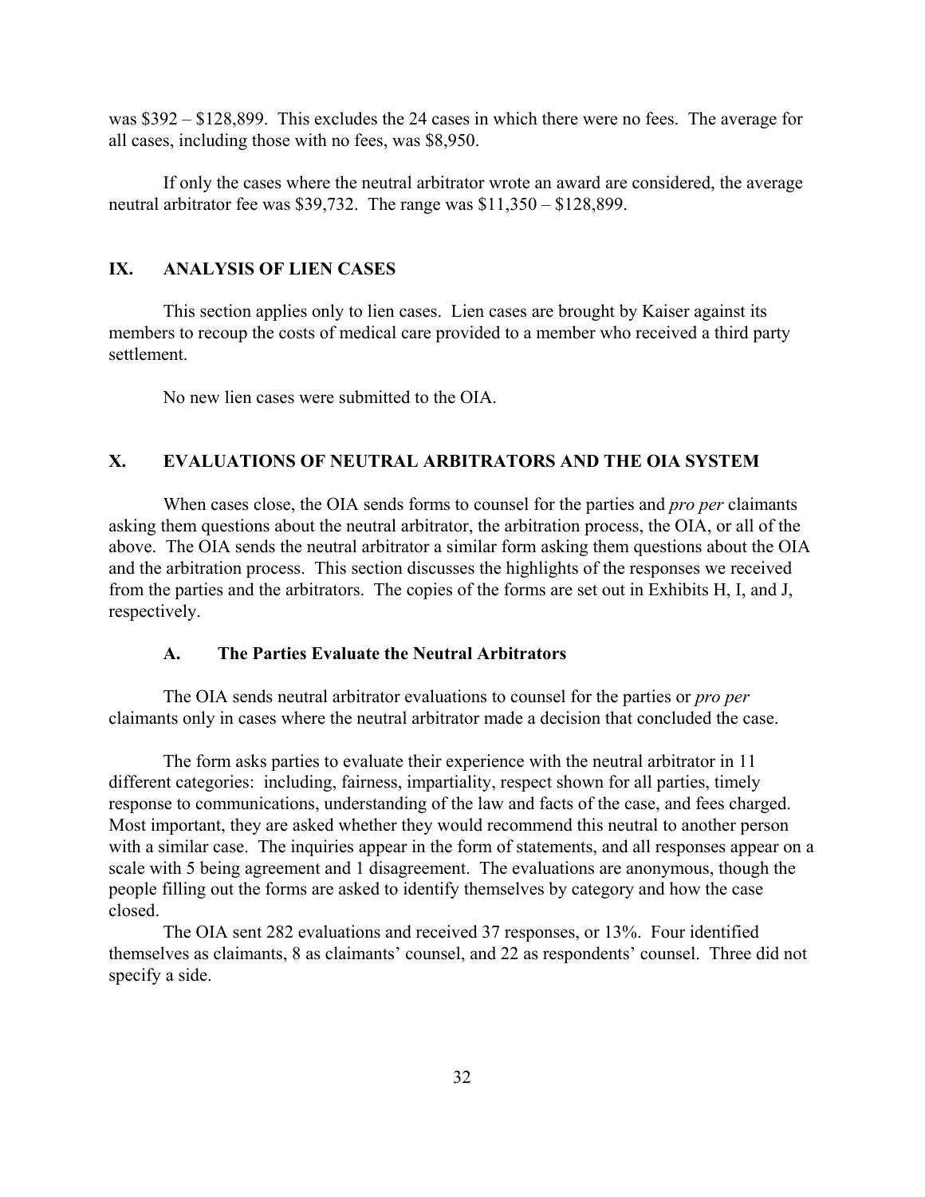was \$392 – \$128,899. This excludes the 24 cases in which there were no fees. The average for all cases, including those with no fees, was \$8,950.

If only the cases where the neutral arbitrator wrote an award are considered, the average neutral arbitrator fee was \$39,732. The range was \$11,350 – \$128,899.

## IX. ANALYSIS OF LIEN CASES

This section applies only to lien cases. Lien cases are brought by Kaiser against its members to recoup the costs of medical care provided to a member who received a third party settlement.

No new lien cases were submitted to the OIA.

## X. EVALUATIONS OF NEUTRAL ARBITRATORS AND THE OIA SYSTEM

When cases close, the OIA sends forms to counsel for the parties and *pro per* claimants asking them questions about the neutral arbitrator, the arbitration process, the OIA, or all of the above. The OIA sends the neutral arbitrator a similar form asking them questions about the OIA and the arbitration process. This section discusses the highlights of the responses we received from the parties and the arbitrators. The copies of the forms are set out in Exhibits H, I, and J, respectively.

### A. The Parties Evaluate the Neutral Arbitrators

The OIA sends neutral arbitrator evaluations to counsel for the parties or *pro per* claimants only in cases where the neutral arbitrator made a decision that concluded the case.

The form asks parties to evaluate their experience with the neutral arbitrator in 11 different categories: including, fairness, impartiality, respect shown for all parties, timely response to communications, understanding of the law and facts of the case, and fees charged. Most important, they are asked whether they would recommend this neutral to another person with a similar case. The inquiries appear in the form of statements, and all responses appear on a scale with 5 being agreement and 1 disagreement. The evaluations are anonymous, though the people filling out the forms are asked to identify themselves by category and how the case closed.

The OIA sent 282 evaluations and received 37 responses, or 13%. Four identified themselves as claimants, 8 as claimants' counsel, and 22 as respondents' counsel. Three did not specify a side.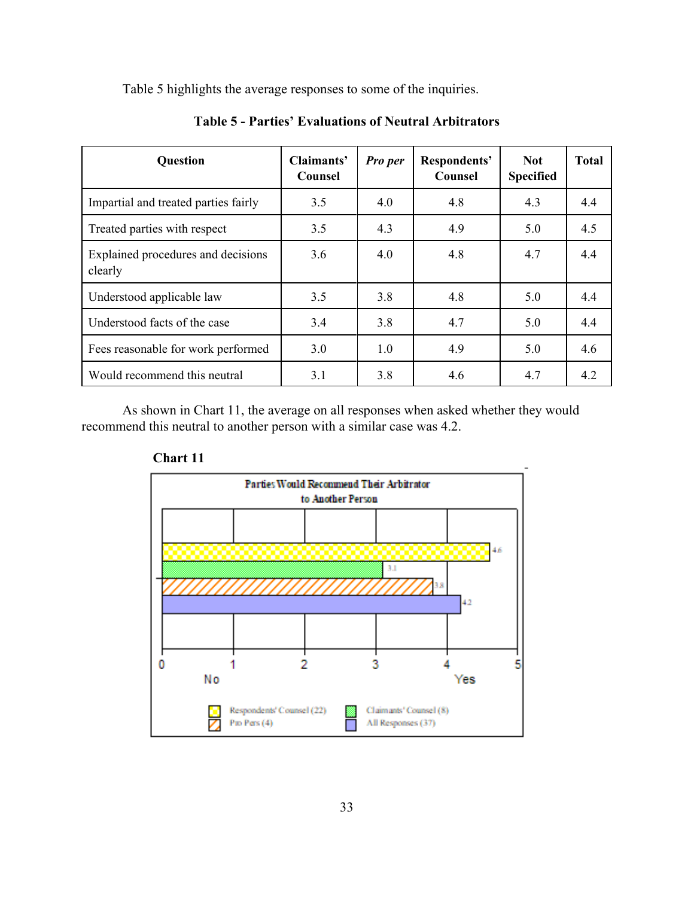Table 5 highlights the average responses to some of the inquiries.

**Table 5 - Parties' Evaluations of Neutral Arbitrators**

| Question | Claimants' Counsel | *Pro per* | Respondents' Counsel | Not Specified | Total |
|---|---|---|---|---|---|
| Impartial and treated parties fairly | 3.5 | 4.0 | 4.8 | 4.3 | 4.4 |
| Treated parties with respect | 3.5 | 4.3 | 4.9 | 5.0 | 4.5 |
| Explained procedures and decisions clearly | 3.6 | 4.0 | 4.8 | 4.7 | 4.4 |
| Understood applicable law | 3.5 | 3.8 | 4.8 | 5.0 | 4.4 |
| Understood facts of the case | 3.4 | 3.8 | 4.7 | 5.0 | 4.4 |
| Fees reasonable for work performed | 3.0 | 1.0 | 4.9 | 5.0 | 4.6 |
| Would recommend this neutral | 3.1 | 3.8 | 4.6 | 4.7 | 4.2 |

As shown in Chart 11, the average on all responses when asked whether they would recommend this neutral to another person with a similar case was 4.2.

**Chart 11**

Parties Would Recommend Their Arbitrator to Another Person

| Group | Average (0 = No, 5 = Yes) |
|---|---|
| Respondents' Counsel (22) | 4.6 |
| Claimants' Counsel (8) | 3.1 |
| Pro Pers (4) | 3.8 |
| All Responses (37) | 4.2 |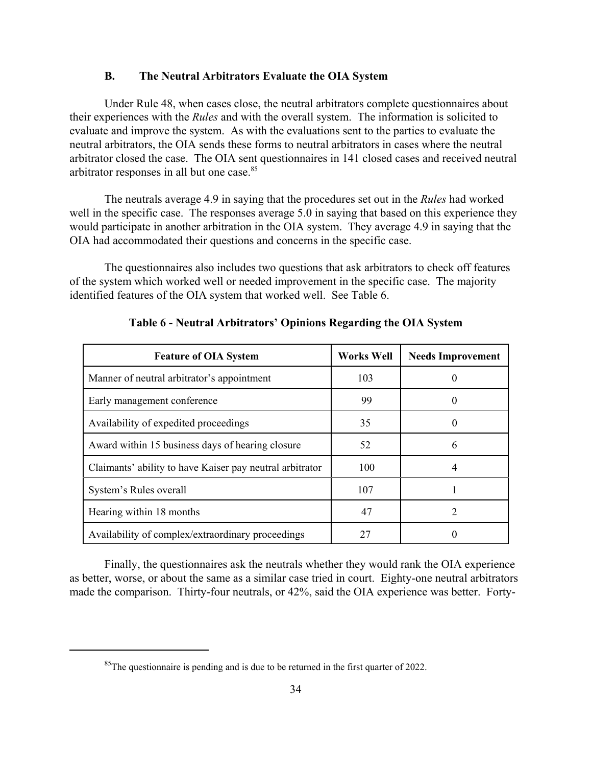### B. The Neutral Arbitrators Evaluate the OIA System

Under Rule 48, when cases close, the neutral arbitrators complete questionnaires about their experiences with the *Rules* and with the overall system. The information is solicited to evaluate and improve the system. As with the evaluations sent to the parties to evaluate the neutral arbitrators, the OIA sends these forms to neutral arbitrators in cases where the neutral arbitrator closed the case. The OIA sent questionnaires in 141 closed cases and received neutral arbitrator responses in all but one case.[85]

The neutrals average 4.9 in saying that the procedures set out in the *Rules* had worked well in the specific case. The responses average 5.0 in saying that based on this experience they would participate in another arbitration in the OIA system. They average 4.9 in saying that the OIA had accommodated their questions and concerns in the specific case.

The questionnaires also includes two questions that ask arbitrators to check off features of the system which worked well or needed improvement in the specific case. The majority identified features of the OIA system that worked well. See Table 6.

**Table 6 - Neutral Arbitrators' Opinions Regarding the OIA System**

| Feature of OIA System | Works Well | Needs Improvement |
|---|---|---|
| Manner of neutral arbitrator's appointment | 103 | 0 |
| Early management conference | 99 | 0 |
| Availability of expedited proceedings | 35 | 0 |
| Award within 15 business days of hearing closure | 52 | 6 |
| Claimants' ability to have Kaiser pay neutral arbitrator | 100 | 4 |
| System's Rules overall | 107 | 1 |
| Hearing within 18 months | 47 | 2 |
| Availability of complex/extraordinary proceedings | 27 | 0 |

Finally, the questionnaires ask the neutrals whether they would rank the OIA experience as better, worse, or about the same as a similar case tried in court. Eighty-one neutral arbitrators made the comparison. Thirty-four neutrals, or 42%, said the OIA experience was better. Forty-

[85] The questionnaire is pending and is due to be returned in the first quarter of 2022.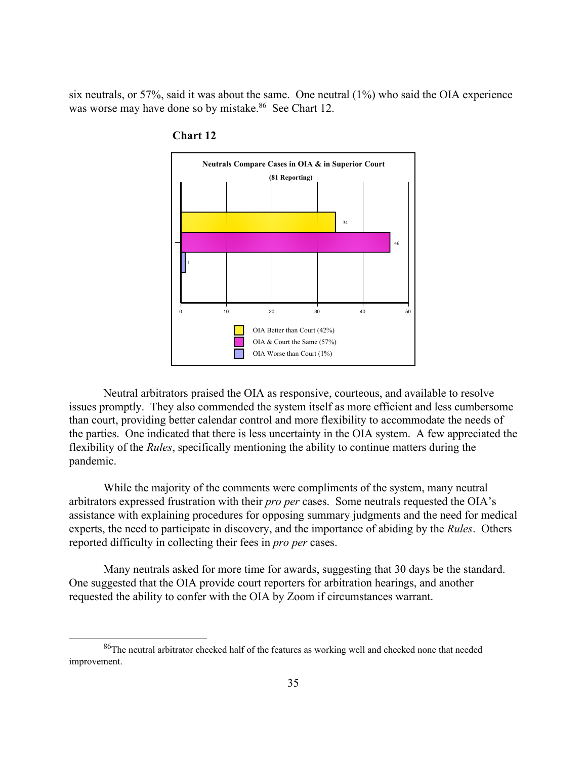six neutrals, or 57%, said it was about the same. One neutral (1%) who said the OIA experience was worse may have done so by mistake.[86] See Chart 12.

**Chart 12**

**Neutrals Compare Cases in OIA & in Superior Court**

**(81 Reporting)**

| Response | Number |
| --- | --- |
| OIA Better than Court (42%) | 34 |
| OIA & Court the Same (57%) | 46 |
| OIA Worse than Court (1%) | 1 |

Neutral arbitrators praised the OIA as responsive, courteous, and available to resolve issues promptly. They also commended the system itself as more efficient and less cumbersome than court, providing better calendar control and more flexibility to accommodate the needs of the parties. One indicated that there is less uncertainty in the OIA system. A few appreciated the flexibility of the *Rules*, specifically mentioning the ability to continue matters during the pandemic.

While the majority of the comments were compliments of the system, many neutral arbitrators expressed frustration with their *pro per* cases. Some neutrals requested the OIA's assistance with explaining procedures for opposing summary judgments and the need for medical experts, the need to participate in discovery, and the importance of abiding by the *Rules*. Others reported difficulty in collecting their fees in *pro per* cases.

Many neutrals asked for more time for awards, suggesting that 30 days be the standard. One suggested that the OIA provide court reporters for arbitration hearings, and another requested the ability to confer with the OIA by Zoom if circumstances warrant.

---

[86] The neutral arbitrator checked half of the features as working well and checked none that needed improvement.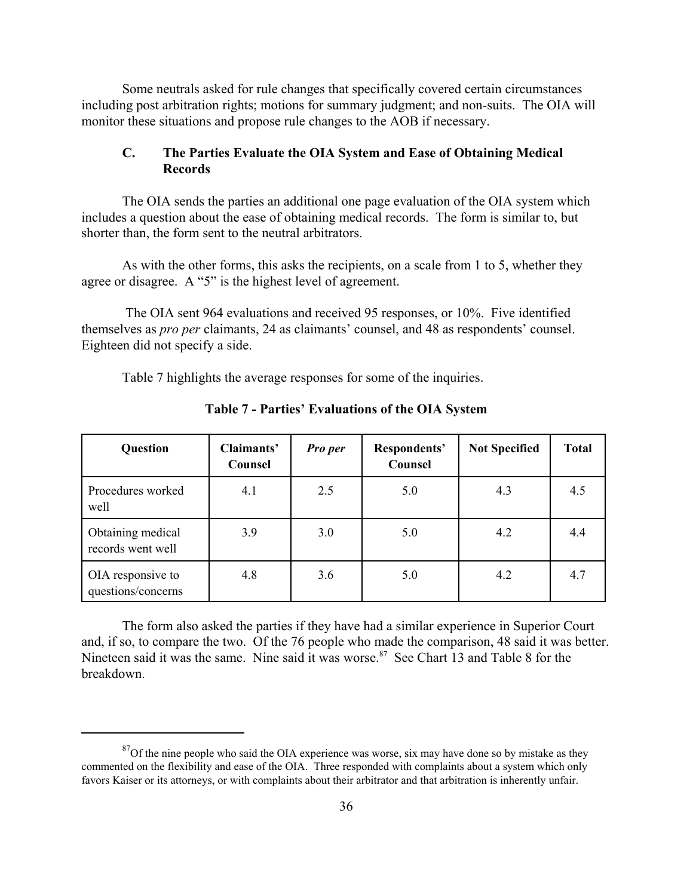Some neutrals asked for rule changes that specifically covered certain circumstances including post arbitration rights; motions for summary judgment; and non-suits. The OIA will monitor these situations and propose rule changes to the AOB if necessary.

### C. The Parties Evaluate the OIA System and Ease of Obtaining Medical Records

The OIA sends the parties an additional one page evaluation of the OIA system which includes a question about the ease of obtaining medical records. The form is similar to, but shorter than, the form sent to the neutral arbitrators.

As with the other forms, this asks the recipients, on a scale from 1 to 5, whether they agree or disagree. A "5" is the highest level of agreement.

The OIA sent 964 evaluations and received 95 responses, or 10%. Five identified themselves as *pro per* claimants, 24 as claimants' counsel, and 48 as respondents' counsel. Eighteen did not specify a side.

Table 7 highlights the average responses for some of the inquiries.

**Table 7 - Parties' Evaluations of the OIA System**

| Question | Claimants' Counsel | *Pro per* | Respondents' Counsel | Not Specified | Total |
|---|---|---|---|---|---|
| Procedures worked well | 4.1 | 2.5 | 5.0 | 4.3 | 4.5 |
| Obtaining medical records went well | 3.9 | 3.0 | 5.0 | 4.2 | 4.4 |
| OIA responsive to questions/concerns | 4.8 | 3.6 | 5.0 | 4.2 | 4.7 |

The form also asked the parties if they have had a similar experience in Superior Court and, if so, to compare the two. Of the 76 people who made the comparison, 48 said it was better. Nineteen said it was the same. Nine said it was worse.[87] See Chart 13 and Table 8 for the breakdown.

[87] Of the nine people who said the OIA experience was worse, six may have done so by mistake as they commented on the flexibility and ease of the OIA. Three responded with complaints about a system which only favors Kaiser or its attorneys, or with complaints about their arbitrator and that arbitration is inherently unfair.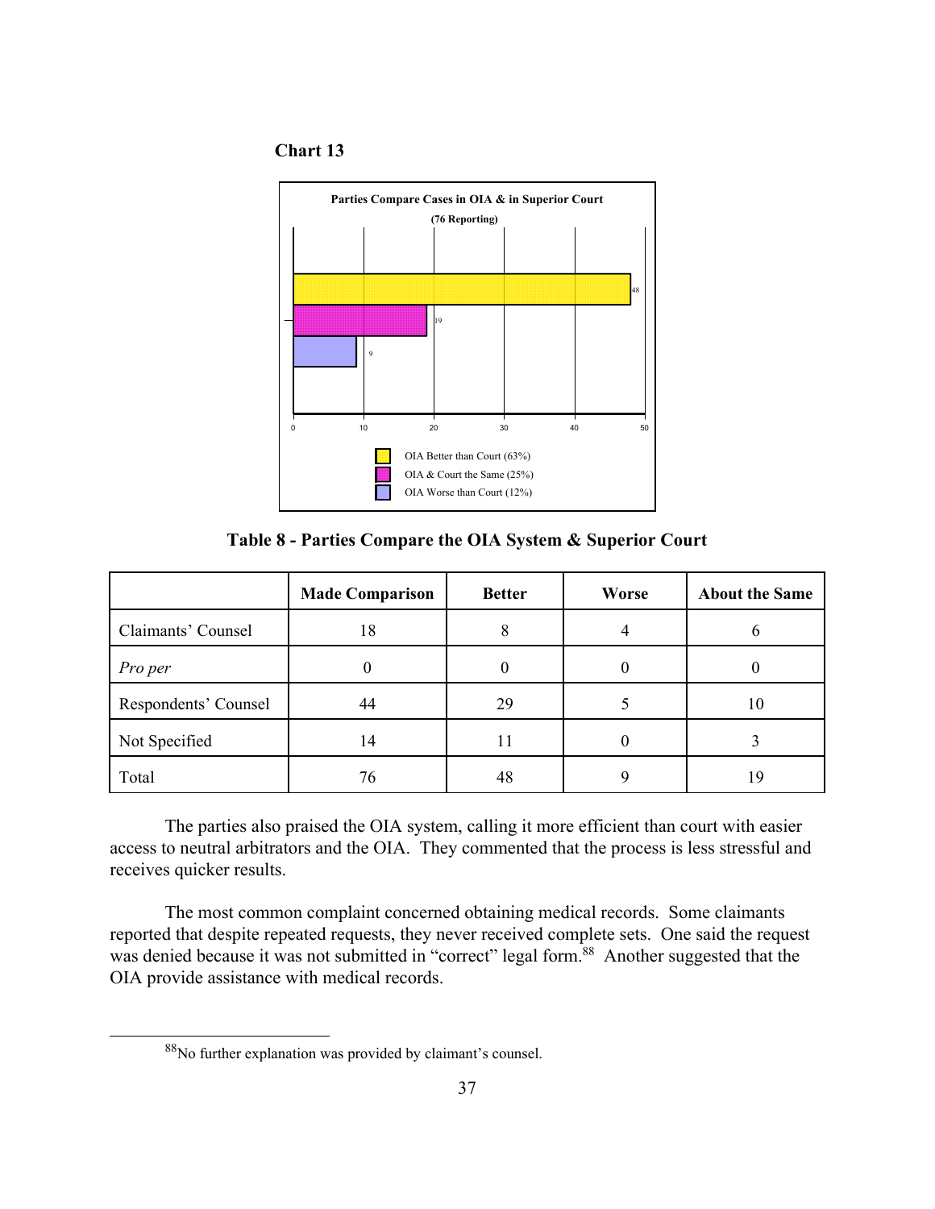**Chart 13**

Parties Compare Cases in OIA & in Superior Court (76 Reporting)

- OIA Better than Court (63%) — 48
- OIA & Court the Same (25%) — 19
- OIA Worse than Court (12%) — 9

**Table 8 - Parties Compare the OIA System & Superior Court**

| | Made Comparison | Better | Worse | About the Same |
|---|---|---|---|---|
| Claimants' Counsel | 18 | 8 | 4 | 6 |
| *Pro per* | 0 | 0 | 0 | 0 |
| Respondents' Counsel | 44 | 29 | 5 | 10 |
| Not Specified | 14 | 11 | 0 | 3 |
| Total | 76 | 48 | 9 | 19 |

The parties also praised the OIA system, calling it more efficient than court with easier access to neutral arbitrators and the OIA. They commented that the process is less stressful and receives quicker results.

The most common complaint concerned obtaining medical records. Some claimants reported that despite repeated requests, they never received complete sets. One said the request was denied because it was not submitted in "correct" legal form.[88] Another suggested that the OIA provide assistance with medical records.

[88] No further explanation was provided by claimant's counsel.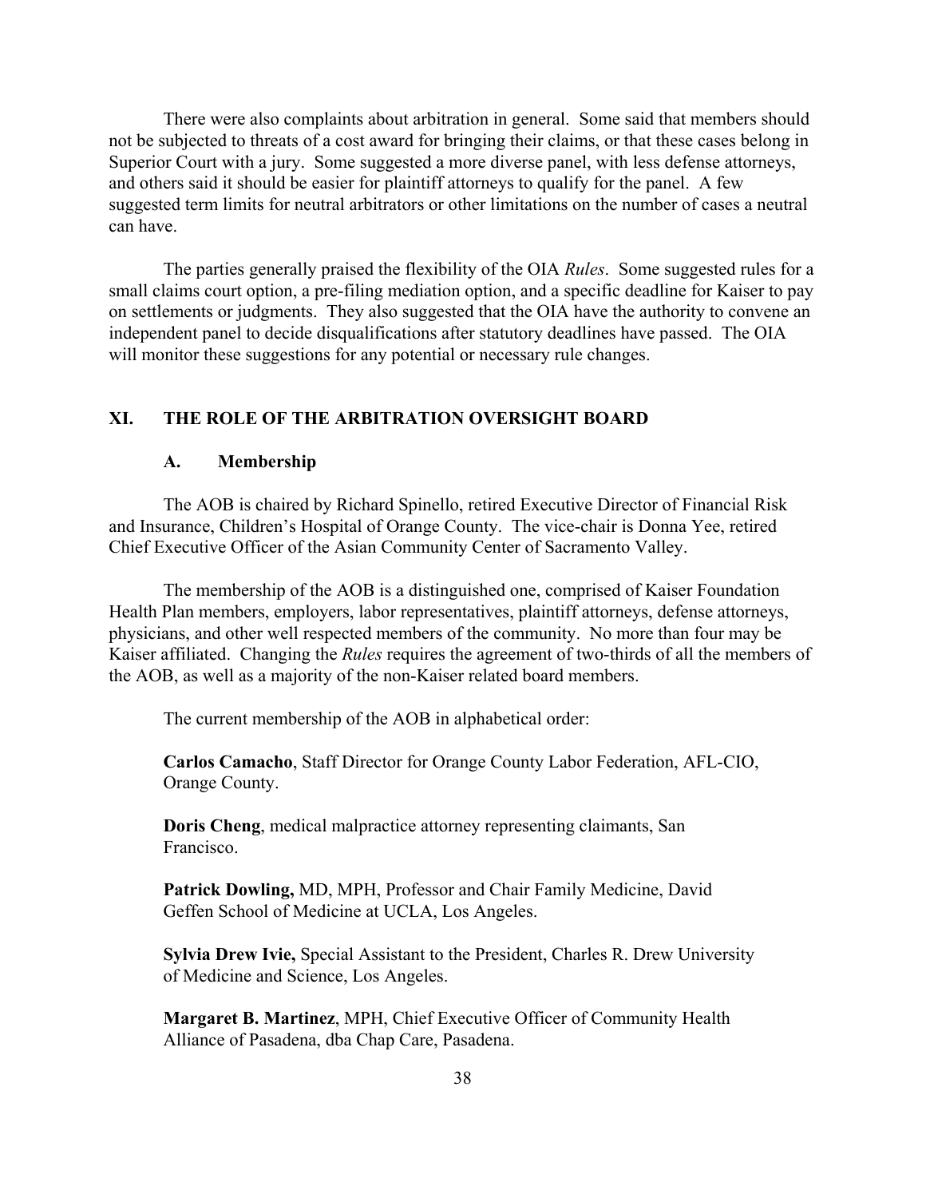There were also complaints about arbitration in general. Some said that members should not be subjected to threats of a cost award for bringing their claims, or that these cases belong in Superior Court with a jury. Some suggested a more diverse panel, with less defense attorneys, and others said it should be easier for plaintiff attorneys to qualify for the panel. A few suggested term limits for neutral arbitrators or other limitations on the number of cases a neutral can have.

The parties generally praised the flexibility of the OIA *Rules*. Some suggested rules for a small claims court option, a pre-filing mediation option, and a specific deadline for Kaiser to pay on settlements or judgments. They also suggested that the OIA have the authority to convene an independent panel to decide disqualifications after statutory deadlines have passed. The OIA will monitor these suggestions for any potential or necessary rule changes.

## XI. THE ROLE OF THE ARBITRATION OVERSIGHT BOARD

### A. Membership

The AOB is chaired by Richard Spinello, retired Executive Director of Financial Risk and Insurance, Children's Hospital of Orange County. The vice-chair is Donna Yee, retired Chief Executive Officer of the Asian Community Center of Sacramento Valley.

The membership of the AOB is a distinguished one, comprised of Kaiser Foundation Health Plan members, employers, labor representatives, plaintiff attorneys, defense attorneys, physicians, and other well respected members of the community. No more than four may be Kaiser affiliated. Changing the *Rules* requires the agreement of two-thirds of all the members of the AOB, as well as a majority of the non-Kaiser related board members.

The current membership of the AOB in alphabetical order:

**Carlos Camacho**, Staff Director for Orange County Labor Federation, AFL-CIO, Orange County.

**Doris Cheng**, medical malpractice attorney representing claimants, San Francisco.

**Patrick Dowling,** MD, MPH, Professor and Chair Family Medicine, David Geffen School of Medicine at UCLA, Los Angeles.

**Sylvia Drew Ivie,** Special Assistant to the President, Charles R. Drew University of Medicine and Science, Los Angeles.

**Margaret B. Martinez**, MPH, Chief Executive Officer of Community Health Alliance of Pasadena, dba Chap Care, Pasadena.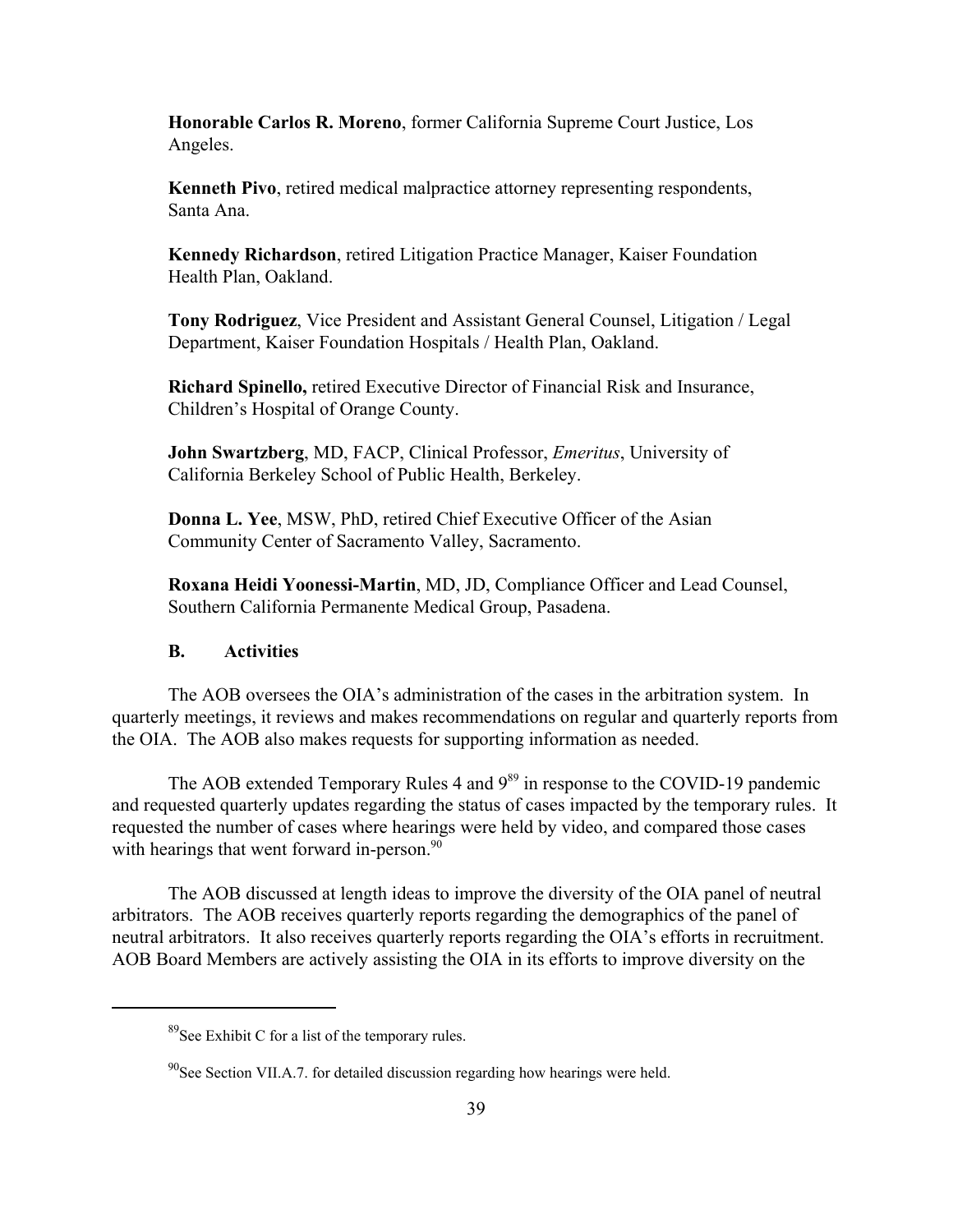**Honorable Carlos R. Moreno**, former California Supreme Court Justice, Los Angeles.

**Kenneth Pivo**, retired medical malpractice attorney representing respondents, Santa Ana.

**Kennedy Richardson**, retired Litigation Practice Manager, Kaiser Foundation Health Plan, Oakland.

**Tony Rodriguez**, Vice President and Assistant General Counsel, Litigation / Legal Department, Kaiser Foundation Hospitals / Health Plan, Oakland.

**Richard Spinello,** retired Executive Director of Financial Risk and Insurance, Children's Hospital of Orange County.

**John Swartzberg**, MD, FACP, Clinical Professor, *Emeritus*, University of California Berkeley School of Public Health, Berkeley.

**Donna L. Yee**, MSW, PhD, retired Chief Executive Officer of the Asian Community Center of Sacramento Valley, Sacramento.

**Roxana Heidi Yoonessi-Martin**, MD, JD, Compliance Officer and Lead Counsel, Southern California Permanente Medical Group, Pasadena.

### B. Activities

The AOB oversees the OIA's administration of the cases in the arbitration system. In quarterly meetings, it reviews and makes recommendations on regular and quarterly reports from the OIA. The AOB also makes requests for supporting information as needed.

The AOB extended Temporary Rules 4 and 9[89] in response to the COVID-19 pandemic and requested quarterly updates regarding the status of cases impacted by the temporary rules. It requested the number of cases where hearings were held by video, and compared those cases with hearings that went forward in-person.[90]

The AOB discussed at length ideas to improve the diversity of the OIA panel of neutral arbitrators. The AOB receives quarterly reports regarding the demographics of the panel of neutral arbitrators. It also receives quarterly reports regarding the OIA's efforts in recruitment. AOB Board Members are actively assisting the OIA in its efforts to improve diversity on the

---

[89] See Exhibit C for a list of the temporary rules.

[90] See Section VII.A.7. for detailed discussion regarding how hearings were held.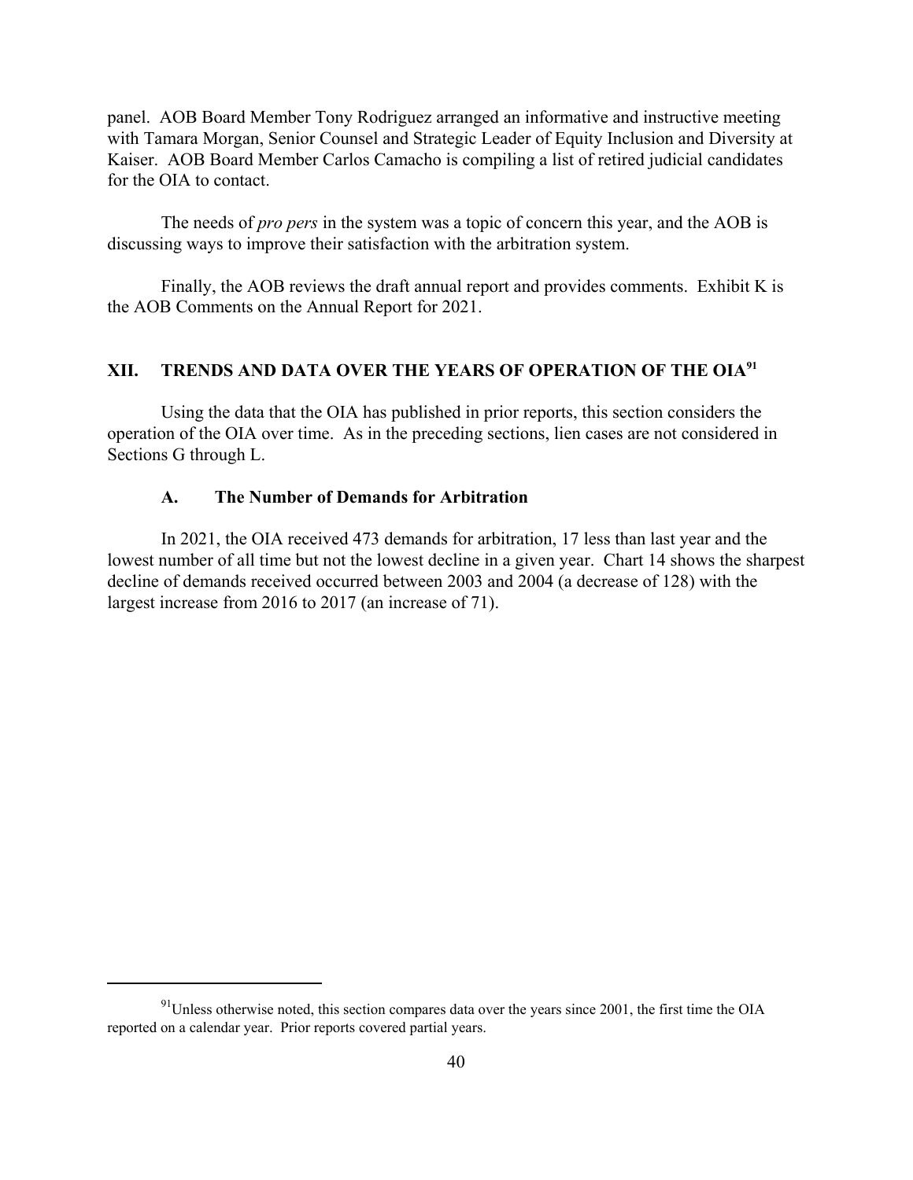panel. AOB Board Member Tony Rodriguez arranged an informative and instructive meeting with Tamara Morgan, Senior Counsel and Strategic Leader of Equity Inclusion and Diversity at Kaiser. AOB Board Member Carlos Camacho is compiling a list of retired judicial candidates for the OIA to contact.

The needs of *pro pers* in the system was a topic of concern this year, and the AOB is discussing ways to improve their satisfaction with the arbitration system.

Finally, the AOB reviews the draft annual report and provides comments. Exhibit K is the AOB Comments on the Annual Report for 2021.

## XII. TRENDS AND DATA OVER THE YEARS OF OPERATION OF THE OIA[91]

Using the data that the OIA has published in prior reports, this section considers the operation of the OIA over time. As in the preceding sections, lien cases are not considered in Sections G through L.

### A. The Number of Demands for Arbitration

In 2021, the OIA received 473 demands for arbitration, 17 less than last year and the lowest number of all time but not the lowest decline in a given year. Chart 14 shows the sharpest decline of demands received occurred between 2003 and 2004 (a decrease of 128) with the largest increase from 2016 to 2017 (an increase of 71).

---

[91] Unless otherwise noted, this section compares data over the years since 2001, the first time the OIA reported on a calendar year. Prior reports covered partial years.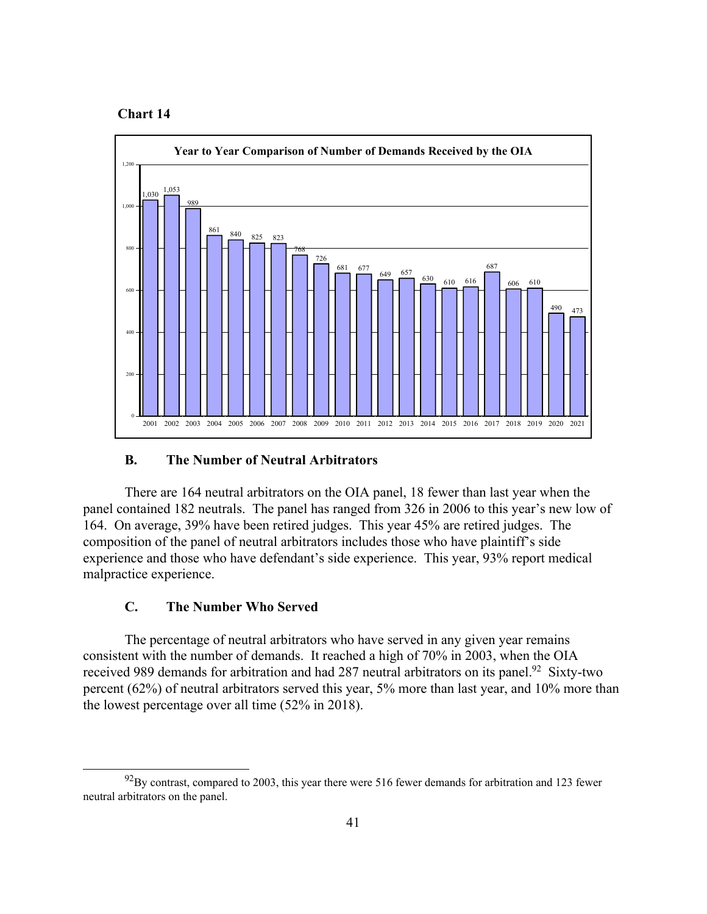**Chart 14**

**Year to Year Comparison of Number of Demands Received by the OIA**

| Year | Demands |
| --- | --- |
| 2001 | 1,030 |
| 2002 | 1,053 |
| 2003 | 989 |
| 2004 | 861 |
| 2005 | 840 |
| 2006 | 825 |
| 2007 | 823 |
| 2008 | 768 |
| 2009 | 726 |
| 2010 | 681 |
| 2011 | 677 |
| 2012 | 649 |
| 2013 | 657 |
| 2014 | 630 |
| 2015 | 610 |
| 2016 | 616 |
| 2017 | 687 |
| 2018 | 606 |
| 2019 | 610 |
| 2020 | 490 |
| 2021 | 473 |

### B. The Number of Neutral Arbitrators

There are 164 neutral arbitrators on the OIA panel, 18 fewer than last year when the panel contained 182 neutrals. The panel has ranged from 326 in 2006 to this year's new low of 164. On average, 39% have been retired judges. This year 45% are retired judges. The composition of the panel of neutral arbitrators includes those who have plaintiff's side experience and those who have defendant's side experience. This year, 93% report medical malpractice experience.

### C. The Number Who Served

The percentage of neutral arbitrators who have served in any given year remains consistent with the number of demands. It reached a high of 70% in 2003, when the OIA received 989 demands for arbitration and had 287 neutral arbitrators on its panel.[92] Sixty-two percent (62%) of neutral arbitrators served this year, 5% more than last year, and 10% more than the lowest percentage over all time (52% in 2018).

[92] By contrast, compared to 2003, this year there were 516 fewer demands for arbitration and 123 fewer neutral arbitrators on the panel.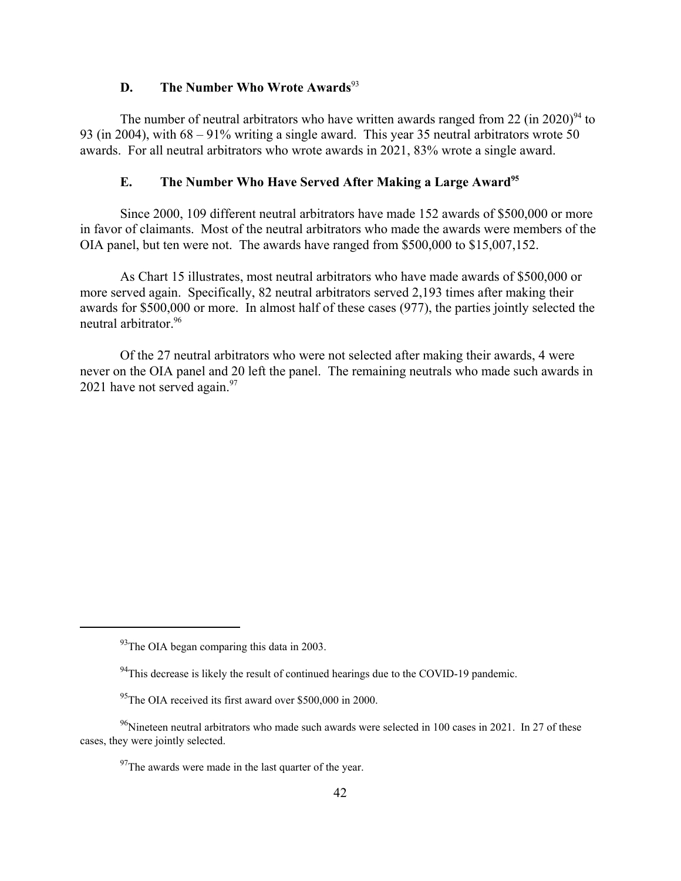### D. The Number Who Wrote Awards[93]

The number of neutral arbitrators who have written awards ranged from 22 (in 2020)[94] to 93 (in 2004), with 68 – 91% writing a single award. This year 35 neutral arbitrators wrote 50 awards. For all neutral arbitrators who wrote awards in 2021, 83% wrote a single award.

### E. The Number Who Have Served After Making a Large Award[95]

Since 2000, 109 different neutral arbitrators have made 152 awards of $500,000 or more in favor of claimants. Most of the neutral arbitrators who made the awards were members of the OIA panel, but ten were not. The awards have ranged from $500,000 to $15,007,152.

As Chart 15 illustrates, most neutral arbitrators who have made awards of $500,000 or more served again. Specifically, 82 neutral arbitrators served 2,193 times after making their awards for $500,000 or more. In almost half of these cases (977), the parties jointly selected the neutral arbitrator.[96]

Of the 27 neutral arbitrators who were not selected after making their awards, 4 were never on the OIA panel and 20 left the panel. The remaining neutrals who made such awards in 2021 have not served again.[97]

---

[93] The OIA began comparing this data in 2003.

[94] This decrease is likely the result of continued hearings due to the COVID-19 pandemic.

[95] The OIA received its first award over $500,000 in 2000.

[96] Nineteen neutral arbitrators who made such awards were selected in 100 cases in 2021. In 27 of these cases, they were jointly selected.

[97] The awards were made in the last quarter of the year.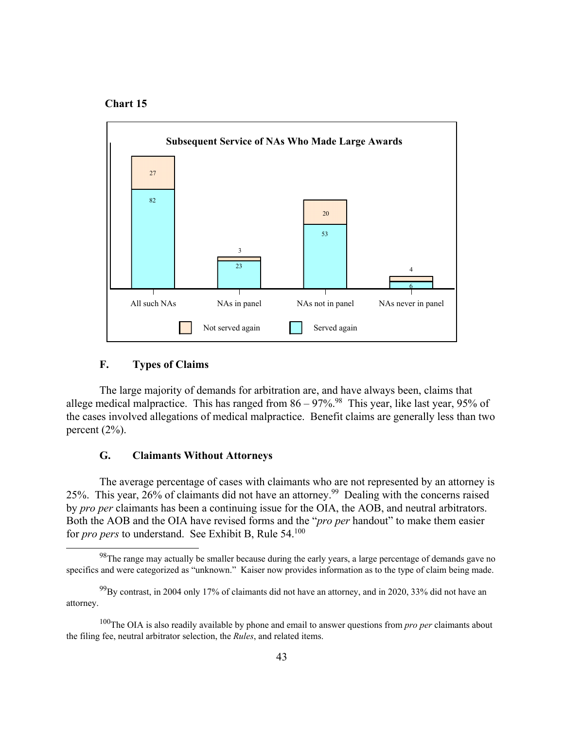**Chart 15**

**Subsequent Service of NAs Who Made Large Awards**

| | All such NAs | NAs in panel | NAs not in panel | NAs never in panel |
|---|---|---|---|---|
| Not served again | 27 | 3 | 20 | 4 |
| Served again | 82 | 23 | 53 | 6 |

## F. Types of Claims

The large majority of demands for arbitration are, and have always been, claims that allege medical malpractice. This has ranged from 86 – 97%.[98] This year, like last year, 95% of the cases involved allegations of medical malpractice. Benefit claims are generally less than two percent (2%).

## G. Claimants Without Attorneys

The average percentage of cases with claimants who are not represented by an attorney is 25%. This year, 26% of claimants did not have an attorney.[99] Dealing with the concerns raised by *pro per* claimants has been a continuing issue for the OIA, the AOB, and neutral arbitrators. Both the AOB and the OIA have revised forms and the "*pro per* handout" to make them easier for *pro pers* to understand. See Exhibit B, Rule 54.[100]

---

[98] The range may actually be smaller because during the early years, a large percentage of demands gave no specifics and were categorized as "unknown." Kaiser now provides information as to the type of claim being made.

[99] By contrast, in 2004 only 17% of claimants did not have an attorney, and in 2020, 33% did not have an attorney.

[100] The OIA is also readily available by phone and email to answer questions from *pro per* claimants about the filing fee, neutral arbitrator selection, the *Rules*, and related items.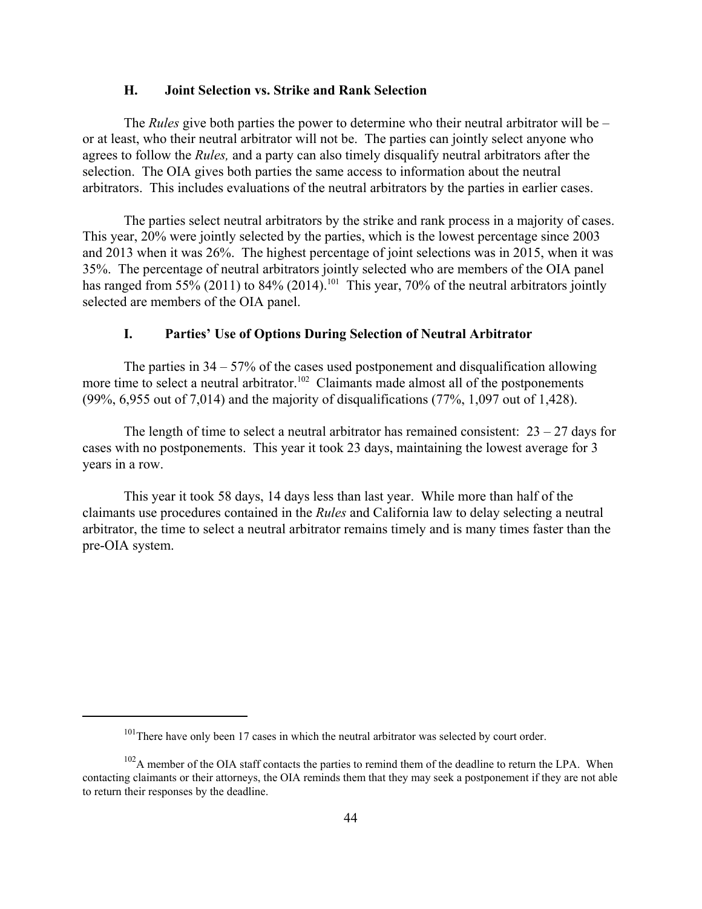### H. Joint Selection vs. Strike and Rank Selection

The *Rules* give both parties the power to determine who their neutral arbitrator will be – or at least, who their neutral arbitrator will not be. The parties can jointly select anyone who agrees to follow the *Rules,* and a party can also timely disqualify neutral arbitrators after the selection. The OIA gives both parties the same access to information about the neutral arbitrators. This includes evaluations of the neutral arbitrators by the parties in earlier cases.

The parties select neutral arbitrators by the strike and rank process in a majority of cases. This year, 20% were jointly selected by the parties, which is the lowest percentage since 2003 and 2013 when it was 26%. The highest percentage of joint selections was in 2015, when it was 35%. The percentage of neutral arbitrators jointly selected who are members of the OIA panel has ranged from 55% (2011) to 84% (2014).[101] This year, 70% of the neutral arbitrators jointly selected are members of the OIA panel.

### I. Parties' Use of Options During Selection of Neutral Arbitrator

The parties in 34 – 57% of the cases used postponement and disqualification allowing more time to select a neutral arbitrator.[102] Claimants made almost all of the postponements (99%, 6,955 out of 7,014) and the majority of disqualifications (77%, 1,097 out of 1,428).

The length of time to select a neutral arbitrator has remained consistent: 23 – 27 days for cases with no postponements. This year it took 23 days, maintaining the lowest average for 3 years in a row.

This year it took 58 days, 14 days less than last year. While more than half of the claimants use procedures contained in the *Rules* and California law to delay selecting a neutral arbitrator, the time to select a neutral arbitrator remains timely and is many times faster than the pre-OIA system.

---

[101] There have only been 17 cases in which the neutral arbitrator was selected by court order.

[102] A member of the OIA staff contacts the parties to remind them of the deadline to return the LPA. When contacting claimants or their attorneys, the OIA reminds them that they may seek a postponement if they are not able to return their responses by the deadline.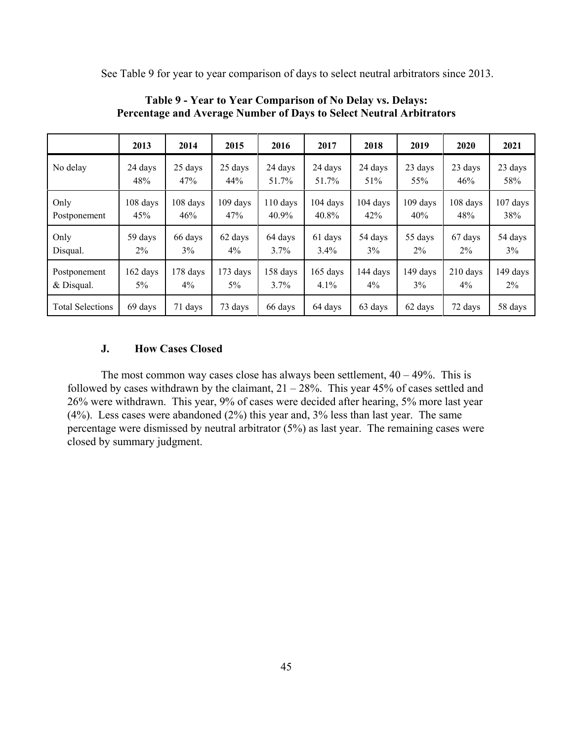See Table 9 for year to year comparison of days to select neutral arbitrators since 2013.

**Table 9 - Year to Year Comparison of No Delay vs. Delays: Percentage and Average Number of Days to Select Neutral Arbitrators**

| | 2013 | 2014 | 2015 | 2016 | 2017 | 2018 | 2019 | 2020 | 2021 |
|---|---|---|---|---|---|---|---|---|---|
| No delay | 24 days 48% | 25 days 47% | 25 days 44% | 24 days 51.7% | 24 days 51.7% | 24 days 51% | 23 days 55% | 23 days 46% | 23 days 58% |
| Only Postponement | 108 days 45% | 108 days 46% | 109 days 47% | 110 days 40.9% | 104 days 40.8% | 104 days 42% | 109 days 40% | 108 days 48% | 107 days 38% |
| Only Disqual. | 59 days 2% | 66 days 3% | 62 days 4% | 64 days 3.7% | 61 days 3.4% | 54 days 3% | 55 days 2% | 67 days 2% | 54 days 3% |
| Postponement & Disqual. | 162 days 5% | 178 days 4% | 173 days 5% | 158 days 3.7% | 165 days 4.1% | 144 days 4% | 149 days 3% | 210 days 4% | 149 days 2% |
| Total Selections | 69 days | 71 days | 73 days | 66 days | 64 days | 63 days | 62 days | 72 days | 58 days |

### J. How Cases Closed

The most common way cases close has always been settlement, 40 – 49%. This is followed by cases withdrawn by the claimant, 21 – 28%. This year 45% of cases settled and 26% were withdrawn. This year, 9% of cases were decided after hearing, 5% more last year (4%). Less cases were abandoned (2%) this year and, 3% less than last year. The same percentage were dismissed by neutral arbitrator (5%) as last year. The remaining cases were closed by summary judgment.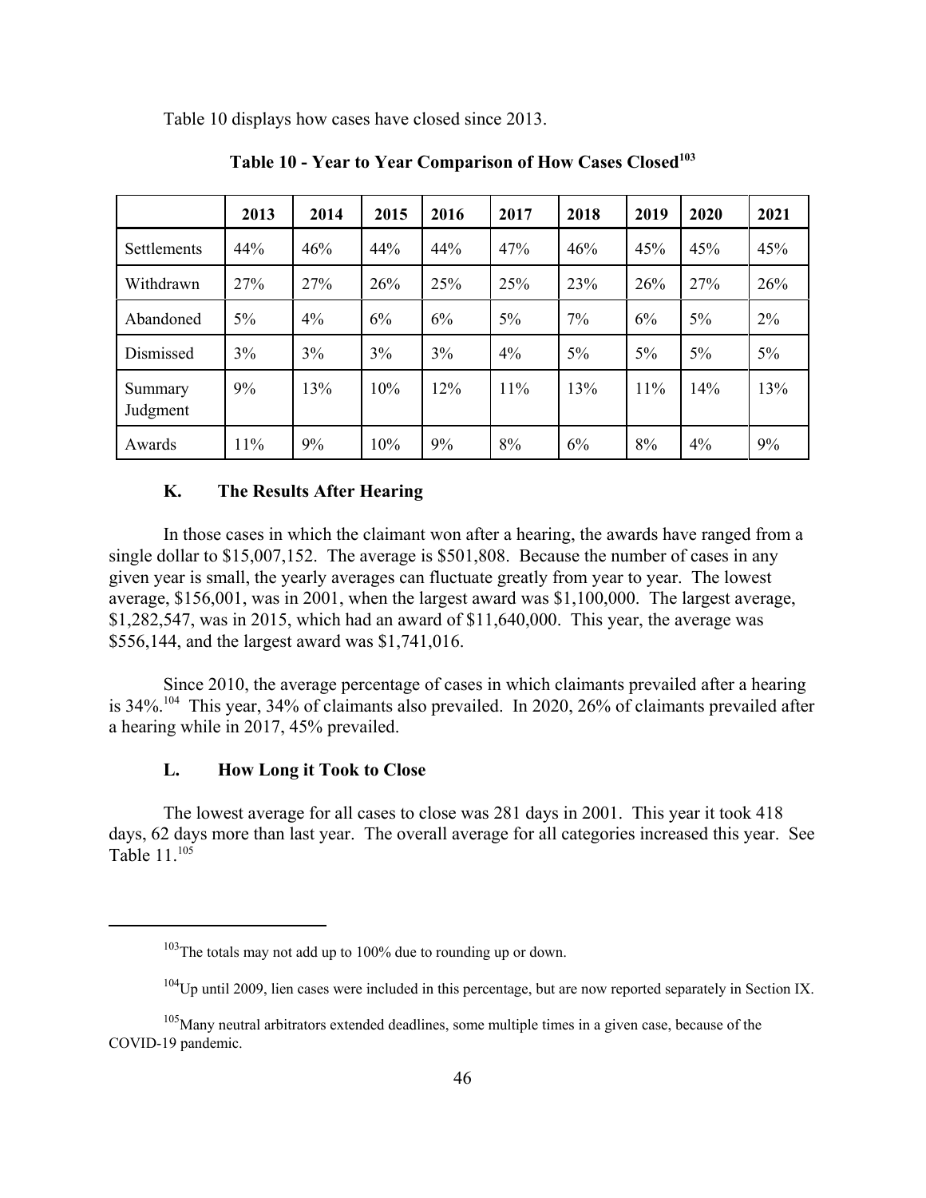Table 10 displays how cases have closed since 2013.

**Table 10 - Year to Year Comparison of How Cases Closed[103]**

| | 2013 | 2014 | 2015 | 2016 | 2017 | 2018 | 2019 | 2020 | 2021 |
|---|---|---|---|---|---|---|---|---|---|
| Settlements | 44% | 46% | 44% | 44% | 47% | 46% | 45% | 45% | 45% |
| Withdrawn | 27% | 27% | 26% | 25% | 25% | 23% | 26% | 27% | 26% |
| Abandoned | 5% | 4% | 6% | 6% | 5% | 7% | 6% | 5% | 2% |
| Dismissed | 3% | 3% | 3% | 3% | 4% | 5% | 5% | 5% | 5% |
| Summary Judgment | 9% | 13% | 10% | 12% | 11% | 13% | 11% | 14% | 13% |
| Awards | 11% | 9% | 10% | 9% | 8% | 6% | 8% | 4% | 9% |

### K. The Results After Hearing

In those cases in which the claimant won after a hearing, the awards have ranged from a single dollar to $15,007,152. The average is $501,808. Because the number of cases in any given year is small, the yearly averages can fluctuate greatly from year to year. The lowest average, $156,001, was in 2001, when the largest award was $1,100,000. The largest average, $1,282,547, was in 2015, which had an award of $11,640,000. This year, the average was $556,144, and the largest award was $1,741,016.

Since 2010, the average percentage of cases in which claimants prevailed after a hearing is 34%.[104] This year, 34% of claimants also prevailed. In 2020, 26% of claimants prevailed after a hearing while in 2017, 45% prevailed.

### L. How Long it Took to Close

The lowest average for all cases to close was 281 days in 2001. This year it took 418 days, 62 days more than last year. The overall average for all categories increased this year. See Table 11.[105]

---

[103] The totals may not add up to 100% due to rounding up or down.

[104] Up until 2009, lien cases were included in this percentage, but are now reported separately in Section IX.

[105] Many neutral arbitrators extended deadlines, some multiple times in a given case, because of the COVID-19 pandemic.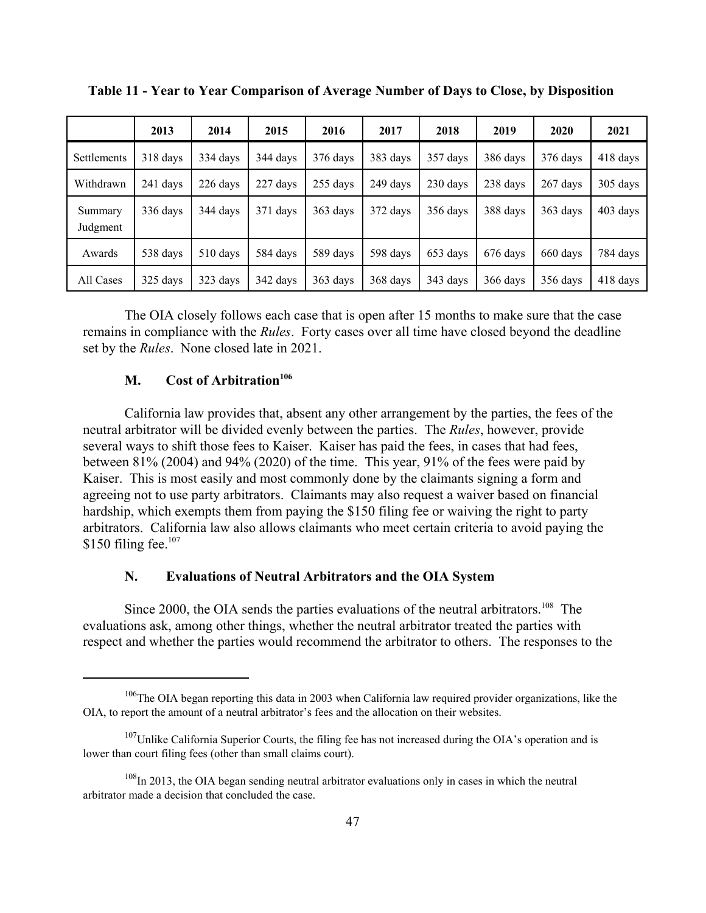**Table 11 - Year to Year Comparison of Average Number of Days to Close, by Disposition**

| | 2013 | 2014 | 2015 | 2016 | 2017 | 2018 | 2019 | 2020 | 2021 |
|---|---|---|---|---|---|---|---|---|---|
| Settlements | 318 days | 334 days | 344 days | 376 days | 383 days | 357 days | 386 days | 376 days | 418 days |
| Withdrawn | 241 days | 226 days | 227 days | 255 days | 249 days | 230 days | 238 days | 267 days | 305 days |
| Summary Judgment | 336 days | 344 days | 371 days | 363 days | 372 days | 356 days | 388 days | 363 days | 403 days |
| Awards | 538 days | 510 days | 584 days | 589 days | 598 days | 653 days | 676 days | 660 days | 784 days |
| All Cases | 325 days | 323 days | 342 days | 363 days | 368 days | 343 days | 366 days | 356 days | 418 days |

The OIA closely follows each case that is open after 15 months to make sure that the case remains in compliance with the *Rules*. Forty cases over all time have closed beyond the deadline set by the *Rules*. None closed late in 2021.

### M. Cost of Arbitration[106]

California law provides that, absent any other arrangement by the parties, the fees of the neutral arbitrator will be divided evenly between the parties. The *Rules*, however, provide several ways to shift those fees to Kaiser. Kaiser has paid the fees, in cases that had fees, between 81% (2004) and 94% (2020) of the time. This year, 91% of the fees were paid by Kaiser. This is most easily and most commonly done by the claimants signing a form and agreeing not to use party arbitrators. Claimants may also request a waiver based on financial hardship, which exempts them from paying the \$150 filing fee or waiving the right to party arbitrators. California law also allows claimants who meet certain criteria to avoid paying the \$150 filing fee.[107]

### N. Evaluations of Neutral Arbitrators and the OIA System

Since 2000, the OIA sends the parties evaluations of the neutral arbitrators.[108] The evaluations ask, among other things, whether the neutral arbitrator treated the parties with respect and whether the parties would recommend the arbitrator to others. The responses to the

---

[106] The OIA began reporting this data in 2003 when California law required provider organizations, like the OIA, to report the amount of a neutral arbitrator's fees and the allocation on their websites.

[107] Unlike California Superior Courts, the filing fee has not increased during the OIA's operation and is lower than court filing fees (other than small claims court).

[108] In 2013, the OIA began sending neutral arbitrator evaluations only in cases in which the neutral arbitrator made a decision that concluded the case.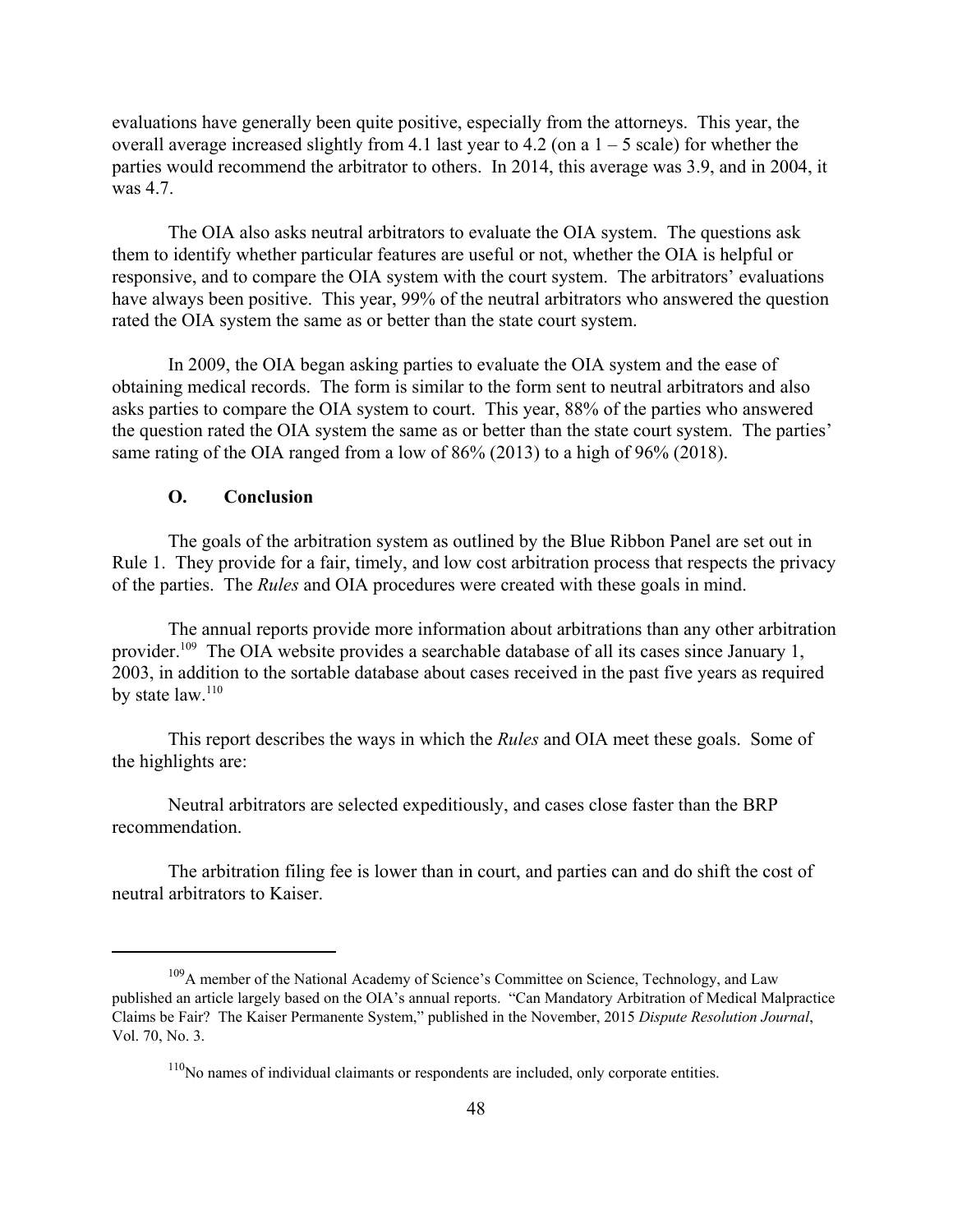evaluations have generally been quite positive, especially from the attorneys. This year, the overall average increased slightly from 4.1 last year to 4.2 (on a 1 – 5 scale) for whether the parties would recommend the arbitrator to others. In 2014, this average was 3.9, and in 2004, it was 4.7.

The OIA also asks neutral arbitrators to evaluate the OIA system. The questions ask them to identify whether particular features are useful or not, whether the OIA is helpful or responsive, and to compare the OIA system with the court system. The arbitrators' evaluations have always been positive. This year, 99% of the neutral arbitrators who answered the question rated the OIA system the same as or better than the state court system.

In 2009, the OIA began asking parties to evaluate the OIA system and the ease of obtaining medical records. The form is similar to the form sent to neutral arbitrators and also asks parties to compare the OIA system to court. This year, 88% of the parties who answered the question rated the OIA system the same as or better than the state court system. The parties' same rating of the OIA ranged from a low of 86% (2013) to a high of 96% (2018).

### O. Conclusion

The goals of the arbitration system as outlined by the Blue Ribbon Panel are set out in Rule 1. They provide for a fair, timely, and low cost arbitration process that respects the privacy of the parties. The *Rules* and OIA procedures were created with these goals in mind.

The annual reports provide more information about arbitrations than any other arbitration provider.[109] The OIA website provides a searchable database of all its cases since January 1, 2003, in addition to the sortable database about cases received in the past five years as required by state law.[110]

This report describes the ways in which the *Rules* and OIA meet these goals. Some of the highlights are:

Neutral arbitrators are selected expeditiously, and cases close faster than the BRP recommendation.

The arbitration filing fee is lower than in court, and parties can and do shift the cost of neutral arbitrators to Kaiser.

---

[109] A member of the National Academy of Science's Committee on Science, Technology, and Law published an article largely based on the OIA's annual reports. "Can Mandatory Arbitration of Medical Malpractice Claims be Fair? The Kaiser Permanente System," published in the November, 2015 *Dispute Resolution Journal*, Vol. 70, No. 3.

[110] No names of individual claimants or respondents are included, only corporate entities.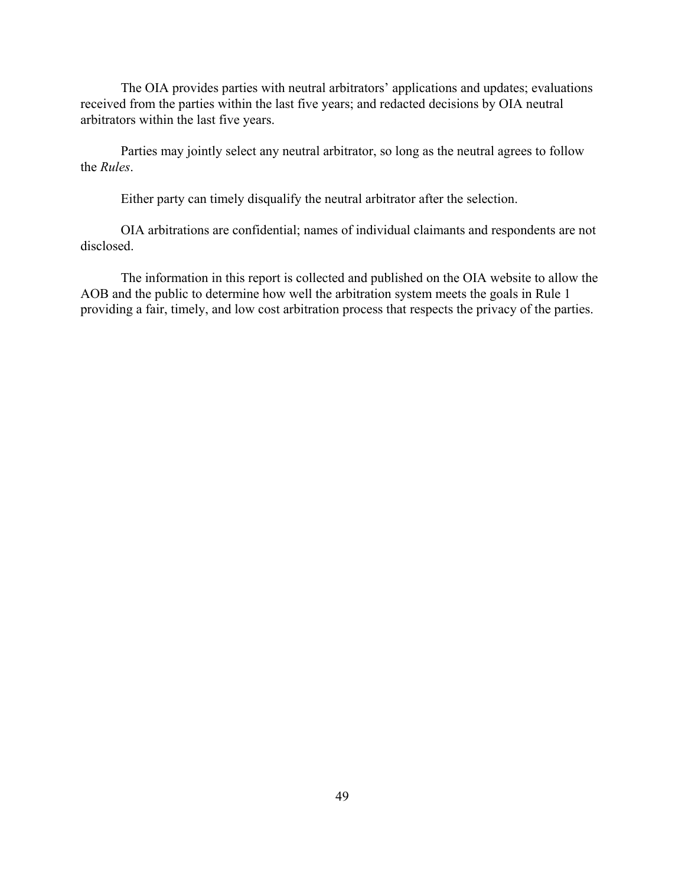The OIA provides parties with neutral arbitrators' applications and updates; evaluations received from the parties within the last five years; and redacted decisions by OIA neutral arbitrators within the last five years.

Parties may jointly select any neutral arbitrator, so long as the neutral agrees to follow the *Rules*.

Either party can timely disqualify the neutral arbitrator after the selection.

OIA arbitrations are confidential; names of individual claimants and respondents are not disclosed.

The information in this report is collected and published on the OIA website to allow the AOB and the public to determine how well the arbitration system meets the goals in Rule 1 providing a fair, timely, and low cost arbitration process that respects the privacy of the parties.